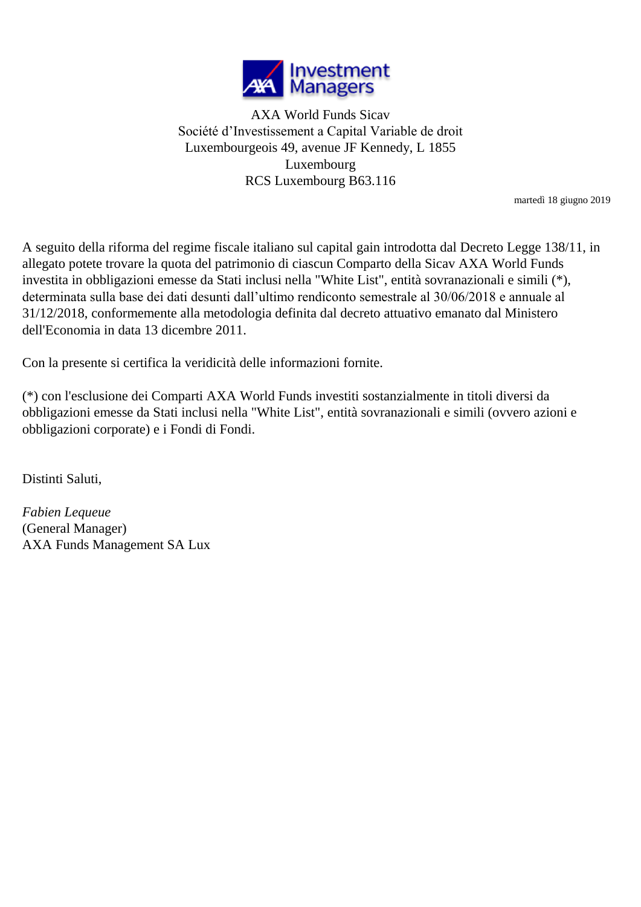AXA World Funds Sicav
Société d'Investissement a Capital Variable de droit
Luxembourgeois 49, avenue JF Kennedy, L 1855
Luxembourg
RCS Luxembourg B63.116

martedì 18 giugno 2019

A seguito della riforma del regime fiscale italiano sul capital gain introdotta dal Decreto Legge 138/11, in allegato potete trovare la quota del patrimonio di ciascun Comparto della Sicav AXA World Funds investita in obbligazioni emesse da Stati inclusi nella "White List", entità sovranazionali e simili (*), determinata sulla base dei dati desunti dall'ultimo rendiconto semestrale al 30/06/2018 e annuale al 31/12/2018, conformemente alla metodologia definita dal decreto attuativo emanato dal Ministero dell'Economia in data 13 dicembre 2011.

Con la presente si certifica la veridicità delle informazioni fornite.

(*) con l'esclusione dei Comparti AXA World Funds investiti sostanzialmente in titoli diversi da obbligazioni emesse da Stati inclusi nella "White List", entità sovranazionali e simili (ovvero azioni e obbligazioni corporate) e i Fondi di Fondi.

Distinti Saluti,

*Fabien Lequeue*
(General Manager)
AXA Funds Management SA Lux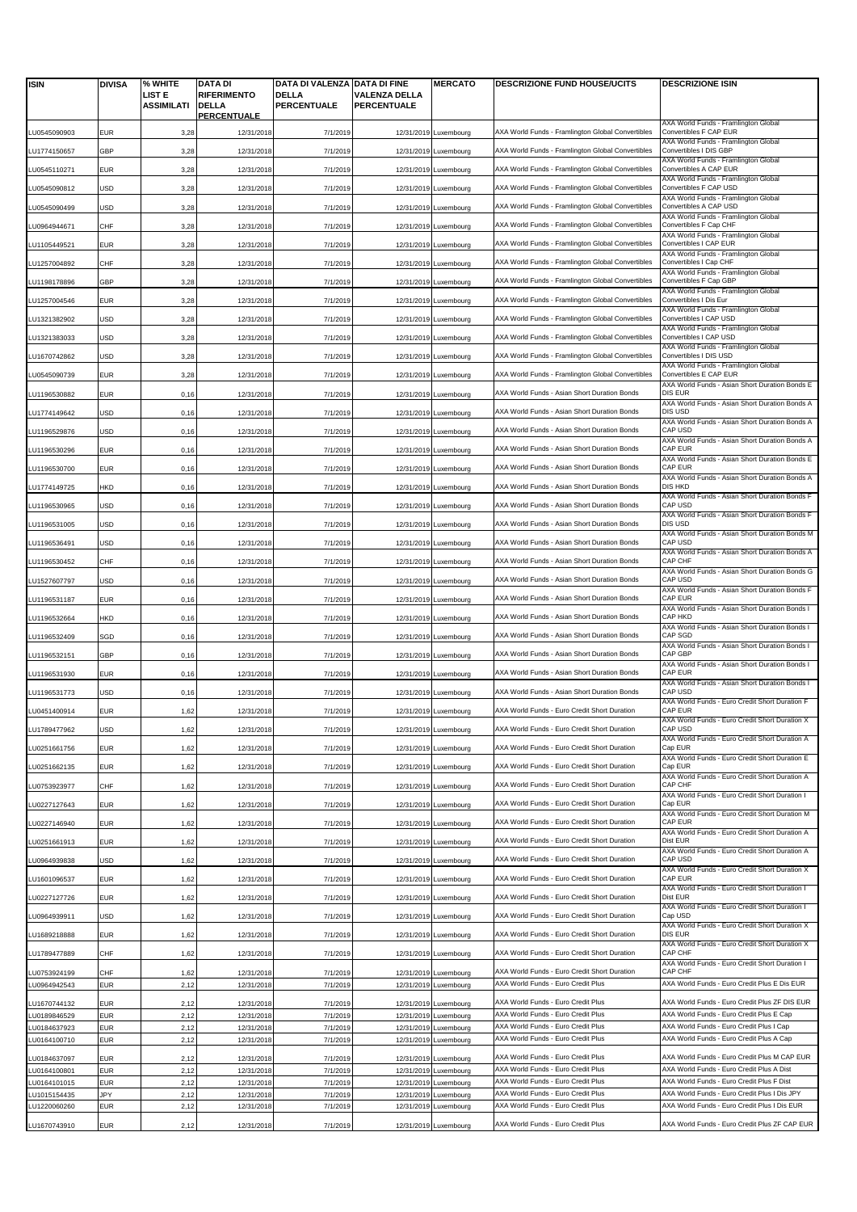| ISIN | DIVISA | % WHITE LIST E ASSIMILATI | DATA DI RIFERIMENTO DELLA PERCENTUALE | DATA DI VALENZA DELLA PERCENTUALE | DATA DI FINE VALENZA DELLA PERCENTUALE | MERCATO | DESCRIZIONE FUND HOUSE/UCITS | DESCRIZIONE ISIN |
|---|---|---|---|---|---|---|---|---|
| LU0545090903 | EUR | 3,28 | 12/31/2018 | 7/1/2019 | 12/31/2019 | Luxembourg | AXA World Funds - Framlington Global Convertibles | AXA World Funds - Framlington Global Convertibles F CAP EUR |
| LU1774150657 | GBP | 3,28 | 12/31/2018 | 7/1/2019 | 12/31/2019 | Luxembourg | AXA World Funds - Framlington Global Convertibles | AXA World Funds - Framlington Global Convertibles I DIS GBP |
| LU0545110271 | EUR | 3,28 | 12/31/2018 | 7/1/2019 | 12/31/2019 | Luxembourg | AXA World Funds - Framlington Global Convertibles | AXA World Funds - Framlington Global Convertibles A CAP EUR |
| LU0545090812 | USD | 3,28 | 12/31/2018 | 7/1/2019 | 12/31/2019 | Luxembourg | AXA World Funds - Framlington Global Convertibles | AXA World Funds - Framlington Global Convertibles F CAP USD |
| LU0545090499 | USD | 3,28 | 12/31/2018 | 7/1/2019 | 12/31/2019 | Luxembourg | AXA World Funds - Framlington Global Convertibles | AXA World Funds - Framlington Global Convertibles A CAP USD |
| LU0964944671 | CHF | 3,28 | 12/31/2018 | 7/1/2019 | 12/31/2019 | Luxembourg | AXA World Funds - Framlington Global Convertibles | AXA World Funds - Framlington Global Convertibles F Cap CHF |
| LU1105449521 | EUR | 3,28 | 12/31/2018 | 7/1/2019 | 12/31/2019 | Luxembourg | AXA World Funds - Framlington Global Convertibles | AXA World Funds - Framlington Global Convertibles I CAP EUR |
| LU1257004892 | CHF | 3,28 | 12/31/2018 | 7/1/2019 | 12/31/2019 | Luxembourg | AXA World Funds - Framlington Global Convertibles | AXA World Funds - Framlington Global Convertibles I Cap CHF |
| LU1198178896 | GBP | 3,28 | 12/31/2018 | 7/1/2019 | 12/31/2019 | Luxembourg | AXA World Funds - Framlington Global Convertibles | AXA World Funds - Framlington Global Convertibles F Cap GBP |
| LU1257004546 | EUR | 3,28 | 12/31/2018 | 7/1/2019 | 12/31/2019 | Luxembourg | AXA World Funds - Framlington Global Convertibles | AXA World Funds - Framlington Global Convertibles I Dis Eur |
| LU1321382902 | USD | 3,28 | 12/31/2018 | 7/1/2019 | 12/31/2019 | Luxembourg | AXA World Funds - Framlington Global Convertibles | AXA World Funds - Framlington Global Convertibles I CAP USD |
| LU1321383033 | USD | 3,28 | 12/31/2018 | 7/1/2019 | 12/31/2019 | Luxembourg | AXA World Funds - Framlington Global Convertibles | AXA World Funds - Framlington Global Convertibles I CAP USD |
| LU1670742862 | USD | 3,28 | 12/31/2018 | 7/1/2019 | 12/31/2019 | Luxembourg | AXA World Funds - Framlington Global Convertibles | AXA World Funds - Framlington Global Convertibles I DIS USD |
| LU0545090739 | EUR | 3,28 | 12/31/2018 | 7/1/2019 | 12/31/2019 | Luxembourg | AXA World Funds - Framlington Global Convertibles | AXA World Funds - Framlington Global Convertibles E CAP EUR |
| LU1196530882 | EUR | 0,16 | 12/31/2018 | 7/1/2019 | 12/31/2019 | Luxembourg | AXA World Funds - Asian Short Duration Bonds | AXA World Funds - Asian Short Duration Bonds E DIS EUR |
| LU1774149642 | USD | 0,16 | 12/31/2018 | 7/1/2019 | 12/31/2019 | Luxembourg | AXA World Funds - Asian Short Duration Bonds | AXA World Funds - Asian Short Duration Bonds A DIS USD |
| LU1196529876 | USD | 0,16 | 12/31/2018 | 7/1/2019 | 12/31/2019 | Luxembourg | AXA World Funds - Asian Short Duration Bonds | AXA World Funds - Asian Short Duration Bonds A CAP USD |
| LU1196530296 | EUR | 0,16 | 12/31/2018 | 7/1/2019 | 12/31/2019 | Luxembourg | AXA World Funds - Asian Short Duration Bonds | AXA World Funds - Asian Short Duration Bonds A CAP EUR |
| LU1196530700 | EUR | 0,16 | 12/31/2018 | 7/1/2019 | 12/31/2019 | Luxembourg | AXA World Funds - Asian Short Duration Bonds | AXA World Funds - Asian Short Duration Bonds E CAP EUR |
| LU1774149725 | HKD | 0,16 | 12/31/2018 | 7/1/2019 | 12/31/2019 | Luxembourg | AXA World Funds - Asian Short Duration Bonds | AXA World Funds - Asian Short Duration Bonds A DIS HKD |
| LU1196530965 | USD | 0,16 | 12/31/2018 | 7/1/2019 | 12/31/2019 | Luxembourg | AXA World Funds - Asian Short Duration Bonds | AXA World Funds - Asian Short Duration Bonds F CAP USD |
| LU1196531005 | USD | 0,16 | 12/31/2018 | 7/1/2019 | 12/31/2019 | Luxembourg | AXA World Funds - Asian Short Duration Bonds | AXA World Funds - Asian Short Duration Bonds F DIS USD |
| LU1196536491 | USD | 0,16 | 12/31/2018 | 7/1/2019 | 12/31/2019 | Luxembourg | AXA World Funds - Asian Short Duration Bonds | AXA World Funds - Asian Short Duration Bonds M CAP USD |
| LU1196530452 | CHF | 0,16 | 12/31/2018 | 7/1/2019 | 12/31/2019 | Luxembourg | AXA World Funds - Asian Short Duration Bonds | AXA World Funds - Asian Short Duration Bonds A CAP CHF |
| LU1527607797 | USD | 0,16 | 12/31/2018 | 7/1/2019 | 12/31/2019 | Luxembourg | AXA World Funds - Asian Short Duration Bonds | AXA World Funds - Asian Short Duration Bonds G CAP USD |
| LU1196531187 | EUR | 0,16 | 12/31/2018 | 7/1/2019 | 12/31/2019 | Luxembourg | AXA World Funds - Asian Short Duration Bonds | AXA World Funds - Asian Short Duration Bonds F CAP EUR |
| LU1196532664 | HKD | 0,16 | 12/31/2018 | 7/1/2019 | 12/31/2019 | Luxembourg | AXA World Funds - Asian Short Duration Bonds | AXA World Funds - Asian Short Duration Bonds I CAP HKD |
| LU1196532409 | SGD | 0,16 | 12/31/2018 | 7/1/2019 | 12/31/2019 | Luxembourg | AXA World Funds - Asian Short Duration Bonds | AXA World Funds - Asian Short Duration Bonds I CAP SGD |
| LU1196532151 | GBP | 0,16 | 12/31/2018 | 7/1/2019 | 12/31/2019 | Luxembourg | AXA World Funds - Asian Short Duration Bonds | AXA World Funds - Asian Short Duration Bonds I CAP GBP |
| LU1196531930 | EUR | 0,16 | 12/31/2018 | 7/1/2019 | 12/31/2019 | Luxembourg | AXA World Funds - Asian Short Duration Bonds | AXA World Funds - Asian Short Duration Bonds I CAP EUR |
| LU1196531773 | USD | 0,16 | 12/31/2018 | 7/1/2019 | 12/31/2019 | Luxembourg | AXA World Funds - Asian Short Duration Bonds | AXA World Funds - Asian Short Duration Bonds I CAP USD |
| LU0451400914 | EUR | 1,62 | 12/31/2018 | 7/1/2019 | 12/31/2019 | Luxembourg | AXA World Funds - Euro Credit Short Duration | AXA World Funds - Euro Credit Short Duration F CAP EUR |
| LU1789477962 | USD | 1,62 | 12/31/2018 | 7/1/2019 | 12/31/2019 | Luxembourg | AXA World Funds - Euro Credit Short Duration | AXA World Funds - Euro Credit Short Duration X CAP USD |
| LU0251661756 | EUR | 1,62 | 12/31/2018 | 7/1/2019 | 12/31/2019 | Luxembourg | AXA World Funds - Euro Credit Short Duration | AXA World Funds - Euro Credit Short Duration A Cap EUR |
| LU0251662135 | EUR | 1,62 | 12/31/2018 | 7/1/2019 | 12/31/2019 | Luxembourg | AXA World Funds - Euro Credit Short Duration | AXA World Funds - Euro Credit Short Duration E Cap EUR |
| LU0753923977 | CHF | 1,62 | 12/31/2018 | 7/1/2019 | 12/31/2019 | Luxembourg | AXA World Funds - Euro Credit Short Duration | AXA World Funds - Euro Credit Short Duration A CAP CHF |
| LU0227127643 | EUR | 1,62 | 12/31/2018 | 7/1/2019 | 12/31/2019 | Luxembourg | AXA World Funds - Euro Credit Short Duration | AXA World Funds - Euro Credit Short Duration I Cap EUR |
| LU0227146940 | EUR | 1,62 | 12/31/2018 | 7/1/2019 | 12/31/2019 | Luxembourg | AXA World Funds - Euro Credit Short Duration | AXA World Funds - Euro Credit Short Duration M CAP EUR |
| LU0251661913 | EUR | 1,62 | 12/31/2018 | 7/1/2019 | 12/31/2019 | Luxembourg | AXA World Funds - Euro Credit Short Duration | AXA World Funds - Euro Credit Short Duration A Dist EUR |
| LU0964939838 | USD | 1,62 | 12/31/2018 | 7/1/2019 | 12/31/2019 | Luxembourg | AXA World Funds - Euro Credit Short Duration | AXA World Funds - Euro Credit Short Duration A CAP USD |
| LU1601096537 | EUR | 1,62 | 12/31/2018 | 7/1/2019 | 12/31/2019 | Luxembourg | AXA World Funds - Euro Credit Short Duration | AXA World Funds - Euro Credit Short Duration X CAP EUR |
| LU0227127726 | EUR | 1,62 | 12/31/2018 | 7/1/2019 | 12/31/2019 | Luxembourg | AXA World Funds - Euro Credit Short Duration | AXA World Funds - Euro Credit Short Duration I Dist EUR |
| LU0964939911 | USD | 1,62 | 12/31/2018 | 7/1/2019 | 12/31/2019 | Luxembourg | AXA World Funds - Euro Credit Short Duration | AXA World Funds - Euro Credit Short Duration I Cap USD |
| LU1689218888 | EUR | 1,62 | 12/31/2018 | 7/1/2019 | 12/31/2019 | Luxembourg | AXA World Funds - Euro Credit Short Duration | AXA World Funds - Euro Credit Short Duration X DIS EUR |
| LU1789477889 | CHF | 1,62 | 12/31/2018 | 7/1/2019 | 12/31/2019 | Luxembourg | AXA World Funds - Euro Credit Short Duration | AXA World Funds - Euro Credit Short Duration X CAP CHF |
| LU0753924199 | CHF | 1,62 | 12/31/2018 | 7/1/2019 | 12/31/2019 | Luxembourg | AXA World Funds - Euro Credit Short Duration | AXA World Funds - Euro Credit Short Duration I CAP CHF |
| LU0964942543 | EUR | 2,12 | 12/31/2018 | 7/1/2019 | 12/31/2019 | Luxembourg | AXA World Funds - Euro Credit Plus | AXA World Funds - Euro Credit Plus E Dis EUR |
| LU1670744132 | EUR | 2,12 | 12/31/2018 | 7/1/2019 | 12/31/2019 | Luxembourg | AXA World Funds - Euro Credit Plus | AXA World Funds - Euro Credit Plus ZF DIS EUR |
| LU0189846529 | EUR | 2,12 | 12/31/2018 | 7/1/2019 | 12/31/2019 | Luxembourg | AXA World Funds - Euro Credit Plus | AXA World Funds - Euro Credit Plus E Cap |
| LU0184637923 | EUR | 2,12 | 12/31/2018 | 7/1/2019 | 12/31/2019 | Luxembourg | AXA World Funds - Euro Credit Plus | AXA World Funds - Euro Credit Plus I Cap |
| LU0164100710 | EUR | 2,12 | 12/31/2018 | 7/1/2019 | 12/31/2019 | Luxembourg | AXA World Funds - Euro Credit Plus | AXA World Funds - Euro Credit Plus A Cap |
| LU0184637097 | EUR | 2,12 | 12/31/2018 | 7/1/2019 | 12/31/2019 | Luxembourg | AXA World Funds - Euro Credit Plus | AXA World Funds - Euro Credit Plus M CAP EUR |
| LU0164100801 | EUR | 2,12 | 12/31/2018 | 7/1/2019 | 12/31/2019 | Luxembourg | AXA World Funds - Euro Credit Plus | AXA World Funds - Euro Credit Plus A Dist |
| LU0164101015 | EUR | 2,12 | 12/31/2018 | 7/1/2019 | 12/31/2019 | Luxembourg | AXA World Funds - Euro Credit Plus | AXA World Funds - Euro Credit Plus F Dist |
| LU1015154435 | JPY | 2,12 | 12/31/2018 | 7/1/2019 | 12/31/2019 | Luxembourg | AXA World Funds - Euro Credit Plus | AXA World Funds - Euro Credit Plus I Dis JPY |
| LU1220060260 | EUR | 2,12 | 12/31/2018 | 7/1/2019 | 12/31/2019 | Luxembourg | AXA World Funds - Euro Credit Plus | AXA World Funds - Euro Credit Plus I Dis EUR |
| LU1670743910 | EUR | 2,12 | 12/31/2018 | 7/1/2019 | 12/31/2019 | Luxembourg | AXA World Funds - Euro Credit Plus | AXA World Funds - Euro Credit Plus ZF CAP EUR |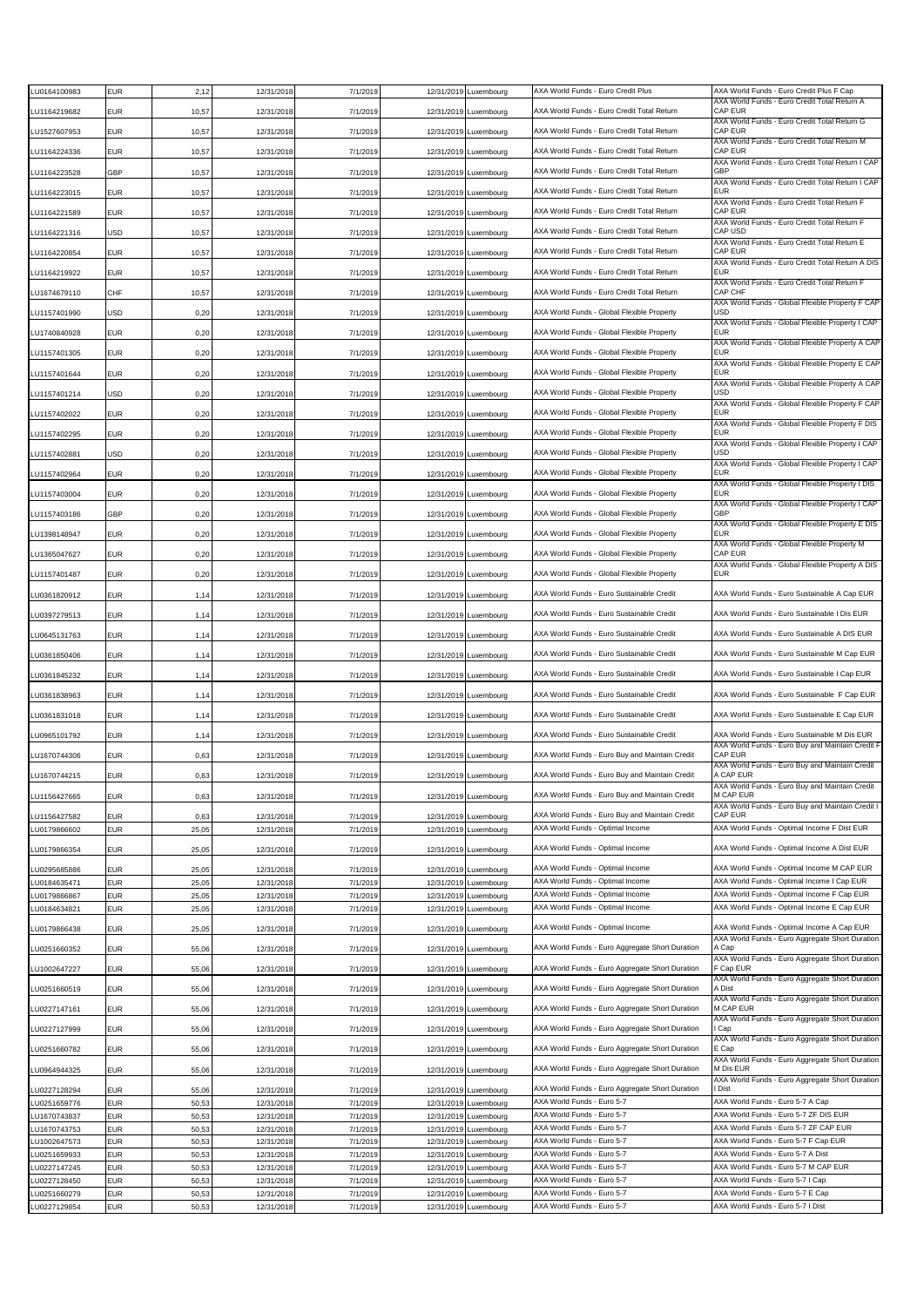| | | | | | | | | |
|---|---|---|---|---|---|---|---|---|
| LU0164100983 | EUR | 2,12 | 12/31/2018 | 7/1/2019 | 12/31/2019 | Luxembourg | AXA World Funds - Euro Credit Plus | AXA World Funds - Euro Credit Plus F Cap |
| LU1164219682 | EUR | 10,57 | 12/31/2018 | 7/1/2019 | 12/31/2019 | Luxembourg | AXA World Funds - Euro Credit Total Return | AXA World Funds - Euro Credit Total Return A CAP EUR |
| LU1527607953 | EUR | 10,57 | 12/31/2018 | 7/1/2019 | 12/31/2019 | Luxembourg | AXA World Funds - Euro Credit Total Return | AXA World Funds - Euro Credit Total Return G CAP EUR |
| LU1164224336 | EUR | 10,57 | 12/31/2018 | 7/1/2019 | 12/31/2019 | Luxembourg | AXA World Funds - Euro Credit Total Return | AXA World Funds - Euro Credit Total Return M CAP EUR |
| LU1164223528 | GBP | 10,57 | 12/31/2018 | 7/1/2019 | 12/31/2019 | Luxembourg | AXA World Funds - Euro Credit Total Return | AXA World Funds - Euro Credit Total Return I CAP GBP |
| LU1164223015 | EUR | 10,57 | 12/31/2018 | 7/1/2019 | 12/31/2019 | Luxembourg | AXA World Funds - Euro Credit Total Return | AXA World Funds - Euro Credit Total Return I CAP EUR |
| LU1164221589 | EUR | 10,57 | 12/31/2018 | 7/1/2019 | 12/31/2019 | Luxembourg | AXA World Funds - Euro Credit Total Return | AXA World Funds - Euro Credit Total Return F CAP EUR |
| LU1164221316 | USD | 10,57 | 12/31/2018 | 7/1/2019 | 12/31/2019 | Luxembourg | AXA World Funds - Euro Credit Total Return | AXA World Funds - Euro Credit Total Return F CAP USD |
| LU1164220854 | EUR | 10,57 | 12/31/2018 | 7/1/2019 | 12/31/2019 | Luxembourg | AXA World Funds - Euro Credit Total Return | AXA World Funds - Euro Credit Total Return E CAP EUR |
| LU1164219922 | EUR | 10,57 | 12/31/2018 | 7/1/2019 | 12/31/2019 | Luxembourg | AXA World Funds - Euro Credit Total Return | AXA World Funds - Euro Credit Total Return A DIS EUR |
| LU1674679110 | CHF | 10,57 | 12/31/2018 | 7/1/2019 | 12/31/2019 | Luxembourg | AXA World Funds - Euro Credit Total Return | AXA World Funds - Euro Credit Total Return F CAP CHF |
| LU1157401990 | USD | 0,20 | 12/31/2018 | 7/1/2019 | 12/31/2019 | Luxembourg | AXA World Funds - Global Flexible Property | AXA World Funds - Global Flexible Property F CAP USD |
| LU1740840928 | EUR | 0,20 | 12/31/2018 | 7/1/2019 | 12/31/2019 | Luxembourg | AXA World Funds - Global Flexible Property | AXA World Funds - Global Flexible Property I CAP EUR |
| LU1157401305 | EUR | 0,20 | 12/31/2018 | 7/1/2019 | 12/31/2019 | Luxembourg | AXA World Funds - Global Flexible Property | AXA World Funds - Global Flexible Property A CAP EUR |
| LU1157401644 | EUR | 0,20 | 12/31/2018 | 7/1/2019 | 12/31/2019 | Luxembourg | AXA World Funds - Global Flexible Property | AXA World Funds - Global Flexible Property E CAP EUR |
| LU1157401214 | USD | 0,20 | 12/31/2018 | 7/1/2019 | 12/31/2019 | Luxembourg | AXA World Funds - Global Flexible Property | AXA World Funds - Global Flexible Property A CAP USD |
| LU1157402022 | EUR | 0,20 | 12/31/2018 | 7/1/2019 | 12/31/2019 | Luxembourg | AXA World Funds - Global Flexible Property | AXA World Funds - Global Flexible Property F CAP EUR |
| LU1157402295 | EUR | 0,20 | 12/31/2018 | 7/1/2019 | 12/31/2019 | Luxembourg | AXA World Funds - Global Flexible Property | AXA World Funds - Global Flexible Property F DIS EUR |
| LU1157402881 | USD | 0,20 | 12/31/2018 | 7/1/2019 | 12/31/2019 | Luxembourg | AXA World Funds - Global Flexible Property | AXA World Funds - Global Flexible Property I CAP USD |
| LU1157402964 | EUR | 0,20 | 12/31/2018 | 7/1/2019 | 12/31/2019 | Luxembourg | AXA World Funds - Global Flexible Property | AXA World Funds - Global Flexible Property I CAP EUR |
| LU1157403004 | EUR | 0,20 | 12/31/2018 | 7/1/2019 | 12/31/2019 | Luxembourg | AXA World Funds - Global Flexible Property | AXA World Funds - Global Flexible Property I DIS EUR |
| LU1157403186 | GBP | 0,20 | 12/31/2018 | 7/1/2019 | 12/31/2019 | Luxembourg | AXA World Funds - Global Flexible Property | AXA World Funds - Global Flexible Property I CAP GBP |
| LU1398148947 | EUR | 0,20 | 12/31/2018 | 7/1/2019 | 12/31/2019 | Luxembourg | AXA World Funds - Global Flexible Property | AXA World Funds - Global Flexible Property E DIS EUR |
| LU1365047627 | EUR | 0,20 | 12/31/2018 | 7/1/2019 | 12/31/2019 | Luxembourg | AXA World Funds - Global Flexible Property | AXA World Funds - Global Flexible Property M CAP EUR |
| LU1157401487 | EUR | 0,20 | 12/31/2018 | 7/1/2019 | 12/31/2019 | Luxembourg | AXA World Funds - Global Flexible Property | AXA World Funds - Global Flexible Property A DIS EUR |
| LU0361820912 | EUR | 1,14 | 12/31/2018 | 7/1/2019 | 12/31/2019 | Luxembourg | AXA World Funds - Euro Sustainable Credit | AXA World Funds - Euro Sustainable A Cap EUR |
| LU0397279513 | EUR | 1,14 | 12/31/2018 | 7/1/2019 | 12/31/2019 | Luxembourg | AXA World Funds - Euro Sustainable Credit | AXA World Funds - Euro Sustainable I Dis EUR |
| LU0645131763 | EUR | 1,14 | 12/31/2018 | 7/1/2019 | 12/31/2019 | Luxembourg | AXA World Funds - Euro Sustainable Credit | AXA World Funds - Euro Sustainable A DIS EUR |
| LU0361850406 | EUR | 1,14 | 12/31/2018 | 7/1/2019 | 12/31/2019 | Luxembourg | AXA World Funds - Euro Sustainable Credit | AXA World Funds - Euro Sustainable M Cap EUR |
| LU0361845232 | EUR | 1,14 | 12/31/2018 | 7/1/2019 | 12/31/2019 | Luxembourg | AXA World Funds - Euro Sustainable Credit | AXA World Funds - Euro Sustainable I Cap EUR |
| LU0361838963 | EUR | 1,14 | 12/31/2018 | 7/1/2019 | 12/31/2019 | Luxembourg | AXA World Funds - Euro Sustainable Credit | AXA World Funds - Euro Sustainable F Cap EUR |
| LU0361831018 | EUR | 1,14 | 12/31/2018 | 7/1/2019 | 12/31/2019 | Luxembourg | AXA World Funds - Euro Sustainable Credit | AXA World Funds - Euro Sustainable E Cap EUR |
| LU0965101792 | EUR | 1,14 | 12/31/2018 | 7/1/2019 | 12/31/2019 | Luxembourg | AXA World Funds - Euro Sustainable Credit | AXA World Funds - Euro Sustainable M Dis EUR |
| LU1670744306 | EUR | 0,63 | 12/31/2018 | 7/1/2019 | 12/31/2019 | Luxembourg | AXA World Funds - Euro Buy and Maintain Credit | AXA World Funds - Euro Buy and Maintain Credit F CAP EUR |
| LU1670744215 | EUR | 0,63 | 12/31/2018 | 7/1/2019 | 12/31/2019 | Luxembourg | AXA World Funds - Euro Buy and Maintain Credit | AXA World Funds - Euro Buy and Maintain Credit A CAP EUR |
| LU1156427665 | EUR | 0,63 | 12/31/2018 | 7/1/2019 | 12/31/2019 | Luxembourg | AXA World Funds - Euro Buy and Maintain Credit | AXA World Funds - Euro Buy and Maintain Credit M CAP EUR |
| LU1156427582 | EUR | 0,63 | 12/31/2018 | 7/1/2019 | 12/31/2019 | Luxembourg | AXA World Funds - Euro Buy and Maintain Credit | AXA World Funds - Euro Buy and Maintain Credit I CAP EUR |
| LU0179866602 | EUR | 25,05 | 12/31/2018 | 7/1/2019 | 12/31/2019 | Luxembourg | AXA World Funds - Optimal Income | AXA World Funds - Optimal Income F Dist EUR |
| LU0179866354 | EUR | 25,05 | 12/31/2018 | 7/1/2019 | 12/31/2019 | Luxembourg | AXA World Funds - Optimal Income | AXA World Funds - Optimal Income A Dist EUR |
| LU0295685886 | EUR | 25,05 | 12/31/2018 | 7/1/2019 | 12/31/2019 | Luxembourg | AXA World Funds - Optimal Income | AXA World Funds - Optimal Income M CAP EUR |
| LU0184635471 | EUR | 25,05 | 12/31/2018 | 7/1/2019 | 12/31/2019 | Luxembourg | AXA World Funds - Optimal Income | AXA World Funds - Optimal Income I Cap EUR |
| LU0179866867 | EUR | 25,05 | 12/31/2018 | 7/1/2019 | 12/31/2019 | Luxembourg | AXA World Funds - Optimal Income | AXA World Funds - Optimal Income F Cap EUR |
| LU0184634821 | EUR | 25,05 | 12/31/2018 | 7/1/2019 | 12/31/2019 | Luxembourg | AXA World Funds - Optimal Income | AXA World Funds - Optimal Income E Cap EUR |
| LU0179866438 | EUR | 25,05 | 12/31/2018 | 7/1/2019 | 12/31/2019 | Luxembourg | AXA World Funds - Optimal Income | AXA World Funds - Optimal Income A Cap EUR |
| LU0251660352 | EUR | 55,06 | 12/31/2018 | 7/1/2019 | 12/31/2019 | Luxembourg | AXA World Funds - Euro Aggregate Short Duration | AXA World Funds - Euro Aggregate Short Duration A Cap |
| LU1002647227 | EUR | 55,06 | 12/31/2018 | 7/1/2019 | 12/31/2019 | Luxembourg | AXA World Funds - Euro Aggregate Short Duration | AXA World Funds - Euro Aggregate Short Duration F Cap EUR |
| LU0251660519 | EUR | 55,06 | 12/31/2018 | 7/1/2019 | 12/31/2019 | Luxembourg | AXA World Funds - Euro Aggregate Short Duration | AXA World Funds - Euro Aggregate Short Duration A Dist |
| LU0227147161 | EUR | 55,06 | 12/31/2018 | 7/1/2019 | 12/31/2019 | Luxembourg | AXA World Funds - Euro Aggregate Short Duration | AXA World Funds - Euro Aggregate Short Duration M CAP EUR |
| LU0227127999 | EUR | 55,06 | 12/31/2018 | 7/1/2019 | 12/31/2019 | Luxembourg | AXA World Funds - Euro Aggregate Short Duration | AXA World Funds - Euro Aggregate Short Duration I Cap |
| LU0251660782 | EUR | 55,06 | 12/31/2018 | 7/1/2019 | 12/31/2019 | Luxembourg | AXA World Funds - Euro Aggregate Short Duration | AXA World Funds - Euro Aggregate Short Duration E Cap |
| LU0964944325 | EUR | 55,06 | 12/31/2018 | 7/1/2019 | 12/31/2019 | Luxembourg | AXA World Funds - Euro Aggregate Short Duration | AXA World Funds - Euro Aggregate Short Duration M Dis EUR |
| LU0227128294 | EUR | 55,06 | 12/31/2018 | 7/1/2019 | 12/31/2019 | Luxembourg | AXA World Funds - Euro Aggregate Short Duration | AXA World Funds - Euro Aggregate Short Duration I Dist |
| LU0251659776 | EUR | 50,53 | 12/31/2018 | 7/1/2019 | 12/31/2019 | Luxembourg | AXA World Funds - Euro 5-7 | AXA World Funds - Euro 5-7 A Cap |
| LU1670743837 | EUR | 50,53 | 12/31/2018 | 7/1/2019 | 12/31/2019 | Luxembourg | AXA World Funds - Euro 5-7 | AXA World Funds - Euro 5-7 ZF DIS EUR |
| LU1670743753 | EUR | 50,53 | 12/31/2018 | 7/1/2019 | 12/31/2019 | Luxembourg | AXA World Funds - Euro 5-7 | AXA World Funds - Euro 5-7 ZF CAP EUR |
| LU1002647573 | EUR | 50,53 | 12/31/2018 | 7/1/2019 | 12/31/2019 | Luxembourg | AXA World Funds - Euro 5-7 | AXA World Funds - Euro 5-7 F Cap EUR |
| LU0251659933 | EUR | 50,53 | 12/31/2018 | 7/1/2019 | 12/31/2019 | Luxembourg | AXA World Funds - Euro 5-7 | AXA World Funds - Euro 5-7 A Dist |
| LU0227147245 | EUR | 50,53 | 12/31/2018 | 7/1/2019 | 12/31/2019 | Luxembourg | AXA World Funds - Euro 5-7 | AXA World Funds - Euro 5-7 M CAP EUR |
| LU0227128450 | EUR | 50,53 | 12/31/2018 | 7/1/2019 | 12/31/2019 | Luxembourg | AXA World Funds - Euro 5-7 | AXA World Funds - Euro 5-7 I Cap |
| LU0251660279 | EUR | 50,53 | 12/31/2018 | 7/1/2019 | 12/31/2019 | Luxembourg | AXA World Funds - Euro 5-7 | AXA World Funds - Euro 5-7 E Cap |
| LU0227129854 | EUR | 50,53 | 12/31/2018 | 7/1/2019 | 12/31/2019 | Luxembourg | AXA World Funds - Euro 5-7 | AXA World Funds - Euro 5-7 I Dist |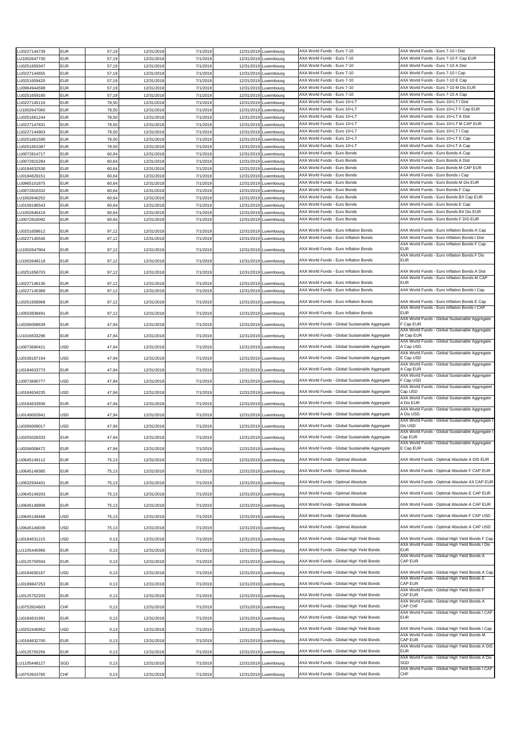| | | | | | | | | |
|---|---|---|---|---|---|---|---|---|
| LU0227144739 | EUR | 57,19 | 12/31/2018 | 7/1/2019 | 12/31/2019 | Luxembourg | AXA World Funds - Euro 7-10 | AXA World Funds - Euro 7-10 I Dist |
| LU1002647730 | EUR | 57,19 | 12/31/2018 | 7/1/2019 | 12/31/2019 | Luxembourg | AXA World Funds - Euro 7-10 | AXA World Funds - Euro 7-10 F Cap EUR |
| LU0251659347 | EUR | 57,19 | 12/31/2018 | 7/1/2019 | 12/31/2019 | Luxembourg | AXA World Funds - Euro 7-10 | AXA World Funds - Euro 7-10 A Dist |
| LU0227144655 | EUR | 57,19 | 12/31/2018 | 7/1/2019 | 12/31/2019 | Luxembourg | AXA World Funds - Euro 7-10 | AXA World Funds - Euro 7-10 I Cap |
| LU0251659420 | EUR | 57,19 | 12/31/2018 | 7/1/2019 | 12/31/2019 | Luxembourg | AXA World Funds - Euro 7-10 | AXA World Funds - Euro 7-10 E Cap |
| LU0964944598 | EUR | 57,19 | 12/31/2018 | 7/1/2019 | 12/31/2019 | Luxembourg | AXA World Funds - Euro 7-10 | AXA World Funds - Euro 7-10 M Dis EUR |
| LU0251659180 | EUR | 57,19 | 12/31/2018 | 7/1/2019 | 12/31/2019 | Luxembourg | AXA World Funds - Euro 7-10 | AXA World Funds - Euro 7-10 A Cap |
| LU0227145116 | EUR | 78,50 | 12/31/2018 | 7/1/2019 | 12/31/2019 | Luxembourg | AXA World Funds - Euro 10+LT | AXA World Funds - Euro 10+LT I Dist |
| LU1002647060 | EUR | 78,50 | 12/31/2018 | 7/1/2019 | 12/31/2019 | Luxembourg | AXA World Funds - Euro 10+LT | AXA World Funds - Euro 10+LT F Cap EUR |
| LU0251661244 | EUR | 78,50 | 12/31/2018 | 7/1/2019 | 12/31/2019 | Luxembourg | AXA World Funds - Euro 10+LT | AXA World Funds - Euro 10+LT A Dist |
| LU0227147831 | EUR | 78,50 | 12/31/2018 | 7/1/2019 | 12/31/2019 | Luxembourg | AXA World Funds - Euro 10+LT | AXA World Funds - Euro 10+LT M CAP EUR |
| LU0227144903 | EUR | 78,50 | 12/31/2018 | 7/1/2019 | 12/31/2019 | Luxembourg | AXA World Funds - Euro 10+LT | AXA World Funds - Euro 10+LT I Cap |
| LU0251661590 | EUR | 78,50 | 12/31/2018 | 7/1/2019 | 12/31/2019 | Luxembourg | AXA World Funds - Euro 10+LT | AXA World Funds - Euro 10+LT E Cap |
| LU0251661087 | EUR | 78,50 | 12/31/2018 | 7/1/2019 | 12/31/2019 | Luxembourg | AXA World Funds - Euro 10+LT | AXA World Funds - Euro 10+LT A Cap |
| LU0072814717 | EUR | 60,64 | 12/31/2018 | 7/1/2019 | 12/31/2019 | Luxembourg | AXA World Funds - Euro Bonds | AXA World Funds - Euro Bonds A Cap |
| LU0072815284 | EUR | 60,64 | 12/31/2018 | 7/1/2019 | 12/31/2019 | Luxembourg | AXA World Funds - Euro Bonds | AXA World Funds - Euro Bonds A Dist |
| LU0184632536 | EUR | 60,64 | 12/31/2018 | 7/1/2019 | 12/31/2019 | Luxembourg | AXA World Funds - Euro Bonds | AXA World Funds - Euro Bonds M CAP EUR |
| LU0184629151 | EUR | 60,64 | 12/31/2018 | 7/1/2019 | 12/31/2019 | Luxembourg | AXA World Funds - Euro Bonds | AXA World Funds - Euro Bonds I Cap |
| LU0965101875 | EUR | 60,64 | 12/31/2018 | 7/1/2019 | 12/31/2019 | Luxembourg | AXA World Funds - Euro Bonds | AXA World Funds - Euro Bonds M Dis EUR |
| LU0072816332 | EUR | 60,64 | 12/31/2018 | 7/1/2019 | 12/31/2019 | Luxembourg | AXA World Funds - Euro Bonds | AXA World Funds - Euro Bonds F Cap |
| LU1002646252 | EUR | 60,64 | 12/31/2018 | 7/1/2019 | 12/31/2019 | Luxembourg | AXA World Funds - Euro Bonds | AXA World Funds - Euro Bonds BX Cap EUR |
| LU0158186543 | EUR | 60,64 | 12/31/2018 | 7/1/2019 | 12/31/2019 | Luxembourg | AXA World Funds - Euro Bonds | AXA World Funds - Euro Bonds E Cap |
| LU1002646419 | EUR | 60,64 | 12/31/2018 | 7/1/2019 | 12/31/2019 | Luxembourg | AXA World Funds - Euro Bonds | AXA World Funds - Euro Bonds BX Dis EUR |
| LU0072816092 | EUR | 60,64 | 12/31/2018 | 7/1/2019 | 12/31/2019 | Luxembourg | AXA World Funds - Euro Bonds | AXA World Funds - Euro Bonds F DIS EUR |
| LU0251658612 | EUR | 97,12 | 12/31/2018 | 7/1/2019 | 12/31/2019 | Luxembourg | AXA World Funds - Euro Inflation Bonds | AXA World Funds - Euro Inflation Bonds A Cap |
| LU0227145546 | EUR | 97,12 | 12/31/2018 | 7/1/2019 | 12/31/2019 | Luxembourg | AXA World Funds - Euro Inflation Bonds | AXA World Funds - Euro Inflation Bonds I Dist |
| LU1002647904 | EUR | 97,12 | 12/31/2018 | 7/1/2019 | 12/31/2019 | Luxembourg | AXA World Funds - Euro Inflation Bonds | AXA World Funds - Euro Inflation Bonds F Cap EUR |
| LU1002648118 | EUR | 97,12 | 12/31/2018 | 7/1/2019 | 12/31/2019 | Luxembourg | AXA World Funds - Euro Inflation Bonds | AXA World Funds - Euro Inflation Bonds F Dis EUR |
| LU0251658703 | EUR | 97,12 | 12/31/2018 | 7/1/2019 | 12/31/2019 | Luxembourg | AXA World Funds - Euro Inflation Bonds | AXA World Funds - Euro Inflation Bonds A Dist |
| LU0227148136 | EUR | 97,12 | 12/31/2018 | 7/1/2019 | 12/31/2019 | Luxembourg | AXA World Funds - Euro Inflation Bonds | AXA World Funds - Euro Inflation Bonds M CAP EUR |
| LU0227145389 | EUR | 97,12 | 12/31/2018 | 7/1/2019 | 12/31/2019 | Luxembourg | AXA World Funds - Euro Inflation Bonds | AXA World Funds - Euro Inflation Bonds I Cap |
| LU0251658968 | EUR | 97,12 | 12/31/2018 | 7/1/2019 | 12/31/2019 | Luxembourg | AXA World Funds - Euro Inflation Bonds | AXA World Funds - Euro Inflation Bonds E Cap |
| LU0503838491 | EUR | 97,12 | 12/31/2018 | 7/1/2019 | 12/31/2019 | Luxembourg | AXA World Funds - Euro Inflation Bonds | AXA World Funds - Euro Inflation Bonds I CAP EUR |
| LU0266008639 | EUR | 47,94 | 12/31/2018 | 7/1/2019 | 12/31/2019 | Luxembourg | AXA World Funds - Global Sustainable Aggregate | AXA World Funds - Global Sustainable Aggregate F Cap EUR |
| LU1016633296 | EUR | 47,94 | 12/31/2018 | 7/1/2019 | 12/31/2019 | Luxembourg | AXA World Funds - Global Sustainable Aggregate | AXA World Funds - Global Sustainable Aggregate M Cap EUR |
| LU0073690421 | USD | 47,94 | 12/31/2018 | 7/1/2019 | 12/31/2019 | Luxembourg | AXA World Funds - Global Sustainable Aggregate | AXA World Funds - Global Sustainable Aggregate A Cap USD |
| LU0158187194 | USD | 47,94 | 12/31/2018 | 7/1/2019 | 12/31/2019 | Luxembourg | AXA World Funds - Global Sustainable Aggregate | AXA World Funds - Global Sustainable Aggregate E Cap USD |
| LU0184633773 | EUR | 47,94 | 12/31/2018 | 7/1/2019 | 12/31/2019 | Luxembourg | AXA World Funds - Global Sustainable Aggregate | AXA World Funds - Global Sustainable Aggregate A Cap EUR |
| LU0073690777 | USD | 47,94 | 12/31/2018 | 7/1/2019 | 12/31/2019 | Luxembourg | AXA World Funds - Global Sustainable Aggregate | AXA World Funds - Global Sustainable Aggregate F Cap USD |
| LU0184634235 | USD | 47,94 | 12/31/2018 | 7/1/2019 | 12/31/2019 | Luxembourg | AXA World Funds - Global Sustainable Aggregate | AXA World Funds - Global Sustainable AggregateI Cap USD |
| LU0184633930 | EUR | 47,94 | 12/31/2018 | 7/1/2019 | 12/31/2019 | Luxembourg | AXA World Funds - Global Sustainable Aggregate | AXA World Funds - Global Sustainable Aggregate A Dis EUR |
| LU0149002841 | USD | 47,94 | 12/31/2018 | 7/1/2019 | 12/31/2019 | Luxembourg | AXA World Funds - Global Sustainable Aggregate | AXA World Funds - Global Sustainable Aggregate A Dis USD |
| LU0266009017 | USD | 47,94 | 12/31/2018 | 7/1/2019 | 12/31/2019 | Luxembourg | AXA World Funds - Global Sustainable Aggregate | AXA World Funds - Global Sustainable Aggregate I Dis USD |
| LU0255028333 | EUR | 47,94 | 12/31/2018 | 7/1/2019 | 12/31/2019 | Luxembourg | AXA World Funds - Global Sustainable Aggregate | AXA World Funds - Global Sustainable Aggregate I Cap EUR |
| LU0266008472 | EUR | 47,94 | 12/31/2018 | 7/1/2019 | 12/31/2019 | Luxembourg | AXA World Funds - Global Sustainable Aggregate | AXA World Funds - Global Sustainable Aggregate E Cap EUR |
| LU0645149112 | EUR | 75,13 | 12/31/2018 | 7/1/2019 | 12/31/2019 | Luxembourg | AXA World Funds - Optimal Absolute | AXA World Funds - Optimal Absolute A DIS EUR |
| LU0645149385 | EUR | 75,13 | 12/31/2018 | 7/1/2019 | 12/31/2019 | Luxembourg | AXA World Funds - Optimal Absolute | AXA World Funds - Optimal Absolute F CAP EUR |
| LU0632934401 | EUR | 75,13 | 12/31/2018 | 7/1/2019 | 12/31/2019 | Luxembourg | AXA World Funds - Optimal Absolute | AXA World Funds - Optimal Absolute AX CAP EUR |
| LU0645149203 | EUR | 75,13 | 12/31/2018 | 7/1/2019 | 12/31/2019 | Luxembourg | AXA World Funds - Optimal Absolute | AXA World Funds - Optimal Absolute E CAP EUR |
| LU0645148908 | EUR | 75,13 | 12/31/2018 | 7/1/2019 | 12/31/2019 | Luxembourg | AXA World Funds - Optimal Absolute | AXA World Funds - Optimal Absolute A CAP EUR |
| LU0645149468 | USD | 75,13 | 12/31/2018 | 7/1/2019 | 12/31/2019 | Luxembourg | AXA World Funds - Optimal Absolute | AXA World Funds - Optimal Absolute F CAP USD |
| LU0645149039 | USD | 75,13 | 12/31/2018 | 7/1/2019 | 12/31/2019 | Luxembourg | AXA World Funds - Optimal Absolute | AXA World Funds - Optimal Absolute A CAP USD |
| LU0184631215 | USD | 0,13 | 12/31/2018 | 7/1/2019 | 12/31/2019 | Luxembourg | AXA World Funds - Global High Yield Bonds | AXA World Funds - Global High Yield Bonds F Cap |
| LU1105445966 | EUR | 0,13 | 12/31/2018 | 7/1/2019 | 12/31/2019 | Luxembourg | AXA World Funds - Global High Yield Bonds | AXA World Funds - Global High Yield Bonds I Dis EUR |
| LU0125750504 | EUR | 0,13 | 12/31/2018 | 7/1/2019 | 12/31/2019 | Luxembourg | AXA World Funds - Global High Yield Bonds | AXA World Funds - Global High Yield Bonds A CAP EUR |
| LU0184630167 | USD | 0,13 | 12/31/2018 | 7/1/2019 | 12/31/2019 | Luxembourg | AXA World Funds - Global High Yield Bonds | AXA World Funds - Global High Yield Bonds A Cap |
| LU0189847253 | EUR | 0,13 | 12/31/2018 | 7/1/2019 | 12/31/2019 | Luxembourg | AXA World Funds - Global High Yield Bonds | AXA World Funds - Global High Yield Bonds E CAP EUR |
| LU0125752203 | EUR | 0,13 | 12/31/2018 | 7/1/2019 | 12/31/2019 | Luxembourg | AXA World Funds - Global High Yield Bonds | AXA World Funds - Global High Yield Bonds F CAP EUR |
| LU0753924603 | CHF | 0,13 | 12/31/2018 | 7/1/2019 | 12/31/2019 | Luxembourg | AXA World Funds - Global High Yield Bonds | AXA World Funds - Global High Yield Bonds A CAP CHF |
| LU0184631991 | EUR | 0,13 | 12/31/2018 | 7/1/2019 | 12/31/2019 | Luxembourg | AXA World Funds - Global High Yield Bonds | AXA World Funds - Global High Yield Bonds I CAP EUR |
| LU0252440952 | USD | 0,13 | 12/31/2018 | 7/1/2019 | 12/31/2019 | Luxembourg | AXA World Funds - Global High Yield Bonds | AXA World Funds - Global High Yield Bonds I Cap |
| LU0184632700 | EUR | 0,13 | 12/31/2018 | 7/1/2019 | 12/31/2019 | Luxembourg | AXA World Funds - Global High Yield Bonds | AXA World Funds - Global High Yield Bonds M CAP EUR |
| LU0125750256 | EUR | 0,13 | 12/31/2018 | 7/1/2019 | 12/31/2019 | Luxembourg | AXA World Funds - Global High Yield Bonds | AXA World Funds - Global High Yield Bonds A DIS EUR |
| LU1105448127 | SGD | 0,13 | 12/31/2018 | 7/1/2019 | 12/31/2019 | Luxembourg | AXA World Funds - Global High Yield Bonds | AXA World Funds - Global High Yield Bonds A Dis SGD |
| LU0753924785 | CHF | 0,13 | 12/31/2018 | 7/1/2019 | 12/31/2019 | Luxembourg | AXA World Funds - Global High Yield Bonds | AXA World Funds - Global High Yield Bonds I CAP CHF |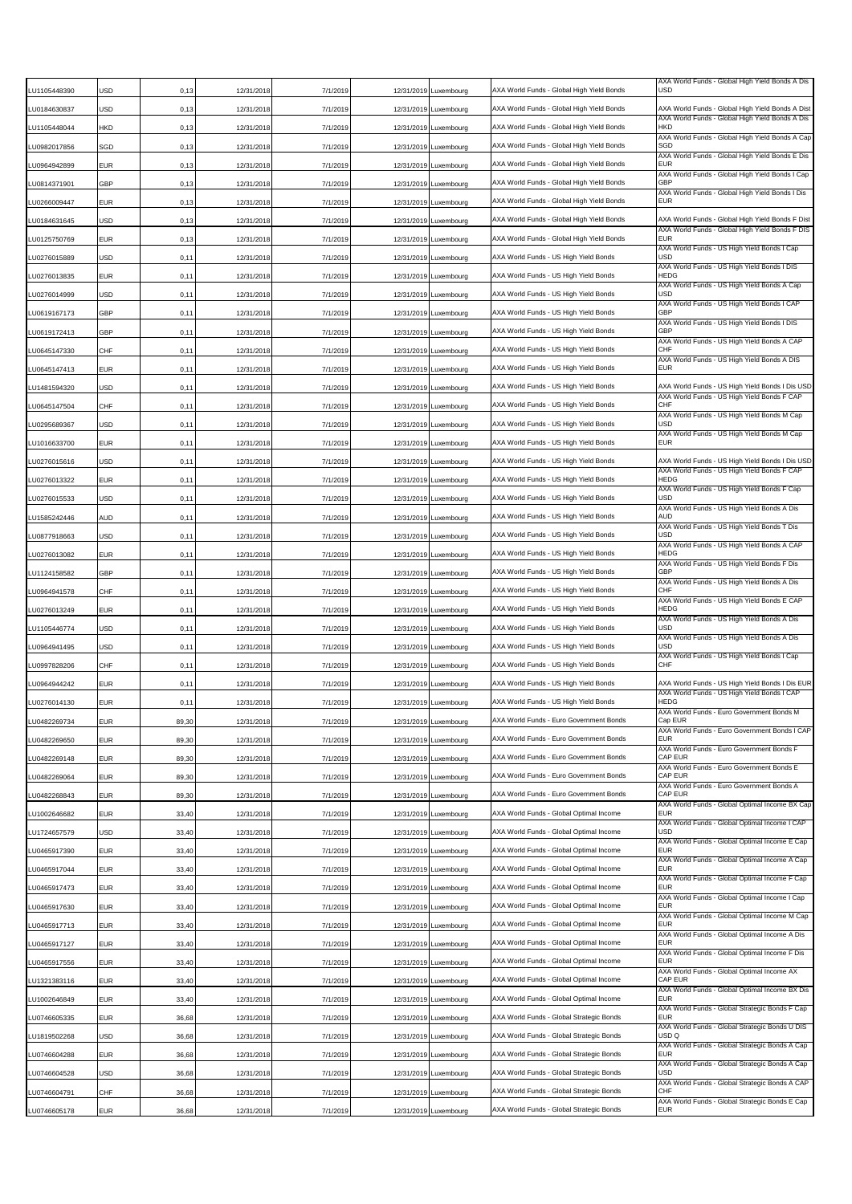| | | | | | | | | |
|---|---|---|---|---|---|---|---|---|
| LU1105448390 | USD | 0,13 | 12/31/2018 | 7/1/2019 | 12/31/2019 | Luxembourg | AXA World Funds - Global High Yield Bonds | AXA World Funds - Global High Yield Bonds A Dis USD |
| LU0184630837 | USD | 0,13 | 12/31/2018 | 7/1/2019 | 12/31/2019 | Luxembourg | AXA World Funds - Global High Yield Bonds | AXA World Funds - Global High Yield Bonds A Dist |
| LU1105448044 | HKD | 0,13 | 12/31/2018 | 7/1/2019 | 12/31/2019 | Luxembourg | AXA World Funds - Global High Yield Bonds | AXA World Funds - Global High Yield Bonds A Dis HKD |
| LU0982017856 | SGD | 0,13 | 12/31/2018 | 7/1/2019 | 12/31/2019 | Luxembourg | AXA World Funds - Global High Yield Bonds | AXA World Funds - Global High Yield Bonds A Cap SGD |
| LU0964942899 | EUR | 0,13 | 12/31/2018 | 7/1/2019 | 12/31/2019 | Luxembourg | AXA World Funds - Global High Yield Bonds | AXA World Funds - Global High Yield Bonds E Dis EUR |
| LU0814371901 | GBP | 0,13 | 12/31/2018 | 7/1/2019 | 12/31/2019 | Luxembourg | AXA World Funds - Global High Yield Bonds | AXA World Funds - Global High Yield Bonds I Cap GBP |
| LU0266009447 | EUR | 0,13 | 12/31/2018 | 7/1/2019 | 12/31/2019 | Luxembourg | AXA World Funds - Global High Yield Bonds | AXA World Funds - Global High Yield Bonds I Dis EUR |
| LU0184631645 | USD | 0,13 | 12/31/2018 | 7/1/2019 | 12/31/2019 | Luxembourg | AXA World Funds - Global High Yield Bonds | AXA World Funds - Global High Yield Bonds F Dist |
| LU0125750769 | EUR | 0,13 | 12/31/2018 | 7/1/2019 | 12/31/2019 | Luxembourg | AXA World Funds - Global High Yield Bonds | AXA World Funds - Global High Yield Bonds F DIS EUR |
| LU0276015889 | USD | 0,11 | 12/31/2018 | 7/1/2019 | 12/31/2019 | Luxembourg | AXA World Funds - US High Yield Bonds | AXA World Funds - US High Yield Bonds I Cap USD |
| LU0276013835 | EUR | 0,11 | 12/31/2018 | 7/1/2019 | 12/31/2019 | Luxembourg | AXA World Funds - US High Yield Bonds | AXA World Funds - US High Yield Bonds I DIS HEDG |
| LU0276014999 | USD | 0,11 | 12/31/2018 | 7/1/2019 | 12/31/2019 | Luxembourg | AXA World Funds - US High Yield Bonds | AXA World Funds - US High Yield Bonds A Cap USD |
| LU0619167173 | GBP | 0,11 | 12/31/2018 | 7/1/2019 | 12/31/2019 | Luxembourg | AXA World Funds - US High Yield Bonds | AXA World Funds - US High Yield Bonds I CAP GBP |
| LU0619172413 | GBP | 0,11 | 12/31/2018 | 7/1/2019 | 12/31/2019 | Luxembourg | AXA World Funds - US High Yield Bonds | AXA World Funds - US High Yield Bonds I DIS GBP |
| LU0645147330 | CHF | 0,11 | 12/31/2018 | 7/1/2019 | 12/31/2019 | Luxembourg | AXA World Funds - US High Yield Bonds | AXA World Funds - US High Yield Bonds A CAP CHF |
| LU0645147413 | EUR | 0,11 | 12/31/2018 | 7/1/2019 | 12/31/2019 | Luxembourg | AXA World Funds - US High Yield Bonds | AXA World Funds - US High Yield Bonds A DIS EUR |
| LU1481594320 | USD | 0,11 | 12/31/2018 | 7/1/2019 | 12/31/2019 | Luxembourg | AXA World Funds - US High Yield Bonds | AXA World Funds - US High Yield Bonds I Dis USD |
| LU0645147504 | CHF | 0,11 | 12/31/2018 | 7/1/2019 | 12/31/2019 | Luxembourg | AXA World Funds - US High Yield Bonds | AXA World Funds - US High Yield Bonds F CAP CHF |
| LU0295689367 | USD | 0,11 | 12/31/2018 | 7/1/2019 | 12/31/2019 | Luxembourg | AXA World Funds - US High Yield Bonds | AXA World Funds - US High Yield Bonds M Cap USD |
| LU1016633700 | EUR | 0,11 | 12/31/2018 | 7/1/2019 | 12/31/2019 | Luxembourg | AXA World Funds - US High Yield Bonds | AXA World Funds - US High Yield Bonds M Cap EUR |
| LU0276015616 | USD | 0,11 | 12/31/2018 | 7/1/2019 | 12/31/2019 | Luxembourg | AXA World Funds - US High Yield Bonds | AXA World Funds - US High Yield Bonds I Dis USD |
| LU0276013322 | EUR | 0,11 | 12/31/2018 | 7/1/2019 | 12/31/2019 | Luxembourg | AXA World Funds - US High Yield Bonds | AXA World Funds - US High Yield Bonds F CAP HEDG |
| LU0276015533 | USD | 0,11 | 12/31/2018 | 7/1/2019 | 12/31/2019 | Luxembourg | AXA World Funds - US High Yield Bonds | AXA World Funds - US High Yield Bonds F Cap USD |
| LU1585242446 | AUD | 0,11 | 12/31/2018 | 7/1/2019 | 12/31/2019 | Luxembourg | AXA World Funds - US High Yield Bonds | AXA World Funds - US High Yield Bonds A Dis AUD |
| LU0877918663 | USD | 0,11 | 12/31/2018 | 7/1/2019 | 12/31/2019 | Luxembourg | AXA World Funds - US High Yield Bonds | AXA World Funds - US High Yield Bonds T Dis USD |
| LU0276013082 | EUR | 0,11 | 12/31/2018 | 7/1/2019 | 12/31/2019 | Luxembourg | AXA World Funds - US High Yield Bonds | AXA World Funds - US High Yield Bonds A CAP HEDG |
| LU1124158582 | GBP | 0,11 | 12/31/2018 | 7/1/2019 | 12/31/2019 | Luxembourg | AXA World Funds - US High Yield Bonds | AXA World Funds - US High Yield Bonds F Dis GBP |
| LU0964941578 | CHF | 0,11 | 12/31/2018 | 7/1/2019 | 12/31/2019 | Luxembourg | AXA World Funds - US High Yield Bonds | AXA World Funds - US High Yield Bonds A Dis CHF |
| LU0276013249 | EUR | 0,11 | 12/31/2018 | 7/1/2019 | 12/31/2019 | Luxembourg | AXA World Funds - US High Yield Bonds | AXA World Funds - US High Yield Bonds E CAP HEDG |
| LU1105446774 | USD | 0,11 | 12/31/2018 | 7/1/2019 | 12/31/2019 | Luxembourg | AXA World Funds - US High Yield Bonds | AXA World Funds - US High Yield Bonds A Dis USD |
| LU0964941495 | USD | 0,11 | 12/31/2018 | 7/1/2019 | 12/31/2019 | Luxembourg | AXA World Funds - US High Yield Bonds | AXA World Funds - US High Yield Bonds A Dis USD |
| LU0997828206 | CHF | 0,11 | 12/31/2018 | 7/1/2019 | 12/31/2019 | Luxembourg | AXA World Funds - US High Yield Bonds | AXA World Funds - US High Yield Bonds I Cap CHF |
| LU0964944242 | EUR | 0,11 | 12/31/2018 | 7/1/2019 | 12/31/2019 | Luxembourg | AXA World Funds - US High Yield Bonds | AXA World Funds - US High Yield Bonds I Dis EUR |
| LU0276014130 | EUR | 0,11 | 12/31/2018 | 7/1/2019 | 12/31/2019 | Luxembourg | AXA World Funds - US High Yield Bonds | AXA World Funds - US High Yield Bonds I CAP HEDG |
| LU0482269734 | EUR | 89,30 | 12/31/2018 | 7/1/2019 | 12/31/2019 | Luxembourg | AXA World Funds - Euro Government Bonds | AXA World Funds - Euro Government Bonds M Cap EUR |
| LU0482269650 | EUR | 89,30 | 12/31/2018 | 7/1/2019 | 12/31/2019 | Luxembourg | AXA World Funds - Euro Government Bonds | AXA World Funds - Euro Government Bonds I CAP EUR |
| LU0482269148 | EUR | 89,30 | 12/31/2018 | 7/1/2019 | 12/31/2019 | Luxembourg | AXA World Funds - Euro Government Bonds | AXA World Funds - Euro Government Bonds F CAP EUR |
| LU0482269064 | EUR | 89,30 | 12/31/2018 | 7/1/2019 | 12/31/2019 | Luxembourg | AXA World Funds - Euro Government Bonds | AXA World Funds - Euro Government Bonds E CAP EUR |
| LU0482268843 | EUR | 89,30 | 12/31/2018 | 7/1/2019 | 12/31/2019 | Luxembourg | AXA World Funds - Euro Government Bonds | AXA World Funds - Euro Government Bonds A CAP EUR |
| LU1002646682 | EUR | 33,40 | 12/31/2018 | 7/1/2019 | 12/31/2019 | Luxembourg | AXA World Funds - Global Optimal Income | AXA World Funds - Global Optimal Income BX Cap EUR |
| LU1724657579 | USD | 33,40 | 12/31/2018 | 7/1/2019 | 12/31/2019 | Luxembourg | AXA World Funds - Global Optimal Income | AXA World Funds - Global Optimal Income I CAP USD |
| LU0465917390 | EUR | 33,40 | 12/31/2018 | 7/1/2019 | 12/31/2019 | Luxembourg | AXA World Funds - Global Optimal Income | AXA World Funds - Global Optimal Income E Cap EUR |
| LU0465917044 | EUR | 33,40 | 12/31/2018 | 7/1/2019 | 12/31/2019 | Luxembourg | AXA World Funds - Global Optimal Income | AXA World Funds - Global Optimal Income A Cap EUR |
| LU0465917473 | EUR | 33,40 | 12/31/2018 | 7/1/2019 | 12/31/2019 | Luxembourg | AXA World Funds - Global Optimal Income | AXA World Funds - Global Optimal Income F Cap EUR |
| LU0465917630 | EUR | 33,40 | 12/31/2018 | 7/1/2019 | 12/31/2019 | Luxembourg | AXA World Funds - Global Optimal Income | AXA World Funds - Global Optimal Income I Cap EUR |
| LU0465917713 | EUR | 33,40 | 12/31/2018 | 7/1/2019 | 12/31/2019 | Luxembourg | AXA World Funds - Global Optimal Income | AXA World Funds - Global Optimal Income M Cap EUR |
| LU0465917127 | EUR | 33,40 | 12/31/2018 | 7/1/2019 | 12/31/2019 | Luxembourg | AXA World Funds - Global Optimal Income | AXA World Funds - Global Optimal Income A Dis EUR |
| LU0465917556 | EUR | 33,40 | 12/31/2018 | 7/1/2019 | 12/31/2019 | Luxembourg | AXA World Funds - Global Optimal Income | AXA World Funds - Global Optimal Income F Dis EUR |
| LU1321383116 | EUR | 33,40 | 12/31/2018 | 7/1/2019 | 12/31/2019 | Luxembourg | AXA World Funds - Global Optimal Income | AXA World Funds - Global Optimal Income AX CAP EUR |
| LU1002646849 | EUR | 33,40 | 12/31/2018 | 7/1/2019 | 12/31/2019 | Luxembourg | AXA World Funds - Global Optimal Income | AXA World Funds - Global Optimal Income BX Dis EUR |
| LU0746605335 | EUR | 36,68 | 12/31/2018 | 7/1/2019 | 12/31/2019 | Luxembourg | AXA World Funds - Global Strategic Bonds | AXA World Funds - Global Strategic Bonds F Cap EUR |
| LU1819502268 | USD | 36,68 | 12/31/2018 | 7/1/2019 | 12/31/2019 | Luxembourg | AXA World Funds - Global Strategic Bonds | AXA World Funds - Global Strategic Bonds U DIS USD Q |
| LU0746604288 | EUR | 36,68 | 12/31/2018 | 7/1/2019 | 12/31/2019 | Luxembourg | AXA World Funds - Global Strategic Bonds | AXA World Funds - Global Strategic Bonds A Cap EUR |
| LU0746604528 | USD | 36,68 | 12/31/2018 | 7/1/2019 | 12/31/2019 | Luxembourg | AXA World Funds - Global Strategic Bonds | AXA World Funds - Global Strategic Bonds A Cap USD |
| LU0746604791 | CHF | 36,68 | 12/31/2018 | 7/1/2019 | 12/31/2019 | Luxembourg | AXA World Funds - Global Strategic Bonds | AXA World Funds - Global Strategic Bonds A CAP CHF |
| LU0746605178 | EUR | 36,68 | 12/31/2018 | 7/1/2019 | 12/31/2019 | Luxembourg | AXA World Funds - Global Strategic Bonds | AXA World Funds - Global Strategic Bonds E Cap EUR |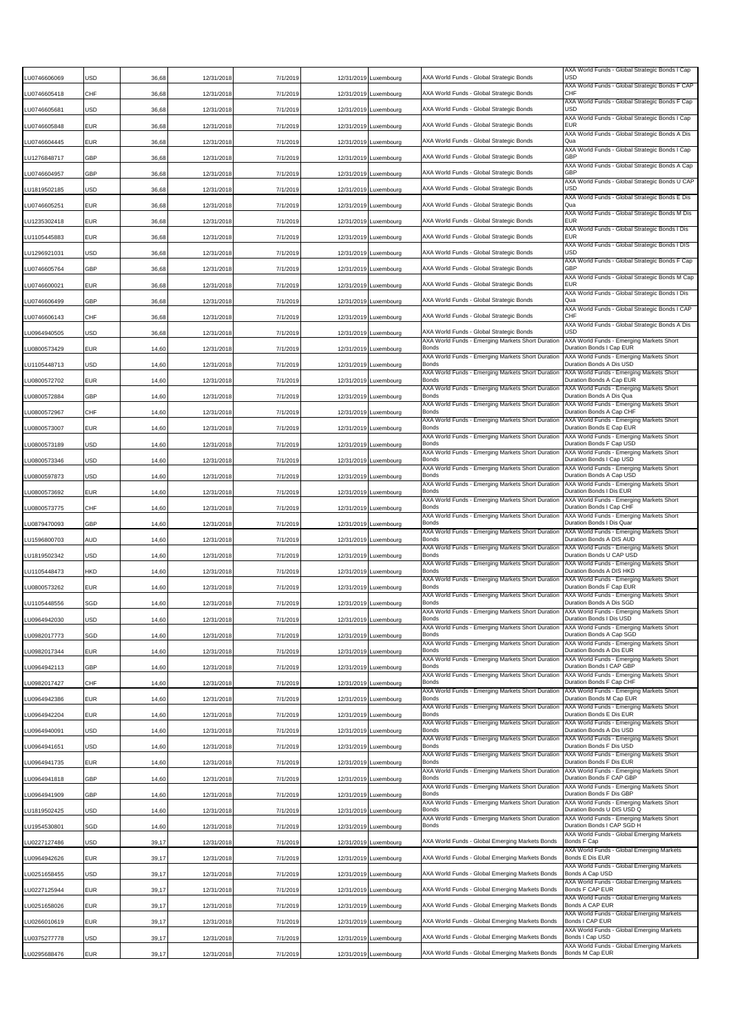| | | | | | | | | |
|---|---|---|---|---|---|---|---|---|
| LU0746606069 | USD | 36,68 | 12/31/2018 | 7/1/2019 | 12/31/2019 | Luxembourg | AXA World Funds - Global Strategic Bonds | AXA World Funds - Global Strategic Bonds I Cap USD |
| LU0746605418 | CHF | 36,68 | 12/31/2018 | 7/1/2019 | 12/31/2019 | Luxembourg | AXA World Funds - Global Strategic Bonds | AXA World Funds - Global Strategic Bonds F CAP CHF |
| LU0746605681 | USD | 36,68 | 12/31/2018 | 7/1/2019 | 12/31/2019 | Luxembourg | AXA World Funds - Global Strategic Bonds | AXA World Funds - Global Strategic Bonds F Cap USD |
| LU0746605848 | EUR | 36,68 | 12/31/2018 | 7/1/2019 | 12/31/2019 | Luxembourg | AXA World Funds - Global Strategic Bonds | AXA World Funds - Global Strategic Bonds I Cap EUR |
| LU0746604445 | EUR | 36,68 | 12/31/2018 | 7/1/2019 | 12/31/2019 | Luxembourg | AXA World Funds - Global Strategic Bonds | AXA World Funds - Global Strategic Bonds A Dis Qua |
| LU1276848717 | GBP | 36,68 | 12/31/2018 | 7/1/2019 | 12/31/2019 | Luxembourg | AXA World Funds - Global Strategic Bonds | AXA World Funds - Global Strategic Bonds I Cap GBP |
| LU0746604957 | GBP | 36,68 | 12/31/2018 | 7/1/2019 | 12/31/2019 | Luxembourg | AXA World Funds - Global Strategic Bonds | AXA World Funds - Global Strategic Bonds A Cap GBP |
| LU1819502185 | USD | 36,68 | 12/31/2018 | 7/1/2019 | 12/31/2019 | Luxembourg | AXA World Funds - Global Strategic Bonds | AXA World Funds - Global Strategic Bonds U CAP USD |
| LU0746605251 | EUR | 36,68 | 12/31/2018 | 7/1/2019 | 12/31/2019 | Luxembourg | AXA World Funds - Global Strategic Bonds | AXA World Funds - Global Strategic Bonds E Dis Qua |
| LU1235302418 | EUR | 36,68 | 12/31/2018 | 7/1/2019 | 12/31/2019 | Luxembourg | AXA World Funds - Global Strategic Bonds | AXA World Funds - Global Strategic Bonds M Dis EUR |
| LU1105445883 | EUR | 36,68 | 12/31/2018 | 7/1/2019 | 12/31/2019 | Luxembourg | AXA World Funds - Global Strategic Bonds | AXA World Funds - Global Strategic Bonds I Dis EUR |
| LU1296921031 | USD | 36,68 | 12/31/2018 | 7/1/2019 | 12/31/2019 | Luxembourg | AXA World Funds - Global Strategic Bonds | AXA World Funds - Global Strategic Bonds I DIS USD |
| LU0746605764 | GBP | 36,68 | 12/31/2018 | 7/1/2019 | 12/31/2019 | Luxembourg | AXA World Funds - Global Strategic Bonds | AXA World Funds - Global Strategic Bonds F Cap GBP |
| LU0746600021 | EUR | 36,68 | 12/31/2018 | 7/1/2019 | 12/31/2019 | Luxembourg | AXA World Funds - Global Strategic Bonds | AXA World Funds - Global Strategic Bonds M Cap EUR |
| LU0746606499 | GBP | 36,68 | 12/31/2018 | 7/1/2019 | 12/31/2019 | Luxembourg | AXA World Funds - Global Strategic Bonds | AXA World Funds - Global Strategic Bonds I Dis Qua |
| LU0746606143 | CHF | 36,68 | 12/31/2018 | 7/1/2019 | 12/31/2019 | Luxembourg | AXA World Funds - Global Strategic Bonds | AXA World Funds - Global Strategic Bonds I CAP CHF |
| LU0964940505 | USD | 36,68 | 12/31/2018 | 7/1/2019 | 12/31/2019 | Luxembourg | AXA World Funds - Global Strategic Bonds | AXA World Funds - Global Strategic Bonds A Dis USD |
| LU0800573429 | EUR | 14,60 | 12/31/2018 | 7/1/2019 | 12/31/2019 | Luxembourg | AXA World Funds - Emerging Markets Short Duration Bonds | AXA World Funds - Emerging Markets Short Duration Bonds I Cap EUR |
| LU1105448713 | USD | 14,60 | 12/31/2018 | 7/1/2019 | 12/31/2019 | Luxembourg | AXA World Funds - Emerging Markets Short Duration Bonds | AXA World Funds - Emerging Markets Short Duration Bonds A Dis USD |
| LU0800572702 | EUR | 14,60 | 12/31/2018 | 7/1/2019 | 12/31/2019 | Luxembourg | AXA World Funds - Emerging Markets Short Duration Bonds | AXA World Funds - Emerging Markets Short Duration Bonds A Cap EUR |
| LU0800572884 | GBP | 14,60 | 12/31/2018 | 7/1/2019 | 12/31/2019 | Luxembourg | AXA World Funds - Emerging Markets Short Duration Bonds | AXA World Funds - Emerging Markets Short Duration Bonds A Dis Qua |
| LU0800572967 | CHF | 14,60 | 12/31/2018 | 7/1/2019 | 12/31/2019 | Luxembourg | AXA World Funds - Emerging Markets Short Duration Bonds | AXA World Funds - Emerging Markets Short Duration Bonds A Cap CHF |
| LU0800573007 | EUR | 14,60 | 12/31/2018 | 7/1/2019 | 12/31/2019 | Luxembourg | AXA World Funds - Emerging Markets Short Duration Bonds | AXA World Funds - Emerging Markets Short Duration Bonds E Cap EUR |
| LU0800573189 | USD | 14,60 | 12/31/2018 | 7/1/2019 | 12/31/2019 | Luxembourg | AXA World Funds - Emerging Markets Short Duration Bonds | AXA World Funds - Emerging Markets Short Duration Bonds F Cap USD |
| LU0800573346 | USD | 14,60 | 12/31/2018 | 7/1/2019 | 12/31/2019 | Luxembourg | AXA World Funds - Emerging Markets Short Duration Bonds | AXA World Funds - Emerging Markets Short Duration Bonds I Cap USD |
| LU0800597873 | USD | 14,60 | 12/31/2018 | 7/1/2019 | 12/31/2019 | Luxembourg | AXA World Funds - Emerging Markets Short Duration Bonds | AXA World Funds - Emerging Markets Short Duration Bonds A Cap USD |
| LU0800573692 | EUR | 14,60 | 12/31/2018 | 7/1/2019 | 12/31/2019 | Luxembourg | AXA World Funds - Emerging Markets Short Duration Bonds | AXA World Funds - Emerging Markets Short Duration Bonds I Dis EUR |
| LU0800573775 | CHF | 14,60 | 12/31/2018 | 7/1/2019 | 12/31/2019 | Luxembourg | AXA World Funds - Emerging Markets Short Duration Bonds | AXA World Funds - Emerging Markets Short Duration Bonds I Cap CHF |
| LU0879470093 | GBP | 14,60 | 12/31/2018 | 7/1/2019 | 12/31/2019 | Luxembourg | AXA World Funds - Emerging Markets Short Duration Bonds | AXA World Funds - Emerging Markets Short Duration Bonds I Dis Quar |
| LU1596800703 | AUD | 14,60 | 12/31/2018 | 7/1/2019 | 12/31/2019 | Luxembourg | AXA World Funds - Emerging Markets Short Duration Bonds | AXA World Funds - Emerging Markets Short Duration Bonds A DIS AUD |
| LU1819502342 | USD | 14,60 | 12/31/2018 | 7/1/2019 | 12/31/2019 | Luxembourg | AXA World Funds - Emerging Markets Short Duration Bonds | AXA World Funds - Emerging Markets Short Duration Bonds U CAP USD |
| LU1105448473 | HKD | 14,60 | 12/31/2018 | 7/1/2019 | 12/31/2019 | Luxembourg | AXA World Funds - Emerging Markets Short Duration Bonds | AXA World Funds - Emerging Markets Short Duration Bonds A DIS HKD |
| LU0800573262 | EUR | 14,60 | 12/31/2018 | 7/1/2019 | 12/31/2019 | Luxembourg | AXA World Funds - Emerging Markets Short Duration Bonds | AXA World Funds - Emerging Markets Short Duration Bonds F Cap EUR |
| LU1105448556 | SGD | 14,60 | 12/31/2018 | 7/1/2019 | 12/31/2019 | Luxembourg | AXA World Funds - Emerging Markets Short Duration Bonds | AXA World Funds - Emerging Markets Short Duration Bonds A Dis SGD |
| LU0964942030 | USD | 14,60 | 12/31/2018 | 7/1/2019 | 12/31/2019 | Luxembourg | AXA World Funds - Emerging Markets Short Duration Bonds | AXA World Funds - Emerging Markets Short Duration Bonds I Dis USD |
| LU0982017773 | SGD | 14,60 | 12/31/2018 | 7/1/2019 | 12/31/2019 | Luxembourg | AXA World Funds - Emerging Markets Short Duration Bonds | AXA World Funds - Emerging Markets Short Duration Bonds A Cap SGD |
| LU0982017344 | EUR | 14,60 | 12/31/2018 | 7/1/2019 | 12/31/2019 | Luxembourg | AXA World Funds - Emerging Markets Short Duration Bonds | AXA World Funds - Emerging Markets Short Duration Bonds A Dis EUR |
| LU0964942113 | GBP | 14,60 | 12/31/2018 | 7/1/2019 | 12/31/2019 | Luxembourg | AXA World Funds - Emerging Markets Short Duration Bonds | AXA World Funds - Emerging Markets Short Duration Bonds I CAP GBP |
| LU0982017427 | CHF | 14,60 | 12/31/2018 | 7/1/2019 | 12/31/2019 | Luxembourg | AXA World Funds - Emerging Markets Short Duration Bonds | AXA World Funds - Emerging Markets Short Duration Bonds F Cap CHF |
| LU0964942386 | EUR | 14,60 | 12/31/2018 | 7/1/2019 | 12/31/2019 | Luxembourg | AXA World Funds - Emerging Markets Short Duration Bonds | AXA World Funds - Emerging Markets Short Duration Bonds M Cap EUR |
| LU0964942204 | EUR | 14,60 | 12/31/2018 | 7/1/2019 | 12/31/2019 | Luxembourg | AXA World Funds - Emerging Markets Short Duration Bonds | AXA World Funds - Emerging Markets Short Duration Bonds E Dis EUR |
| LU0964940091 | USD | 14,60 | 12/31/2018 | 7/1/2019 | 12/31/2019 | Luxembourg | AXA World Funds - Emerging Markets Short Duration Bonds | AXA World Funds - Emerging Markets Short Duration Bonds A Dis USD |
| LU0964941651 | USD | 14,60 | 12/31/2018 | 7/1/2019 | 12/31/2019 | Luxembourg | AXA World Funds - Emerging Markets Short Duration Bonds | AXA World Funds - Emerging Markets Short Duration Bonds F Dis USD |
| LU0964941735 | EUR | 14,60 | 12/31/2018 | 7/1/2019 | 12/31/2019 | Luxembourg | AXA World Funds - Emerging Markets Short Duration Bonds | AXA World Funds - Emerging Markets Short Duration Bonds F Dis EUR |
| LU0964941818 | GBP | 14,60 | 12/31/2018 | 7/1/2019 | 12/31/2019 | Luxembourg | AXA World Funds - Emerging Markets Short Duration Bonds | AXA World Funds - Emerging Markets Short Duration Bonds F CAP GBP |
| LU0964941909 | GBP | 14,60 | 12/31/2018 | 7/1/2019 | 12/31/2019 | Luxembourg | AXA World Funds - Emerging Markets Short Duration Bonds | AXA World Funds - Emerging Markets Short Duration Bonds F Dis GBP |
| LU1819502425 | USD | 14,60 | 12/31/2018 | 7/1/2019 | 12/31/2019 | Luxembourg | AXA World Funds - Emerging Markets Short Duration Bonds | AXA World Funds - Emerging Markets Short Duration Bonds U DIS USD Q |
| LU1954530801 | SGD | 14,60 | 12/31/2018 | 7/1/2019 | 12/31/2019 | Luxembourg | AXA World Funds - Emerging Markets Short Duration Bonds | AXA World Funds - Emerging Markets Short Duration Bonds I CAP SGD H |
| LU0227127486 | USD | 39,17 | 12/31/2018 | 7/1/2019 | 12/31/2019 | Luxembourg | AXA World Funds - Global Emerging Markets Bonds | AXA World Funds - Global Emerging Markets Bonds F Cap |
| LU0964942626 | EUR | 39,17 | 12/31/2018 | 7/1/2019 | 12/31/2019 | Luxembourg | AXA World Funds - Global Emerging Markets Bonds | AXA World Funds - Global Emerging Markets Bonds E Dis EUR |
| LU0251658455 | USD | 39,17 | 12/31/2018 | 7/1/2019 | 12/31/2019 | Luxembourg | AXA World Funds - Global Emerging Markets Bonds | AXA World Funds - Global Emerging Markets Bonds A Cap USD |
| LU0227125944 | EUR | 39,17 | 12/31/2018 | 7/1/2019 | 12/31/2019 | Luxembourg | AXA World Funds - Global Emerging Markets Bonds | AXA World Funds - Global Emerging Markets Bonds F CAP EUR |
| LU0251658026 | EUR | 39,17 | 12/31/2018 | 7/1/2019 | 12/31/2019 | Luxembourg | AXA World Funds - Global Emerging Markets Bonds | AXA World Funds - Global Emerging Markets Bonds A CAP EUR |
| LU0266010619 | EUR | 39,17 | 12/31/2018 | 7/1/2019 | 12/31/2019 | Luxembourg | AXA World Funds - Global Emerging Markets Bonds | AXA World Funds - Global Emerging Markets Bonds I CAP EUR |
| LU0375277778 | USD | 39,17 | 12/31/2018 | 7/1/2019 | 12/31/2019 | Luxembourg | AXA World Funds - Global Emerging Markets Bonds | AXA World Funds - Global Emerging Markets Bonds I Cap USD |
| LU0295688476 | EUR | 39,17 | 12/31/2018 | 7/1/2019 | 12/31/2019 | Luxembourg | AXA World Funds - Global Emerging Markets Bonds | AXA World Funds - Global Emerging Markets Bonds M Cap EUR |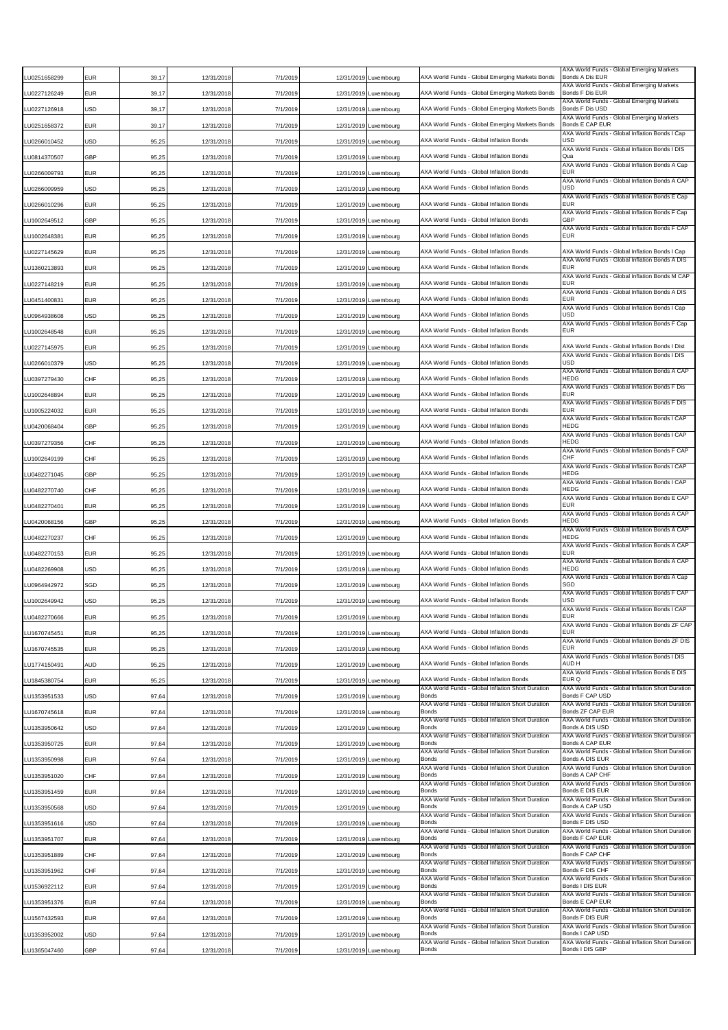| | | | | | | | | |
|---|---|---|---|---|---|---|---|---|
| LU0251658299 | EUR | 39,17 | 12/31/2018 | 7/1/2019 | 12/31/2019 | Luxembourg | AXA World Funds - Global Emerging Markets Bonds | AXA World Funds - Global Emerging Markets Bonds A Dis EUR |
| LU0227126249 | EUR | 39,17 | 12/31/2018 | 7/1/2019 | 12/31/2019 | Luxembourg | AXA World Funds - Global Emerging Markets Bonds | AXA World Funds - Global Emerging Markets Bonds F Dis EUR |
| LU0227126918 | USD | 39,17 | 12/31/2018 | 7/1/2019 | 12/31/2019 | Luxembourg | AXA World Funds - Global Emerging Markets Bonds | AXA World Funds - Global Emerging Markets Bonds F Dis USD |
| LU0251658372 | EUR | 39,17 | 12/31/2018 | 7/1/2019 | 12/31/2019 | Luxembourg | AXA World Funds - Global Emerging Markets Bonds | AXA World Funds - Global Emerging Markets Bonds E CAP EUR |
| LU0266010452 | USD | 95,25 | 12/31/2018 | 7/1/2019 | 12/31/2019 | Luxembourg | AXA World Funds - Global Inflation Bonds | AXA World Funds - Global Inflation Bonds I Cap USD |
| LU0814370507 | GBP | 95,25 | 12/31/2018 | 7/1/2019 | 12/31/2019 | Luxembourg | AXA World Funds - Global Inflation Bonds | AXA World Funds - Global Inflation Bonds I DIS Qua |
| LU0266009793 | EUR | 95,25 | 12/31/2018 | 7/1/2019 | 12/31/2019 | Luxembourg | AXA World Funds - Global Inflation Bonds | AXA World Funds - Global Inflation Bonds A Cap EUR |
| LU0266009959 | USD | 95,25 | 12/31/2018 | 7/1/2019 | 12/31/2019 | Luxembourg | AXA World Funds - Global Inflation Bonds | AXA World Funds - Global Inflation Bonds A CAP USD |
| LU0266010296 | EUR | 95,25 | 12/31/2018 | 7/1/2019 | 12/31/2019 | Luxembourg | AXA World Funds - Global Inflation Bonds | AXA World Funds - Global Inflation Bonds E Cap EUR |
| LU1002649512 | GBP | 95,25 | 12/31/2018 | 7/1/2019 | 12/31/2019 | Luxembourg | AXA World Funds - Global Inflation Bonds | AXA World Funds - Global Inflation Bonds F Cap GBP |
| LU1002648381 | EUR | 95,25 | 12/31/2018 | 7/1/2019 | 12/31/2019 | Luxembourg | AXA World Funds - Global Inflation Bonds | AXA World Funds - Global Inflation Bonds F CAP EUR |
| LU0227145629 | EUR | 95,25 | 12/31/2018 | 7/1/2019 | 12/31/2019 | Luxembourg | AXA World Funds - Global Inflation Bonds | AXA World Funds - Global Inflation Bonds I Cap |
| LU1360213893 | EUR | 95,25 | 12/31/2018 | 7/1/2019 | 12/31/2019 | Luxembourg | AXA World Funds - Global Inflation Bonds | AXA World Funds - Global Inflation Bonds A DIS EUR |
| LU0227148219 | EUR | 95,25 | 12/31/2018 | 7/1/2019 | 12/31/2019 | Luxembourg | AXA World Funds - Global Inflation Bonds | AXA World Funds - Global Inflation Bonds M CAP EUR |
| LU0451400831 | EUR | 95,25 | 12/31/2018 | 7/1/2019 | 12/31/2019 | Luxembourg | AXA World Funds - Global Inflation Bonds | AXA World Funds - Global Inflation Bonds A DIS EUR |
| LU0964938608 | USD | 95,25 | 12/31/2018 | 7/1/2019 | 12/31/2019 | Luxembourg | AXA World Funds - Global Inflation Bonds | AXA World Funds - Global Inflation Bonds I Cap USD |
| LU1002648548 | EUR | 95,25 | 12/31/2018 | 7/1/2019 | 12/31/2019 | Luxembourg | AXA World Funds - Global Inflation Bonds | AXA World Funds - Global Inflation Bonds F Cap EUR |
| LU0227145975 | EUR | 95,25 | 12/31/2018 | 7/1/2019 | 12/31/2019 | Luxembourg | AXA World Funds - Global Inflation Bonds | AXA World Funds - Global Inflation Bonds I Dist |
| LU0266010379 | USD | 95,25 | 12/31/2018 | 7/1/2019 | 12/31/2019 | Luxembourg | AXA World Funds - Global Inflation Bonds | AXA World Funds - Global Inflation Bonds I DIS USD |
| LU0397279430 | CHF | 95,25 | 12/31/2018 | 7/1/2019 | 12/31/2019 | Luxembourg | AXA World Funds - Global Inflation Bonds | AXA World Funds - Global Inflation Bonds A CAP HEDG |
| LU1002648894 | EUR | 95,25 | 12/31/2018 | 7/1/2019 | 12/31/2019 | Luxembourg | AXA World Funds - Global Inflation Bonds | AXA World Funds - Global Inflation Bonds F Dis EUR |
| LU1005224032 | EUR | 95,25 | 12/31/2018 | 7/1/2019 | 12/31/2019 | Luxembourg | AXA World Funds - Global Inflation Bonds | AXA World Funds - Global Inflation Bonds F DIS EUR |
| LU0420068404 | GBP | 95,25 | 12/31/2018 | 7/1/2019 | 12/31/2019 | Luxembourg | AXA World Funds - Global Inflation Bonds | AXA World Funds - Global Inflation Bonds I CAP HEDG |
| LU0397279356 | CHF | 95,25 | 12/31/2018 | 7/1/2019 | 12/31/2019 | Luxembourg | AXA World Funds - Global Inflation Bonds | AXA World Funds - Global Inflation Bonds I CAP HEDG |
| LU1002649199 | CHF | 95,25 | 12/31/2018 | 7/1/2019 | 12/31/2019 | Luxembourg | AXA World Funds - Global Inflation Bonds | AXA World Funds - Global Inflation Bonds F CAP CHF |
| LU0482271045 | GBP | 95,25 | 12/31/2018 | 7/1/2019 | 12/31/2019 | Luxembourg | AXA World Funds - Global Inflation Bonds | AXA World Funds - Global Inflation Bonds I CAP HEDG |
| LU0482270740 | CHF | 95,25 | 12/31/2018 | 7/1/2019 | 12/31/2019 | Luxembourg | AXA World Funds - Global Inflation Bonds | AXA World Funds - Global Inflation Bonds I CAP HEDG |
| LU0482270401 | EUR | 95,25 | 12/31/2018 | 7/1/2019 | 12/31/2019 | Luxembourg | AXA World Funds - Global Inflation Bonds | AXA World Funds - Global Inflation Bonds E CAP EUR |
| LU0420068156 | GBP | 95,25 | 12/31/2018 | 7/1/2019 | 12/31/2019 | Luxembourg | AXA World Funds - Global Inflation Bonds | AXA World Funds - Global Inflation Bonds A CAP HEDG |
| LU0482270237 | CHF | 95,25 | 12/31/2018 | 7/1/2019 | 12/31/2019 | Luxembourg | AXA World Funds - Global Inflation Bonds | AXA World Funds - Global Inflation Bonds A CAP HEDG |
| LU0482270153 | EUR | 95,25 | 12/31/2018 | 7/1/2019 | 12/31/2019 | Luxembourg | AXA World Funds - Global Inflation Bonds | AXA World Funds - Global Inflation Bonds A CAP EUR |
| LU0482269908 | USD | 95,25 | 12/31/2018 | 7/1/2019 | 12/31/2019 | Luxembourg | AXA World Funds - Global Inflation Bonds | AXA World Funds - Global Inflation Bonds A CAP HEDG |
| LU0964942972 | SGD | 95,25 | 12/31/2018 | 7/1/2019 | 12/31/2019 | Luxembourg | AXA World Funds - Global Inflation Bonds | AXA World Funds - Global Inflation Bonds A Cap SGD |
| LU1002649942 | USD | 95,25 | 12/31/2018 | 7/1/2019 | 12/31/2019 | Luxembourg | AXA World Funds - Global Inflation Bonds | AXA World Funds - Global Inflation Bonds F CAP USD |
| LU0482270666 | EUR | 95,25 | 12/31/2018 | 7/1/2019 | 12/31/2019 | Luxembourg | AXA World Funds - Global Inflation Bonds | AXA World Funds - Global Inflation Bonds I CAP EUR |
| LU1670745451 | EUR | 95,25 | 12/31/2018 | 7/1/2019 | 12/31/2019 | Luxembourg | AXA World Funds - Global Inflation Bonds | AXA World Funds - Global Inflation Bonds ZF CAP EUR |
| LU1670745535 | EUR | 95,25 | 12/31/2018 | 7/1/2019 | 12/31/2019 | Luxembourg | AXA World Funds - Global Inflation Bonds | AXA World Funds - Global Inflation Bonds ZF DIS EUR |
| LU1774150491 | AUD | 95,25 | 12/31/2018 | 7/1/2019 | 12/31/2019 | Luxembourg | AXA World Funds - Global Inflation Bonds | AXA World Funds - Global Inflation Bonds I DIS AUD H |
| LU1845380754 | EUR | 95,25 | 12/31/2018 | 7/1/2019 | 12/31/2019 | Luxembourg | AXA World Funds - Global Inflation Bonds | AXA World Funds - Global Inflation Bonds E DIS EUR Q |
| LU1353951533 | USD | 97,64 | 12/31/2018 | 7/1/2019 | 12/31/2019 | Luxembourg | AXA World Funds - Global Inflation Short Duration Bonds | AXA World Funds - Global Inflation Short Duration Bonds F CAP USD |
| LU1670745618 | EUR | 97,64 | 12/31/2018 | 7/1/2019 | 12/31/2019 | Luxembourg | AXA World Funds - Global Inflation Short Duration Bonds | AXA World Funds - Global Inflation Short Duration Bonds ZF CAP EUR |
| LU1353950642 | USD | 97,64 | 12/31/2018 | 7/1/2019 | 12/31/2019 | Luxembourg | AXA World Funds - Global Inflation Short Duration Bonds | AXA World Funds - Global Inflation Short Duration Bonds A DIS USD |
| LU1353950725 | EUR | 97,64 | 12/31/2018 | 7/1/2019 | 12/31/2019 | Luxembourg | AXA World Funds - Global Inflation Short Duration Bonds | AXA World Funds - Global Inflation Short Duration Bonds A CAP EUR |
| LU1353950998 | EUR | 97,64 | 12/31/2018 | 7/1/2019 | 12/31/2019 | Luxembourg | AXA World Funds - Global Inflation Short Duration Bonds | AXA World Funds - Global Inflation Short Duration Bonds A DIS EUR |
| LU1353951020 | CHF | 97,64 | 12/31/2018 | 7/1/2019 | 12/31/2019 | Luxembourg | AXA World Funds - Global Inflation Short Duration Bonds | AXA World Funds - Global Inflation Short Duration Bonds A CAP CHF |
| LU1353951459 | EUR | 97,64 | 12/31/2018 | 7/1/2019 | 12/31/2019 | Luxembourg | AXA World Funds - Global Inflation Short Duration Bonds | AXA World Funds - Global Inflation Short Duration Bonds E DIS EUR |
| LU1353950568 | USD | 97,64 | 12/31/2018 | 7/1/2019 | 12/31/2019 | Luxembourg | AXA World Funds - Global Inflation Short Duration Bonds | AXA World Funds - Global Inflation Short Duration Bonds A CAP USD |
| LU1353951616 | USD | 97,64 | 12/31/2018 | 7/1/2019 | 12/31/2019 | Luxembourg | AXA World Funds - Global Inflation Short Duration Bonds | AXA World Funds - Global Inflation Short Duration Bonds F DIS USD |
| LU1353951707 | EUR | 97,64 | 12/31/2018 | 7/1/2019 | 12/31/2019 | Luxembourg | AXA World Funds - Global Inflation Short Duration Bonds | AXA World Funds - Global Inflation Short Duration Bonds F CAP EUR |
| LU1353951889 | CHF | 97,64 | 12/31/2018 | 7/1/2019 | 12/31/2019 | Luxembourg | AXA World Funds - Global Inflation Short Duration Bonds | AXA World Funds - Global Inflation Short Duration Bonds F CAP CHF |
| LU1353951962 | CHF | 97,64 | 12/31/2018 | 7/1/2019 | 12/31/2019 | Luxembourg | AXA World Funds - Global Inflation Short Duration Bonds | AXA World Funds - Global Inflation Short Duration Bonds F DIS CHF |
| LU1536922112 | EUR | 97,64 | 12/31/2018 | 7/1/2019 | 12/31/2019 | Luxembourg | AXA World Funds - Global Inflation Short Duration Bonds | AXA World Funds - Global Inflation Short Duration Bonds I DIS EUR |
| LU1353951376 | EUR | 97,64 | 12/31/2018 | 7/1/2019 | 12/31/2019 | Luxembourg | AXA World Funds - Global Inflation Short Duration Bonds | AXA World Funds - Global Inflation Short Duration Bonds E CAP EUR |
| LU1567432593 | EUR | 97,64 | 12/31/2018 | 7/1/2019 | 12/31/2019 | Luxembourg | AXA World Funds - Global Inflation Short Duration Bonds | AXA World Funds - Global Inflation Short Duration Bonds F DIS EUR |
| LU1353952002 | USD | 97,64 | 12/31/2018 | 7/1/2019 | 12/31/2019 | Luxembourg | AXA World Funds - Global Inflation Short Duration Bonds | AXA World Funds - Global Inflation Short Duration Bonds I CAP USD |
| LU1365047460 | GBP | 97,64 | 12/31/2018 | 7/1/2019 | 12/31/2019 | Luxembourg | AXA World Funds - Global Inflation Short Duration Bonds | AXA World Funds - Global Inflation Short Duration Bonds I DIS GBP |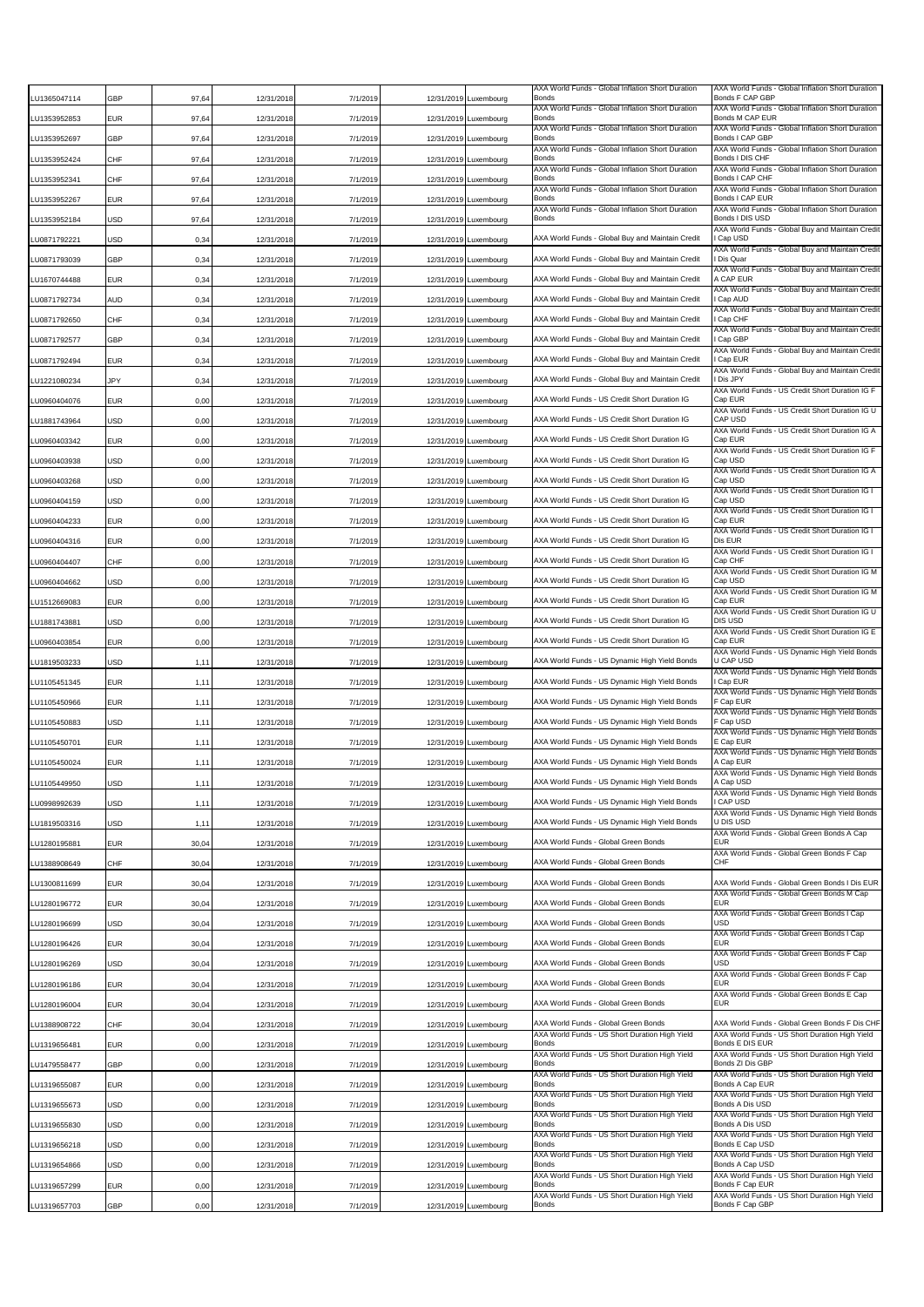| | | | | | | | | |
|---|---|---|---|---|---|---|---|---|
| LU1365047114 | GBP | 97,64 | 12/31/2018 | 7/1/2019 | 12/31/2019 | Luxembourg | AXA World Funds - Global Inflation Short Duration Bonds | AXA World Funds - Global Inflation Short Duration Bonds F CAP GBP |
| LU1353952853 | EUR | 97,64 | 12/31/2018 | 7/1/2019 | 12/31/2019 | Luxembourg | AXA World Funds - Global Inflation Short Duration Bonds | AXA World Funds - Global Inflation Short Duration Bonds M CAP EUR |
| LU1353952697 | GBP | 97,64 | 12/31/2018 | 7/1/2019 | 12/31/2019 | Luxembourg | AXA World Funds - Global Inflation Short Duration Bonds | AXA World Funds - Global Inflation Short Duration Bonds I CAP GBP |
| LU1353952424 | CHF | 97,64 | 12/31/2018 | 7/1/2019 | 12/31/2019 | Luxembourg | AXA World Funds - Global Inflation Short Duration Bonds | AXA World Funds - Global Inflation Short Duration Bonds I DIS CHF |
| LU1353952341 | CHF | 97,64 | 12/31/2018 | 7/1/2019 | 12/31/2019 | Luxembourg | AXA World Funds - Global Inflation Short Duration Bonds | AXA World Funds - Global Inflation Short Duration Bonds I CAP CHF |
| LU1353952267 | EUR | 97,64 | 12/31/2018 | 7/1/2019 | 12/31/2019 | Luxembourg | AXA World Funds - Global Inflation Short Duration Bonds | AXA World Funds - Global Inflation Short Duration Bonds I CAP EUR |
| LU1353952184 | USD | 97,64 | 12/31/2018 | 7/1/2019 | 12/31/2019 | Luxembourg | AXA World Funds - Global Inflation Short Duration Bonds | AXA World Funds - Global Inflation Short Duration Bonds I DIS USD |
| LU0871792221 | USD | 0,34 | 12/31/2018 | 7/1/2019 | 12/31/2019 | Luxembourg | AXA World Funds - Global Buy and Maintain Credit | AXA World Funds - Global Buy and Maintain Credit I Cap USD |
| LU0871793039 | GBP | 0,34 | 12/31/2018 | 7/1/2019 | 12/31/2019 | Luxembourg | AXA World Funds - Global Buy and Maintain Credit | AXA World Funds - Global Buy and Maintain Credit I Dis Quar |
| LU1670744488 | EUR | 0,34 | 12/31/2018 | 7/1/2019 | 12/31/2019 | Luxembourg | AXA World Funds - Global Buy and Maintain Credit | AXA World Funds - Global Buy and Maintain Credit A CAP EUR |
| LU0871792734 | AUD | 0,34 | 12/31/2018 | 7/1/2019 | 12/31/2019 | Luxembourg | AXA World Funds - Global Buy and Maintain Credit | AXA World Funds - Global Buy and Maintain Credit I Cap AUD |
| LU0871792650 | CHF | 0,34 | 12/31/2018 | 7/1/2019 | 12/31/2019 | Luxembourg | AXA World Funds - Global Buy and Maintain Credit | AXA World Funds - Global Buy and Maintain Credit I Cap CHF |
| LU0871792577 | GBP | 0,34 | 12/31/2018 | 7/1/2019 | 12/31/2019 | Luxembourg | AXA World Funds - Global Buy and Maintain Credit | AXA World Funds - Global Buy and Maintain Credit I Cap GBP |
| LU0871792494 | EUR | 0,34 | 12/31/2018 | 7/1/2019 | 12/31/2019 | Luxembourg | AXA World Funds - Global Buy and Maintain Credit | AXA World Funds - Global Buy and Maintain Credit I Cap EUR |
| LU1221080234 | JPY | 0,34 | 12/31/2018 | 7/1/2019 | 12/31/2019 | Luxembourg | AXA World Funds - Global Buy and Maintain Credit | AXA World Funds - Global Buy and Maintain Credit I Dis JPY |
| LU0960404076 | EUR | 0,00 | 12/31/2018 | 7/1/2019 | 12/31/2019 | Luxembourg | AXA World Funds - US Credit Short Duration IG | AXA World Funds - US Credit Short Duration IG F Cap EUR |
| LU1881743964 | USD | 0,00 | 12/31/2018 | 7/1/2019 | 12/31/2019 | Luxembourg | AXA World Funds - US Credit Short Duration IG | AXA World Funds - US Credit Short Duration IG U CAP USD |
| LU0960403342 | EUR | 0,00 | 12/31/2018 | 7/1/2019 | 12/31/2019 | Luxembourg | AXA World Funds - US Credit Short Duration IG | AXA World Funds - US Credit Short Duration IG A Cap EUR |
| LU0960403938 | USD | 0,00 | 12/31/2018 | 7/1/2019 | 12/31/2019 | Luxembourg | AXA World Funds - US Credit Short Duration IG | AXA World Funds - US Credit Short Duration IG F Cap USD |
| LU0960403268 | USD | 0,00 | 12/31/2018 | 7/1/2019 | 12/31/2019 | Luxembourg | AXA World Funds - US Credit Short Duration IG | AXA World Funds - US Credit Short Duration IG A Cap USD |
| LU0960404159 | USD | 0,00 | 12/31/2018 | 7/1/2019 | 12/31/2019 | Luxembourg | AXA World Funds - US Credit Short Duration IG | AXA World Funds - US Credit Short Duration IG I Cap USD |
| LU0960404233 | EUR | 0,00 | 12/31/2018 | 7/1/2019 | 12/31/2019 | Luxembourg | AXA World Funds - US Credit Short Duration IG | AXA World Funds - US Credit Short Duration IG I Cap EUR |
| LU0960404316 | EUR | 0,00 | 12/31/2018 | 7/1/2019 | 12/31/2019 | Luxembourg | AXA World Funds - US Credit Short Duration IG | AXA World Funds - US Credit Short Duration IG I Dis EUR |
| LU0960404407 | CHF | 0,00 | 12/31/2018 | 7/1/2019 | 12/31/2019 | Luxembourg | AXA World Funds - US Credit Short Duration IG | AXA World Funds - US Credit Short Duration IG I Cap CHF |
| LU0960404662 | USD | 0,00 | 12/31/2018 | 7/1/2019 | 12/31/2019 | Luxembourg | AXA World Funds - US Credit Short Duration IG | AXA World Funds - US Credit Short Duration IG M Cap USD |
| LU1512669083 | EUR | 0,00 | 12/31/2018 | 7/1/2019 | 12/31/2019 | Luxembourg | AXA World Funds - US Credit Short Duration IG | AXA World Funds - US Credit Short Duration IG M Cap EUR |
| LU1881743881 | USD | 0,00 | 12/31/2018 | 7/1/2019 | 12/31/2019 | Luxembourg | AXA World Funds - US Credit Short Duration IG | AXA World Funds - US Credit Short Duration IG U DIS USD |
| LU0960403854 | EUR | 0,00 | 12/31/2018 | 7/1/2019 | 12/31/2019 | Luxembourg | AXA World Funds - US Credit Short Duration IG | AXA World Funds - US Credit Short Duration IG E Cap EUR |
| LU1819503233 | USD | 1,11 | 12/31/2018 | 7/1/2019 | 12/31/2019 | Luxembourg | AXA World Funds - US Dynamic High Yield Bonds | AXA World Funds - US Dynamic High Yield Bonds U CAP USD |
| LU1105451345 | EUR | 1,11 | 12/31/2018 | 7/1/2019 | 12/31/2019 | Luxembourg | AXA World Funds - US Dynamic High Yield Bonds | AXA World Funds - US Dynamic High Yield Bonds I Cap EUR |
| LU1105450966 | EUR | 1,11 | 12/31/2018 | 7/1/2019 | 12/31/2019 | Luxembourg | AXA World Funds - US Dynamic High Yield Bonds | AXA World Funds - US Dynamic High Yield Bonds F Cap EUR |
| LU1105450883 | USD | 1,11 | 12/31/2018 | 7/1/2019 | 12/31/2019 | Luxembourg | AXA World Funds - US Dynamic High Yield Bonds | AXA World Funds - US Dynamic High Yield Bonds F Cap USD |
| LU1105450701 | EUR | 1,11 | 12/31/2018 | 7/1/2019 | 12/31/2019 | Luxembourg | AXA World Funds - US Dynamic High Yield Bonds | AXA World Funds - US Dynamic High Yield Bonds E Cap EUR |
| LU1105450024 | EUR | 1,11 | 12/31/2018 | 7/1/2019 | 12/31/2019 | Luxembourg | AXA World Funds - US Dynamic High Yield Bonds | AXA World Funds - US Dynamic High Yield Bonds A Cap EUR |
| LU1105449950 | USD | 1,11 | 12/31/2018 | 7/1/2019 | 12/31/2019 | Luxembourg | AXA World Funds - US Dynamic High Yield Bonds | AXA World Funds - US Dynamic High Yield Bonds A Cap USD |
| LU0998992639 | USD | 1,11 | 12/31/2018 | 7/1/2019 | 12/31/2019 | Luxembourg | AXA World Funds - US Dynamic High Yield Bonds | AXA World Funds - US Dynamic High Yield Bonds I CAP USD |
| LU1819503316 | USD | 1,11 | 12/31/2018 | 7/1/2019 | 12/31/2019 | Luxembourg | AXA World Funds - US Dynamic High Yield Bonds | AXA World Funds - US Dynamic High Yield Bonds U DIS USD |
| LU1280195881 | EUR | 30,04 | 12/31/2018 | 7/1/2019 | 12/31/2019 | Luxembourg | AXA World Funds - Global Green Bonds | AXA World Funds - Global Green Bonds A Cap EUR |
| LU1388908649 | CHF | 30,04 | 12/31/2018 | 7/1/2019 | 12/31/2019 | Luxembourg | AXA World Funds - Global Green Bonds | AXA World Funds - Global Green Bonds F Cap CHF |
| LU1300811699 | EUR | 30,04 | 12/31/2018 | 7/1/2019 | 12/31/2019 | Luxembourg | AXA World Funds - Global Green Bonds | AXA World Funds - Global Green Bonds I Dis EUR |
| LU1280196772 | EUR | 30,04 | 12/31/2018 | 7/1/2019 | 12/31/2019 | Luxembourg | AXA World Funds - Global Green Bonds | AXA World Funds - Global Green Bonds M Cap EUR |
| LU1280196699 | USD | 30,04 | 12/31/2018 | 7/1/2019 | 12/31/2019 | Luxembourg | AXA World Funds - Global Green Bonds | AXA World Funds - Global Green Bonds I Cap USD |
| LU1280196426 | EUR | 30,04 | 12/31/2018 | 7/1/2019 | 12/31/2019 | Luxembourg | AXA World Funds - Global Green Bonds | AXA World Funds - Global Green Bonds I Cap EUR |
| LU1280196269 | USD | 30,04 | 12/31/2018 | 7/1/2019 | 12/31/2019 | Luxembourg | AXA World Funds - Global Green Bonds | AXA World Funds - Global Green Bonds F Cap USD |
| LU1280196186 | EUR | 30,04 | 12/31/2018 | 7/1/2019 | 12/31/2019 | Luxembourg | AXA World Funds - Global Green Bonds | AXA World Funds - Global Green Bonds F Cap EUR |
| LU1280196004 | EUR | 30,04 | 12/31/2018 | 7/1/2019 | 12/31/2019 | Luxembourg | AXA World Funds - Global Green Bonds | AXA World Funds - Global Green Bonds E Cap EUR |
| LU1388908722 | CHF | 30,04 | 12/31/2018 | 7/1/2019 | 12/31/2019 | Luxembourg | AXA World Funds - Global Green Bonds | AXA World Funds - Global Green Bonds F Dis CHF |
| LU1319656481 | EUR | 0,00 | 12/31/2018 | 7/1/2019 | 12/31/2019 | Luxembourg | AXA World Funds - US Short Duration High Yield Bonds | AXA World Funds - US Short Duration High Yield Bonds E DIS EUR |
| LU1479558477 | GBP | 0,00 | 12/31/2018 | 7/1/2019 | 12/31/2019 | Luxembourg | AXA World Funds - US Short Duration High Yield Bonds | AXA World Funds - US Short Duration High Yield Bonds ZI Dis GBP |
| LU1319655087 | EUR | 0,00 | 12/31/2018 | 7/1/2019 | 12/31/2019 | Luxembourg | AXA World Funds - US Short Duration High Yield Bonds | AXA World Funds - US Short Duration High Yield Bonds A Cap EUR |
| LU1319655673 | USD | 0,00 | 12/31/2018 | 7/1/2019 | 12/31/2019 | Luxembourg | AXA World Funds - US Short Duration High Yield Bonds | AXA World Funds - US Short Duration High Yield Bonds A Dis USD |
| LU1319655830 | USD | 0,00 | 12/31/2018 | 7/1/2019 | 12/31/2019 | Luxembourg | AXA World Funds - US Short Duration High Yield Bonds | AXA World Funds - US Short Duration High Yield Bonds A Dis USD |
| LU1319656218 | USD | 0,00 | 12/31/2018 | 7/1/2019 | 12/31/2019 | Luxembourg | AXA World Funds - US Short Duration High Yield Bonds | AXA World Funds - US Short Duration High Yield Bonds E Cap USD |
| LU1319654866 | USD | 0,00 | 12/31/2018 | 7/1/2019 | 12/31/2019 | Luxembourg | AXA World Funds - US Short Duration High Yield Bonds | AXA World Funds - US Short Duration High Yield Bonds A Cap USD |
| LU1319657299 | EUR | 0,00 | 12/31/2018 | 7/1/2019 | 12/31/2019 | Luxembourg | AXA World Funds - US Short Duration High Yield Bonds | AXA World Funds - US Short Duration High Yield Bonds F Cap EUR |
| LU1319657703 | GBP | 0,00 | 12/31/2018 | 7/1/2019 | 12/31/2019 | Luxembourg | AXA World Funds - US Short Duration High Yield Bonds | AXA World Funds - US Short Duration High Yield Bonds F Cap GBP |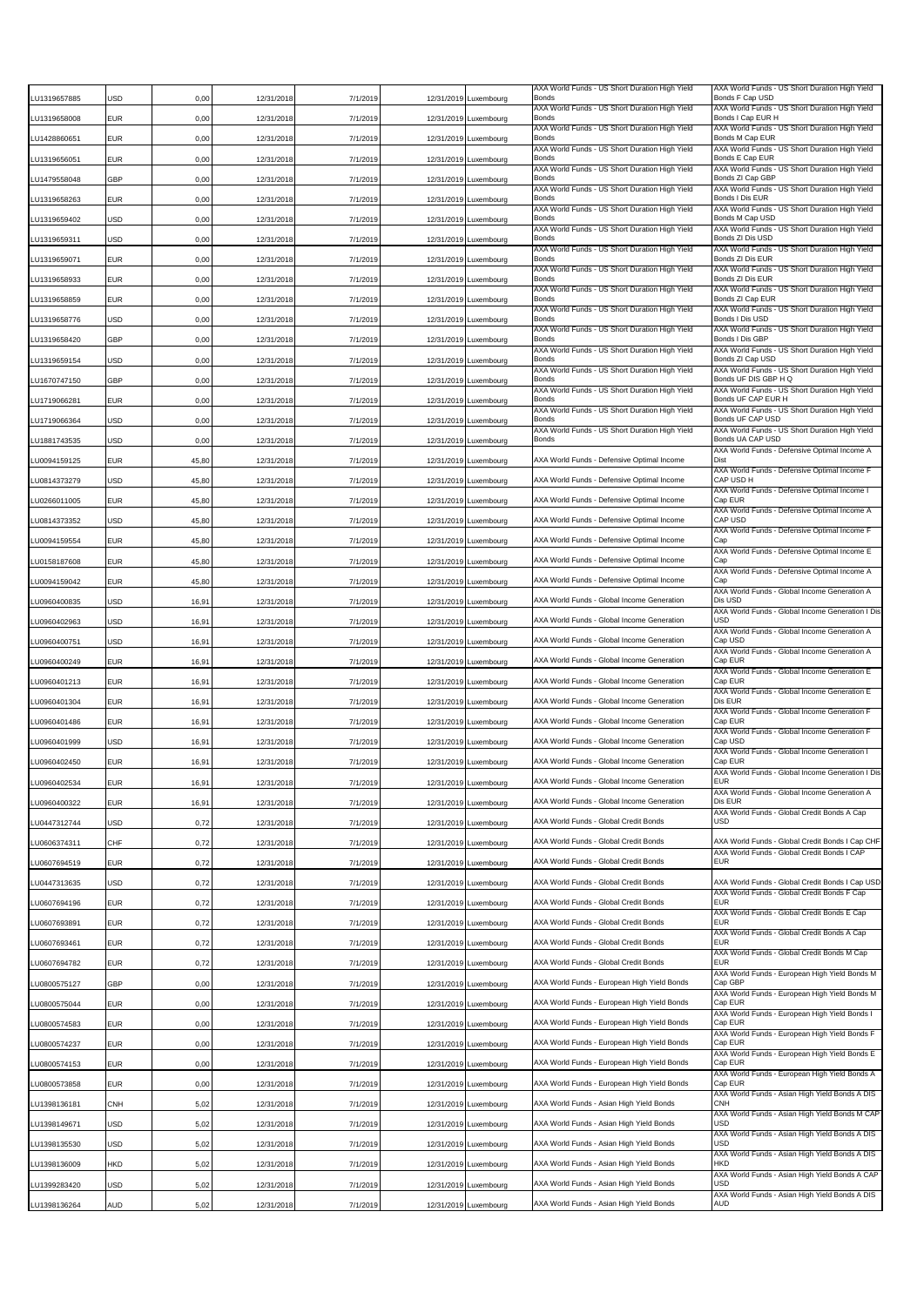| | | | | | | | | |
|---|---|---|---|---|---|---|---|---|
| LU1319657885 | USD | 0,00 | 12/31/2018 | 7/1/2019 | 12/31/2019 | Luxembourg | AXA World Funds - US Short Duration High Yield Bonds | AXA World Funds - US Short Duration High Yield Bonds F Cap USD |
| LU1319658008 | EUR | 0,00 | 12/31/2018 | 7/1/2019 | 12/31/2019 | Luxembourg | AXA World Funds - US Short Duration High Yield Bonds | AXA World Funds - US Short Duration High Yield Bonds I Cap EUR H |
| LU1428860651 | EUR | 0,00 | 12/31/2018 | 7/1/2019 | 12/31/2019 | Luxembourg | AXA World Funds - US Short Duration High Yield Bonds | AXA World Funds - US Short Duration High Yield Bonds M Cap EUR |
| LU1319656051 | EUR | 0,00 | 12/31/2018 | 7/1/2019 | 12/31/2019 | Luxembourg | AXA World Funds - US Short Duration High Yield Bonds | AXA World Funds - US Short Duration High Yield Bonds E Cap EUR |
| LU1479558048 | GBP | 0,00 | 12/31/2018 | 7/1/2019 | 12/31/2019 | Luxembourg | AXA World Funds - US Short Duration High Yield Bonds | AXA World Funds - US Short Duration High Yield Bonds ZI Cap GBP |
| LU1319658263 | EUR | 0,00 | 12/31/2018 | 7/1/2019 | 12/31/2019 | Luxembourg | AXA World Funds - US Short Duration High Yield Bonds | AXA World Funds - US Short Duration High Yield Bonds I Dis EUR |
| LU1319659402 | USD | 0,00 | 12/31/2018 | 7/1/2019 | 12/31/2019 | Luxembourg | AXA World Funds - US Short Duration High Yield Bonds | AXA World Funds - US Short Duration High Yield Bonds M Cap USD |
| LU1319659311 | USD | 0,00 | 12/31/2018 | 7/1/2019 | 12/31/2019 | Luxembourg | AXA World Funds - US Short Duration High Yield Bonds | AXA World Funds - US Short Duration High Yield Bonds ZI Dis USD |
| LU1319659071 | EUR | 0,00 | 12/31/2018 | 7/1/2019 | 12/31/2019 | Luxembourg | AXA World Funds - US Short Duration High Yield Bonds | AXA World Funds - US Short Duration High Yield Bonds ZI Dis EUR |
| LU1319658933 | EUR | 0,00 | 12/31/2018 | 7/1/2019 | 12/31/2019 | Luxembourg | AXA World Funds - US Short Duration High Yield Bonds | AXA World Funds - US Short Duration High Yield Bonds ZI Dis EUR |
| LU1319658859 | EUR | 0,00 | 12/31/2018 | 7/1/2019 | 12/31/2019 | Luxembourg | AXA World Funds - US Short Duration High Yield Bonds | AXA World Funds - US Short Duration High Yield Bonds ZI Cap EUR |
| LU1319658776 | USD | 0,00 | 12/31/2018 | 7/1/2019 | 12/31/2019 | Luxembourg | AXA World Funds - US Short Duration High Yield Bonds | AXA World Funds - US Short Duration High Yield Bonds I Dis USD |
| LU1319658420 | GBP | 0,00 | 12/31/2018 | 7/1/2019 | 12/31/2019 | Luxembourg | AXA World Funds - US Short Duration High Yield Bonds | AXA World Funds - US Short Duration High Yield Bonds I Dis GBP |
| LU1319659154 | USD | 0,00 | 12/31/2018 | 7/1/2019 | 12/31/2019 | Luxembourg | AXA World Funds - US Short Duration High Yield Bonds | AXA World Funds - US Short Duration High Yield Bonds ZI Cap USD |
| LU1670747150 | GBP | 0,00 | 12/31/2018 | 7/1/2019 | 12/31/2019 | Luxembourg | AXA World Funds - US Short Duration High Yield Bonds | AXA World Funds - US Short Duration High Yield Bonds UF DIS GBP H Q |
| LU1719066281 | EUR | 0,00 | 12/31/2018 | 7/1/2019 | 12/31/2019 | Luxembourg | AXA World Funds - US Short Duration High Yield Bonds | AXA World Funds - US Short Duration High Yield Bonds UF CAP EUR H |
| LU1719066364 | USD | 0,00 | 12/31/2018 | 7/1/2019 | 12/31/2019 | Luxembourg | AXA World Funds - US Short Duration High Yield Bonds | AXA World Funds - US Short Duration High Yield Bonds UF CAP USD |
| LU1881743535 | USD | 0,00 | 12/31/2018 | 7/1/2019 | 12/31/2019 | Luxembourg | AXA World Funds - US Short Duration High Yield Bonds | AXA World Funds - US Short Duration High Yield Bonds UA CAP USD |
| LU0094159125 | EUR | 45,80 | 12/31/2018 | 7/1/2019 | 12/31/2019 | Luxembourg | AXA World Funds - Defensive Optimal Income | AXA World Funds - Defensive Optimal Income A Dist |
| LU0814373279 | USD | 45,80 | 12/31/2018 | 7/1/2019 | 12/31/2019 | Luxembourg | AXA World Funds - Defensive Optimal Income | AXA World Funds - Defensive Optimal Income F CAP USD H |
| LU0266011005 | EUR | 45,80 | 12/31/2018 | 7/1/2019 | 12/31/2019 | Luxembourg | AXA World Funds - Defensive Optimal Income | AXA World Funds - Defensive Optimal Income I Cap EUR |
| LU0814373352 | USD | 45,80 | 12/31/2018 | 7/1/2019 | 12/31/2019 | Luxembourg | AXA World Funds - Defensive Optimal Income | AXA World Funds - Defensive Optimal Income A CAP USD |
| LU0094159554 | EUR | 45,80 | 12/31/2018 | 7/1/2019 | 12/31/2019 | Luxembourg | AXA World Funds - Defensive Optimal Income | AXA World Funds - Defensive Optimal Income F Cap |
| LU0158187608 | EUR | 45,80 | 12/31/2018 | 7/1/2019 | 12/31/2019 | Luxembourg | AXA World Funds - Defensive Optimal Income | AXA World Funds - Defensive Optimal Income E Cap |
| LU0094159042 | EUR | 45,80 | 12/31/2018 | 7/1/2019 | 12/31/2019 | Luxembourg | AXA World Funds - Defensive Optimal Income | AXA World Funds - Defensive Optimal Income A Cap |
| LU0960400835 | USD | 16,91 | 12/31/2018 | 7/1/2019 | 12/31/2019 | Luxembourg | AXA World Funds - Global Income Generation | AXA World Funds - Global Income Generation A Dis USD |
| LU0960402963 | USD | 16,91 | 12/31/2018 | 7/1/2019 | 12/31/2019 | Luxembourg | AXA World Funds - Global Income Generation | AXA World Funds - Global Income Generation I Dis USD |
| LU0960400751 | USD | 16,91 | 12/31/2018 | 7/1/2019 | 12/31/2019 | Luxembourg | AXA World Funds - Global Income Generation | AXA World Funds - Global Income Generation A Cap USD |
| LU0960400249 | EUR | 16,91 | 12/31/2018 | 7/1/2019 | 12/31/2019 | Luxembourg | AXA World Funds - Global Income Generation | AXA World Funds - Global Income Generation A Cap EUR |
| LU0960401213 | EUR | 16,91 | 12/31/2018 | 7/1/2019 | 12/31/2019 | Luxembourg | AXA World Funds - Global Income Generation | AXA World Funds - Global Income Generation E Cap EUR |
| LU0960401304 | EUR | 16,91 | 12/31/2018 | 7/1/2019 | 12/31/2019 | Luxembourg | AXA World Funds - Global Income Generation | AXA World Funds - Global Income Generation E Dis EUR |
| LU0960401486 | EUR | 16,91 | 12/31/2018 | 7/1/2019 | 12/31/2019 | Luxembourg | AXA World Funds - Global Income Generation | AXA World Funds - Global Income Generation F Cap EUR |
| LU0960401999 | USD | 16,91 | 12/31/2018 | 7/1/2019 | 12/31/2019 | Luxembourg | AXA World Funds - Global Income Generation | AXA World Funds - Global Income Generation F Cap USD |
| LU0960402450 | EUR | 16,91 | 12/31/2018 | 7/1/2019 | 12/31/2019 | Luxembourg | AXA World Funds - Global Income Generation | AXA World Funds - Global Income Generation I Cap EUR |
| LU0960402534 | EUR | 16,91 | 12/31/2018 | 7/1/2019 | 12/31/2019 | Luxembourg | AXA World Funds - Global Income Generation | AXA World Funds - Global Income Generation I Dis EUR |
| LU0960400322 | EUR | 16,91 | 12/31/2018 | 7/1/2019 | 12/31/2019 | Luxembourg | AXA World Funds - Global Income Generation | AXA World Funds - Global Income Generation A Dis EUR |
| LU0447312744 | USD | 0,72 | 12/31/2018 | 7/1/2019 | 12/31/2019 | Luxembourg | AXA World Funds - Global Credit Bonds | AXA World Funds - Global Credit Bonds A Cap USD |
| LU0606374311 | CHF | 0,72 | 12/31/2018 | 7/1/2019 | 12/31/2019 | Luxembourg | AXA World Funds - Global Credit Bonds | AXA World Funds - Global Credit Bonds I Cap CHF |
| LU0607694519 | EUR | 0,72 | 12/31/2018 | 7/1/2019 | 12/31/2019 | Luxembourg | AXA World Funds - Global Credit Bonds | AXA World Funds - Global Credit Bonds I CAP EUR |
| LU0447313635 | USD | 0,72 | 12/31/2018 | 7/1/2019 | 12/31/2019 | Luxembourg | AXA World Funds - Global Credit Bonds | AXA World Funds - Global Credit Bonds I Cap USD |
| LU0607694196 | EUR | 0,72 | 12/31/2018 | 7/1/2019 | 12/31/2019 | Luxembourg | AXA World Funds - Global Credit Bonds | AXA World Funds - Global Credit Bonds F Cap EUR |
| LU0607693891 | EUR | 0,72 | 12/31/2018 | 7/1/2019 | 12/31/2019 | Luxembourg | AXA World Funds - Global Credit Bonds | AXA World Funds - Global Credit Bonds E Cap EUR |
| LU0607693461 | EUR | 0,72 | 12/31/2018 | 7/1/2019 | 12/31/2019 | Luxembourg | AXA World Funds - Global Credit Bonds | AXA World Funds - Global Credit Bonds A Cap EUR |
| LU0607694782 | EUR | 0,72 | 12/31/2018 | 7/1/2019 | 12/31/2019 | Luxembourg | AXA World Funds - Global Credit Bonds | AXA World Funds - Global Credit Bonds M Cap EUR |
| LU0800575127 | GBP | 0,00 | 12/31/2018 | 7/1/2019 | 12/31/2019 | Luxembourg | AXA World Funds - European High Yield Bonds | AXA World Funds - European High Yield Bonds M Cap GBP |
| LU0800575044 | EUR | 0,00 | 12/31/2018 | 7/1/2019 | 12/31/2019 | Luxembourg | AXA World Funds - European High Yield Bonds | AXA World Funds - European High Yield Bonds M Cap EUR |
| LU0800574583 | EUR | 0,00 | 12/31/2018 | 7/1/2019 | 12/31/2019 | Luxembourg | AXA World Funds - European High Yield Bonds | AXA World Funds - European High Yield Bonds I Cap EUR |
| LU0800574237 | EUR | 0,00 | 12/31/2018 | 7/1/2019 | 12/31/2019 | Luxembourg | AXA World Funds - European High Yield Bonds | AXA World Funds - European High Yield Bonds F Cap EUR |
| LU0800574153 | EUR | 0,00 | 12/31/2018 | 7/1/2019 | 12/31/2019 | Luxembourg | AXA World Funds - European High Yield Bonds | AXA World Funds - European High Yield Bonds E Cap EUR |
| LU0800573858 | EUR | 0,00 | 12/31/2018 | 7/1/2019 | 12/31/2019 | Luxembourg | AXA World Funds - European High Yield Bonds | AXA World Funds - European High Yield Bonds A Cap EUR |
| LU1398136181 | CNH | 5,02 | 12/31/2018 | 7/1/2019 | 12/31/2019 | Luxembourg | AXA World Funds - Asian High Yield Bonds | AXA World Funds - Asian High Yield Bonds A DIS CNH |
| LU1398149671 | USD | 5,02 | 12/31/2018 | 7/1/2019 | 12/31/2019 | Luxembourg | AXA World Funds - Asian High Yield Bonds | AXA World Funds - Asian High Yield Bonds M CAP USD |
| LU1398135530 | USD | 5,02 | 12/31/2018 | 7/1/2019 | 12/31/2019 | Luxembourg | AXA World Funds - Asian High Yield Bonds | AXA World Funds - Asian High Yield Bonds A DIS USD |
| LU1398136009 | HKD | 5,02 | 12/31/2018 | 7/1/2019 | 12/31/2019 | Luxembourg | AXA World Funds - Asian High Yield Bonds | AXA World Funds - Asian High Yield Bonds A DIS HKD |
| LU1399283420 | USD | 5,02 | 12/31/2018 | 7/1/2019 | 12/31/2019 | Luxembourg | AXA World Funds - Asian High Yield Bonds | AXA World Funds - Asian High Yield Bonds A CAP USD |
| LU1398136264 | AUD | 5,02 | 12/31/2018 | 7/1/2019 | 12/31/2019 | Luxembourg | AXA World Funds - Asian High Yield Bonds | AXA World Funds - Asian High Yield Bonds A DIS AUD |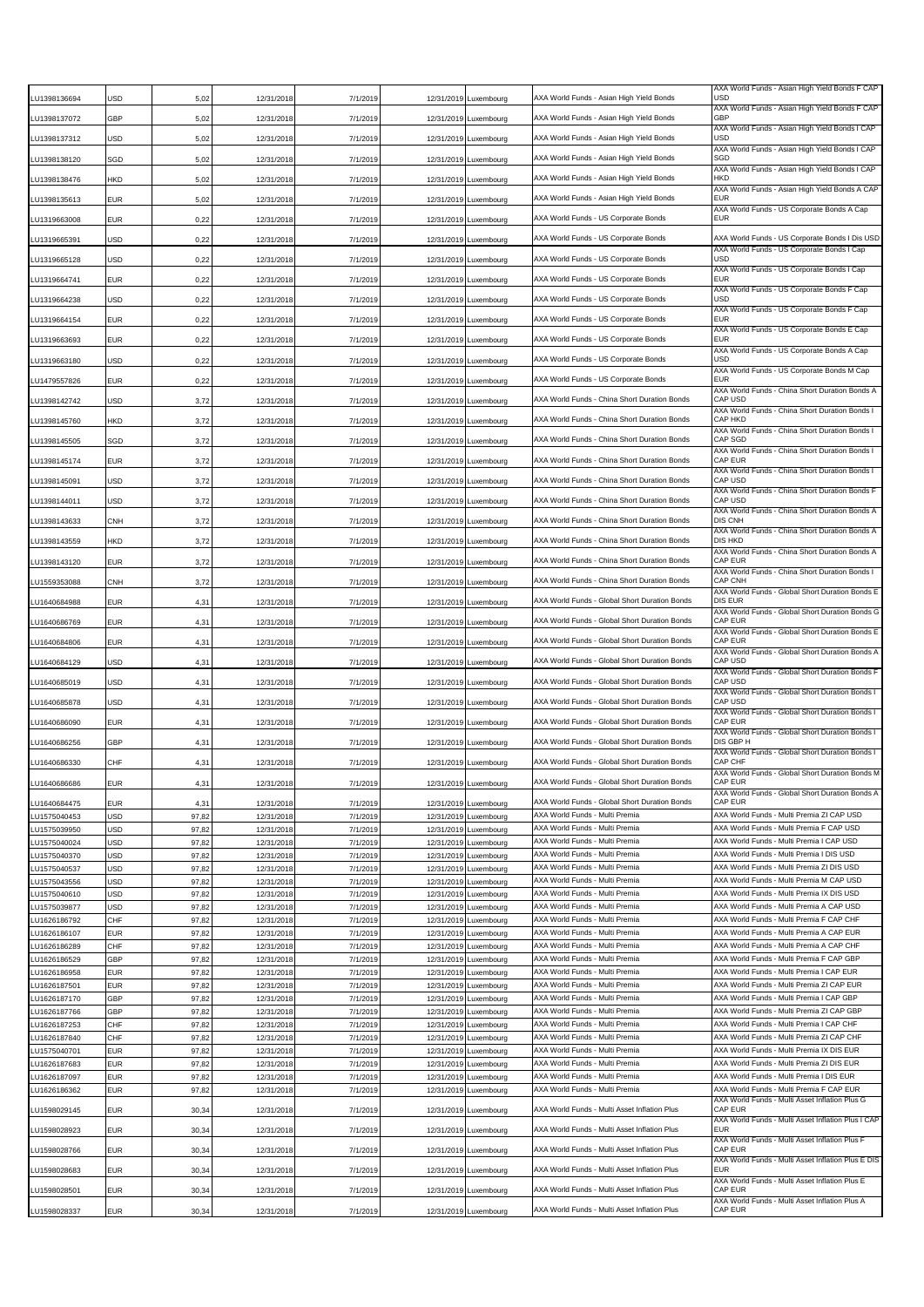| | | | | | | | | |
|---|---|---|---|---|---|---|---|---|
| LU1398136694 | USD | 5,02 | 12/31/2018 | 7/1/2019 | 12/31/2019 | Luxembourg | AXA World Funds - Asian High Yield Bonds | AXA World Funds - Asian High Yield Bonds F CAP USD |
| LU1398137072 | GBP | 5,02 | 12/31/2018 | 7/1/2019 | 12/31/2019 | Luxembourg | AXA World Funds - Asian High Yield Bonds | AXA World Funds - Asian High Yield Bonds F CAP GBP |
| LU1398137312 | USD | 5,02 | 12/31/2018 | 7/1/2019 | 12/31/2019 | Luxembourg | AXA World Funds - Asian High Yield Bonds | AXA World Funds - Asian High Yield Bonds I CAP USD |
| LU1398138120 | SGD | 5,02 | 12/31/2018 | 7/1/2019 | 12/31/2019 | Luxembourg | AXA World Funds - Asian High Yield Bonds | AXA World Funds - Asian High Yield Bonds I CAP SGD |
| LU1398138476 | HKD | 5,02 | 12/31/2018 | 7/1/2019 | 12/31/2019 | Luxembourg | AXA World Funds - Asian High Yield Bonds | AXA World Funds - Asian High Yield Bonds I CAP HKD |
| LU1398135613 | EUR | 5,02 | 12/31/2018 | 7/1/2019 | 12/31/2019 | Luxembourg | AXA World Funds - Asian High Yield Bonds | AXA World Funds - Asian High Yield Bonds A CAP EUR |
| LU1319663008 | EUR | 0,22 | 12/31/2018 | 7/1/2019 | 12/31/2019 | Luxembourg | AXA World Funds - US Corporate Bonds | AXA World Funds - US Corporate Bonds A Cap EUR |
| LU1319665391 | USD | 0,22 | 12/31/2018 | 7/1/2019 | 12/31/2019 | Luxembourg | AXA World Funds - US Corporate Bonds | AXA World Funds - US Corporate Bonds I Dis USD |
| LU1319665128 | USD | 0,22 | 12/31/2018 | 7/1/2019 | 12/31/2019 | Luxembourg | AXA World Funds - US Corporate Bonds | AXA World Funds - US Corporate Bonds I Cap USD |
| LU1319664741 | EUR | 0,22 | 12/31/2018 | 7/1/2019 | 12/31/2019 | Luxembourg | AXA World Funds - US Corporate Bonds | AXA World Funds - US Corporate Bonds I Cap EUR |
| LU1319664238 | USD | 0,22 | 12/31/2018 | 7/1/2019 | 12/31/2019 | Luxembourg | AXA World Funds - US Corporate Bonds | AXA World Funds - US Corporate Bonds F Cap USD |
| LU1319664154 | EUR | 0,22 | 12/31/2018 | 7/1/2019 | 12/31/2019 | Luxembourg | AXA World Funds - US Corporate Bonds | AXA World Funds - US Corporate Bonds F Cap EUR |
| LU1319663693 | EUR | 0,22 | 12/31/2018 | 7/1/2019 | 12/31/2019 | Luxembourg | AXA World Funds - US Corporate Bonds | AXA World Funds - US Corporate Bonds E Cap EUR |
| LU1319663180 | USD | 0,22 | 12/31/2018 | 7/1/2019 | 12/31/2019 | Luxembourg | AXA World Funds - US Corporate Bonds | AXA World Funds - US Corporate Bonds A Cap USD |
| LU1479557826 | EUR | 0,22 | 12/31/2018 | 7/1/2019 | 12/31/2019 | Luxembourg | AXA World Funds - US Corporate Bonds | AXA World Funds - US Corporate Bonds M Cap EUR |
| LU1398142742 | USD | 3,72 | 12/31/2018 | 7/1/2019 | 12/31/2019 | Luxembourg | AXA World Funds - China Short Duration Bonds | AXA World Funds - China Short Duration Bonds A CAP USD |
| LU1398145760 | HKD | 3,72 | 12/31/2018 | 7/1/2019 | 12/31/2019 | Luxembourg | AXA World Funds - China Short Duration Bonds | AXA World Funds - China Short Duration Bonds I CAP HKD |
| LU1398145505 | SGD | 3,72 | 12/31/2018 | 7/1/2019 | 12/31/2019 | Luxembourg | AXA World Funds - China Short Duration Bonds | AXA World Funds - China Short Duration Bonds I CAP SGD |
| LU1398145174 | EUR | 3,72 | 12/31/2018 | 7/1/2019 | 12/31/2019 | Luxembourg | AXA World Funds - China Short Duration Bonds | AXA World Funds - China Short Duration Bonds I CAP EUR |
| LU1398145091 | USD | 3,72 | 12/31/2018 | 7/1/2019 | 12/31/2019 | Luxembourg | AXA World Funds - China Short Duration Bonds | AXA World Funds - China Short Duration Bonds I CAP USD |
| LU1398144011 | USD | 3,72 | 12/31/2018 | 7/1/2019 | 12/31/2019 | Luxembourg | AXA World Funds - China Short Duration Bonds | AXA World Funds - China Short Duration Bonds F CAP USD |
| LU1398143633 | CNH | 3,72 | 12/31/2018 | 7/1/2019 | 12/31/2019 | Luxembourg | AXA World Funds - China Short Duration Bonds | AXA World Funds - China Short Duration Bonds A DIS CNH |
| LU1398143559 | HKD | 3,72 | 12/31/2018 | 7/1/2019 | 12/31/2019 | Luxembourg | AXA World Funds - China Short Duration Bonds | AXA World Funds - China Short Duration Bonds A DIS HKD |
| LU1398143120 | EUR | 3,72 | 12/31/2018 | 7/1/2019 | 12/31/2019 | Luxembourg | AXA World Funds - China Short Duration Bonds | AXA World Funds - China Short Duration Bonds A CAP EUR |
| LU1559353088 | CNH | 3,72 | 12/31/2018 | 7/1/2019 | 12/31/2019 | Luxembourg | AXA World Funds - China Short Duration Bonds | AXA World Funds - China Short Duration Bonds I CAP CNH |
| LU1640684988 | EUR | 4,31 | 12/31/2018 | 7/1/2019 | 12/31/2019 | Luxembourg | AXA World Funds - Global Short Duration Bonds | AXA World Funds - Global Short Duration Bonds E DIS EUR |
| LU1640686769 | EUR | 4,31 | 12/31/2018 | 7/1/2019 | 12/31/2019 | Luxembourg | AXA World Funds - Global Short Duration Bonds | AXA World Funds - Global Short Duration Bonds G CAP EUR |
| LU1640684806 | EUR | 4,31 | 12/31/2018 | 7/1/2019 | 12/31/2019 | Luxembourg | AXA World Funds - Global Short Duration Bonds | AXA World Funds - Global Short Duration Bonds E CAP EUR |
| LU1640684129 | USD | 4,31 | 12/31/2018 | 7/1/2019 | 12/31/2019 | Luxembourg | AXA World Funds - Global Short Duration Bonds | AXA World Funds - Global Short Duration Bonds A CAP USD |
| LU1640685019 | USD | 4,31 | 12/31/2018 | 7/1/2019 | 12/31/2019 | Luxembourg | AXA World Funds - Global Short Duration Bonds | AXA World Funds - Global Short Duration Bonds F CAP USD |
| LU1640685878 | USD | 4,31 | 12/31/2018 | 7/1/2019 | 12/31/2019 | Luxembourg | AXA World Funds - Global Short Duration Bonds | AXA World Funds - Global Short Duration Bonds I CAP USD |
| LU1640686090 | EUR | 4,31 | 12/31/2018 | 7/1/2019 | 12/31/2019 | Luxembourg | AXA World Funds - Global Short Duration Bonds | AXA World Funds - Global Short Duration Bonds I CAP EUR |
| LU1640686256 | GBP | 4,31 | 12/31/2018 | 7/1/2019 | 12/31/2019 | Luxembourg | AXA World Funds - Global Short Duration Bonds | AXA World Funds - Global Short Duration Bonds I DIS GBP H |
| LU1640686330 | CHF | 4,31 | 12/31/2018 | 7/1/2019 | 12/31/2019 | Luxembourg | AXA World Funds - Global Short Duration Bonds | AXA World Funds - Global Short Duration Bonds I CAP CHF |
| LU1640686686 | EUR | 4,31 | 12/31/2018 | 7/1/2019 | 12/31/2019 | Luxembourg | AXA World Funds - Global Short Duration Bonds | AXA World Funds - Global Short Duration Bonds M CAP EUR |
| LU1640684475 | EUR | 4,31 | 12/31/2018 | 7/1/2019 | 12/31/2019 | Luxembourg | AXA World Funds - Global Short Duration Bonds | AXA World Funds - Global Short Duration Bonds A CAP EUR |
| LU1575040453 | USD | 97,82 | 12/31/2018 | 7/1/2019 | 12/31/2019 | Luxembourg | AXA World Funds - Multi Premia | AXA World Funds - Multi Premia ZI CAP USD |
| LU1575039950 | USD | 97,82 | 12/31/2018 | 7/1/2019 | 12/31/2019 | Luxembourg | AXA World Funds - Multi Premia | AXA World Funds - Multi Premia F CAP USD |
| LU1575040024 | USD | 97,82 | 12/31/2018 | 7/1/2019 | 12/31/2019 | Luxembourg | AXA World Funds - Multi Premia | AXA World Funds - Multi Premia I CAP USD |
| LU1575040370 | USD | 97,82 | 12/31/2018 | 7/1/2019 | 12/31/2019 | Luxembourg | AXA World Funds - Multi Premia | AXA World Funds - Multi Premia I DIS USD |
| LU1575040537 | USD | 97,82 | 12/31/2018 | 7/1/2019 | 12/31/2019 | Luxembourg | AXA World Funds - Multi Premia | AXA World Funds - Multi Premia ZI DIS USD |
| LU1575043556 | USD | 97,82 | 12/31/2018 | 7/1/2019 | 12/31/2019 | Luxembourg | AXA World Funds - Multi Premia | AXA World Funds - Multi Premia M CAP USD |
| LU1575040610 | USD | 97,82 | 12/31/2018 | 7/1/2019 | 12/31/2019 | Luxembourg | AXA World Funds - Multi Premia | AXA World Funds - Multi Premia IX DIS USD |
| LU1575039877 | USD | 97,82 | 12/31/2018 | 7/1/2019 | 12/31/2019 | Luxembourg | AXA World Funds - Multi Premia | AXA World Funds - Multi Premia A CAP USD |
| LU1626186792 | CHF | 97,82 | 12/31/2018 | 7/1/2019 | 12/31/2019 | Luxembourg | AXA World Funds - Multi Premia | AXA World Funds - Multi Premia F CAP CHF |
| LU1626186107 | EUR | 97,82 | 12/31/2018 | 7/1/2019 | 12/31/2019 | Luxembourg | AXA World Funds - Multi Premia | AXA World Funds - Multi Premia A CAP EUR |
| LU1626186289 | CHF | 97,82 | 12/31/2018 | 7/1/2019 | 12/31/2019 | Luxembourg | AXA World Funds - Multi Premia | AXA World Funds - Multi Premia A CAP CHF |
| LU1626186529 | GBP | 97,82 | 12/31/2018 | 7/1/2019 | 12/31/2019 | Luxembourg | AXA World Funds - Multi Premia | AXA World Funds - Multi Premia F CAP GBP |
| LU1626186958 | EUR | 97,82 | 12/31/2018 | 7/1/2019 | 12/31/2019 | Luxembourg | AXA World Funds - Multi Premia | AXA World Funds - Multi Premia I CAP EUR |
| LU1626187501 | EUR | 97,82 | 12/31/2018 | 7/1/2019 | 12/31/2019 | Luxembourg | AXA World Funds - Multi Premia | AXA World Funds - Multi Premia ZI CAP EUR |
| LU1626187170 | GBP | 97,82 | 12/31/2018 | 7/1/2019 | 12/31/2019 | Luxembourg | AXA World Funds - Multi Premia | AXA World Funds - Multi Premia I CAP GBP |
| LU1626187766 | GBP | 97,82 | 12/31/2018 | 7/1/2019 | 12/31/2019 | Luxembourg | AXA World Funds - Multi Premia | AXA World Funds - Multi Premia ZI CAP GBP |
| LU1626187253 | CHF | 97,82 | 12/31/2018 | 7/1/2019 | 12/31/2019 | Luxembourg | AXA World Funds - Multi Premia | AXA World Funds - Multi Premia I CAP CHF |
| LU1626187840 | CHF | 97,82 | 12/31/2018 | 7/1/2019 | 12/31/2019 | Luxembourg | AXA World Funds - Multi Premia | AXA World Funds - Multi Premia ZI CAP CHF |
| LU1575040701 | EUR | 97,82 | 12/31/2018 | 7/1/2019 | 12/31/2019 | Luxembourg | AXA World Funds - Multi Premia | AXA World Funds - Multi Premia IX DIS EUR |
| LU1626187683 | EUR | 97,82 | 12/31/2018 | 7/1/2019 | 12/31/2019 | Luxembourg | AXA World Funds - Multi Premia | AXA World Funds - Multi Premia ZI DIS EUR |
| LU1626187097 | EUR | 97,82 | 12/31/2018 | 7/1/2019 | 12/31/2019 | Luxembourg | AXA World Funds - Multi Premia | AXA World Funds - Multi Premia I DIS EUR |
| LU1626186362 | EUR | 97,82 | 12/31/2018 | 7/1/2019 | 12/31/2019 | Luxembourg | AXA World Funds - Multi Premia | AXA World Funds - Multi Premia F CAP EUR |
| LU1598029145 | EUR | 30,34 | 12/31/2018 | 7/1/2019 | 12/31/2019 | Luxembourg | AXA World Funds - Multi Asset Inflation Plus | AXA World Funds - Multi Asset Inflation Plus G CAP EUR |
| LU1598028923 | EUR | 30,34 | 12/31/2018 | 7/1/2019 | 12/31/2019 | Luxembourg | AXA World Funds - Multi Asset Inflation Plus | AXA World Funds - Multi Asset Inflation Plus I CAP EUR |
| LU1598028766 | EUR | 30,34 | 12/31/2018 | 7/1/2019 | 12/31/2019 | Luxembourg | AXA World Funds - Multi Asset Inflation Plus | AXA World Funds - Multi Asset Inflation Plus F CAP EUR |
| LU1598028683 | EUR | 30,34 | 12/31/2018 | 7/1/2019 | 12/31/2019 | Luxembourg | AXA World Funds - Multi Asset Inflation Plus | AXA World Funds - Multi Asset Inflation Plus E DIS EUR |
| LU1598028501 | EUR | 30,34 | 12/31/2018 | 7/1/2019 | 12/31/2019 | Luxembourg | AXA World Funds - Multi Asset Inflation Plus | AXA World Funds - Multi Asset Inflation Plus E CAP EUR |
| LU1598028337 | EUR | 30,34 | 12/31/2018 | 7/1/2019 | 12/31/2019 | Luxembourg | AXA World Funds - Multi Asset Inflation Plus | AXA World Funds - Multi Asset Inflation Plus A CAP EUR |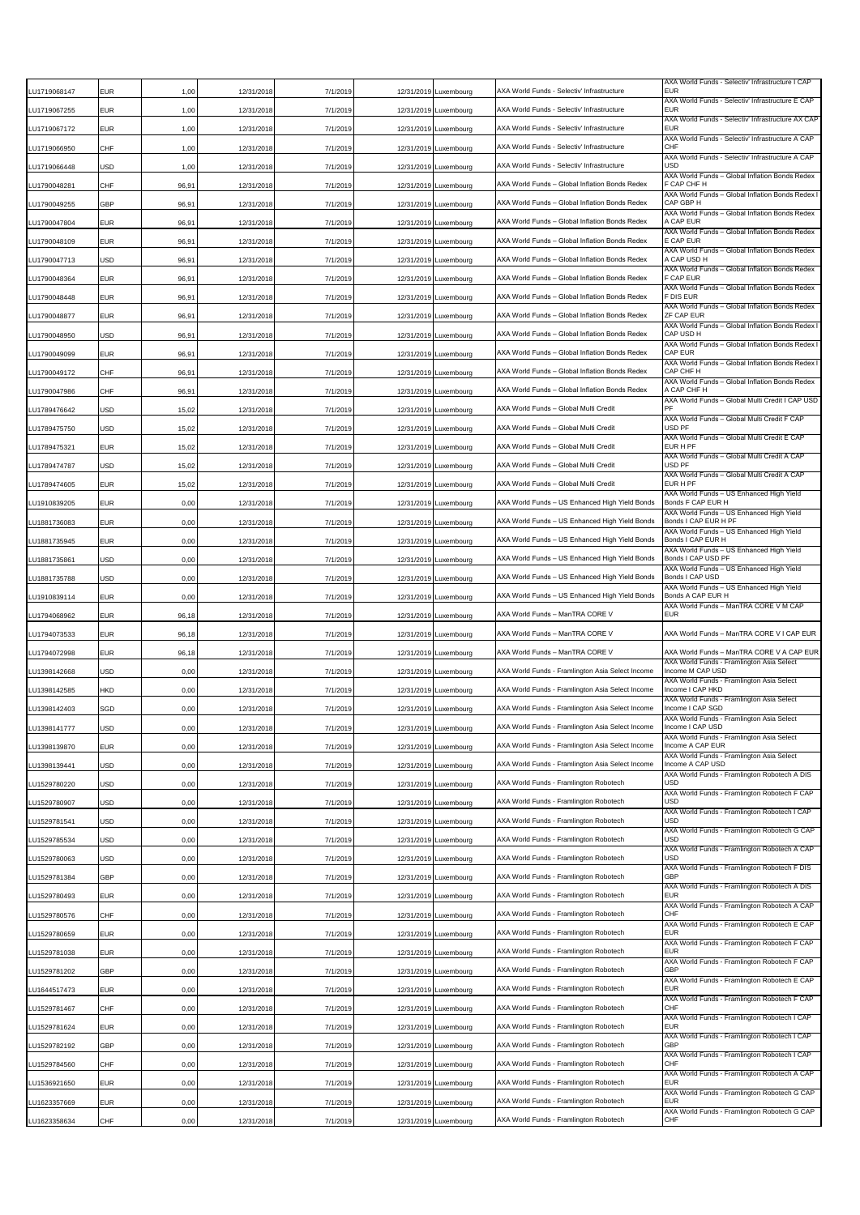| | | | | | | | | |
|---|---|---|---|---|---|---|---|---|
| LU1719068147 | EUR | 1,00 | 12/31/2018 | 7/1/2019 | 12/31/2019 | Luxembourg | AXA World Funds - Selectiv' Infrastructure | AXA World Funds - Selectiv' Infrastructure I CAP EUR |
| LU1719067255 | EUR | 1,00 | 12/31/2018 | 7/1/2019 | 12/31/2019 | Luxembourg | AXA World Funds - Selectiv' Infrastructure | AXA World Funds - Selectiv' Infrastructure E CAP EUR |
| LU1719067172 | EUR | 1,00 | 12/31/2018 | 7/1/2019 | 12/31/2019 | Luxembourg | AXA World Funds - Selectiv' Infrastructure | AXA World Funds - Selectiv' Infrastructure AX CAP EUR |
| LU1719066950 | CHF | 1,00 | 12/31/2018 | 7/1/2019 | 12/31/2019 | Luxembourg | AXA World Funds - Selectiv' Infrastructure | AXA World Funds - Selectiv' Infrastructure A CAP CHF |
| LU1719066448 | USD | 1,00 | 12/31/2018 | 7/1/2019 | 12/31/2019 | Luxembourg | AXA World Funds - Selectiv' Infrastructure | AXA World Funds - Selectiv' Infrastructure A CAP USD |
| LU1790048281 | CHF | 96,91 | 12/31/2018 | 7/1/2019 | 12/31/2019 | Luxembourg | AXA World Funds – Global Inflation Bonds Redex | AXA World Funds – Global Inflation Bonds Redex F CAP CHF H |
| LU1790049255 | GBP | 96,91 | 12/31/2018 | 7/1/2019 | 12/31/2019 | Luxembourg | AXA World Funds – Global Inflation Bonds Redex | AXA World Funds – Global Inflation Bonds Redex I CAP GBP H |
| LU1790047804 | EUR | 96,91 | 12/31/2018 | 7/1/2019 | 12/31/2019 | Luxembourg | AXA World Funds – Global Inflation Bonds Redex | AXA World Funds – Global Inflation Bonds Redex A CAP EUR |
| LU1790048109 | EUR | 96,91 | 12/31/2018 | 7/1/2019 | 12/31/2019 | Luxembourg | AXA World Funds – Global Inflation Bonds Redex | AXA World Funds – Global Inflation Bonds Redex E CAP EUR |
| LU1790047713 | USD | 96,91 | 12/31/2018 | 7/1/2019 | 12/31/2019 | Luxembourg | AXA World Funds – Global Inflation Bonds Redex | AXA World Funds – Global Inflation Bonds Redex A CAP USD H |
| LU1790048364 | EUR | 96,91 | 12/31/2018 | 7/1/2019 | 12/31/2019 | Luxembourg | AXA World Funds – Global Inflation Bonds Redex | AXA World Funds – Global Inflation Bonds Redex F CAP EUR |
| LU1790048448 | EUR | 96,91 | 12/31/2018 | 7/1/2019 | 12/31/2019 | Luxembourg | AXA World Funds – Global Inflation Bonds Redex | AXA World Funds – Global Inflation Bonds Redex F DIS EUR |
| LU1790048877 | EUR | 96,91 | 12/31/2018 | 7/1/2019 | 12/31/2019 | Luxembourg | AXA World Funds – Global Inflation Bonds Redex | AXA World Funds – Global Inflation Bonds Redex ZF CAP EUR |
| LU1790048950 | USD | 96,91 | 12/31/2018 | 7/1/2019 | 12/31/2019 | Luxembourg | AXA World Funds – Global Inflation Bonds Redex | AXA World Funds – Global Inflation Bonds Redex I CAP USD H |
| LU1790049099 | EUR | 96,91 | 12/31/2018 | 7/1/2019 | 12/31/2019 | Luxembourg | AXA World Funds – Global Inflation Bonds Redex | AXA World Funds – Global Inflation Bonds Redex I CAP EUR |
| LU1790049172 | CHF | 96,91 | 12/31/2018 | 7/1/2019 | 12/31/2019 | Luxembourg | AXA World Funds – Global Inflation Bonds Redex | AXA World Funds – Global Inflation Bonds Redex I CAP CHF H |
| LU1790047986 | CHF | 96,91 | 12/31/2018 | 7/1/2019 | 12/31/2019 | Luxembourg | AXA World Funds – Global Inflation Bonds Redex | AXA World Funds – Global Inflation Bonds Redex A CAP CHF H |
| LU1789476642 | USD | 15,02 | 12/31/2018 | 7/1/2019 | 12/31/2019 | Luxembourg | AXA World Funds – Global Multi Credit | AXA World Funds – Global Multi Credit I CAP USD PF |
| LU1789475750 | USD | 15,02 | 12/31/2018 | 7/1/2019 | 12/31/2019 | Luxembourg | AXA World Funds – Global Multi Credit | AXA World Funds – Global Multi Credit F CAP USD PF |
| LU1789475321 | EUR | 15,02 | 12/31/2018 | 7/1/2019 | 12/31/2019 | Luxembourg | AXA World Funds – Global Multi Credit | AXA World Funds – Global Multi Credit E CAP EUR H PF |
| LU1789474787 | USD | 15,02 | 12/31/2018 | 7/1/2019 | 12/31/2019 | Luxembourg | AXA World Funds – Global Multi Credit | AXA World Funds – Global Multi Credit A CAP USD PF |
| LU1789474605 | EUR | 15,02 | 12/31/2018 | 7/1/2019 | 12/31/2019 | Luxembourg | AXA World Funds – Global Multi Credit | AXA World Funds – Global Multi Credit A CAP EUR H PF |
| LU1910839205 | EUR | 0,00 | 12/31/2018 | 7/1/2019 | 12/31/2019 | Luxembourg | AXA World Funds – US Enhanced High Yield Bonds | AXA World Funds – US Enhanced High Yield Bonds F CAP EUR H |
| LU1881736083 | EUR | 0,00 | 12/31/2018 | 7/1/2019 | 12/31/2019 | Luxembourg | AXA World Funds – US Enhanced High Yield Bonds | AXA World Funds – US Enhanced High Yield Bonds I CAP EUR H PF |
| LU1881735945 | EUR | 0,00 | 12/31/2018 | 7/1/2019 | 12/31/2019 | Luxembourg | AXA World Funds – US Enhanced High Yield Bonds | AXA World Funds – US Enhanced High Yield Bonds I CAP EUR H |
| LU1881735861 | USD | 0,00 | 12/31/2018 | 7/1/2019 | 12/31/2019 | Luxembourg | AXA World Funds – US Enhanced High Yield Bonds | AXA World Funds – US Enhanced High Yield Bonds I CAP USD PF |
| LU1881735788 | USD | 0,00 | 12/31/2018 | 7/1/2019 | 12/31/2019 | Luxembourg | AXA World Funds – US Enhanced High Yield Bonds | AXA World Funds – US Enhanced High Yield Bonds I CAP USD |
| LU1910839114 | EUR | 0,00 | 12/31/2018 | 7/1/2019 | 12/31/2019 | Luxembourg | AXA World Funds – US Enhanced High Yield Bonds | AXA World Funds – US Enhanced High Yield Bonds A CAP EUR H |
| LU1794068962 | EUR | 96,18 | 12/31/2018 | 7/1/2019 | 12/31/2019 | Luxembourg | AXA World Funds – ManTRA CORE V | AXA World Funds – ManTRA CORE V M CAP EUR |
| LU1794073533 | EUR | 96,18 | 12/31/2018 | 7/1/2019 | 12/31/2019 | Luxembourg | AXA World Funds – ManTRA CORE V | AXA World Funds – ManTRA CORE V I CAP EUR |
| LU1794072998 | EUR | 96,18 | 12/31/2018 | 7/1/2019 | 12/31/2019 | Luxembourg | AXA World Funds – ManTRA CORE V | AXA World Funds – ManTRA CORE V A CAP EUR |
| LU1398142668 | USD | 0,00 | 12/31/2018 | 7/1/2019 | 12/31/2019 | Luxembourg | AXA World Funds - Framlington Asia Select Income | AXA World Funds - Framlington Asia Select Income M CAP USD |
| LU1398142585 | HKD | 0,00 | 12/31/2018 | 7/1/2019 | 12/31/2019 | Luxembourg | AXA World Funds - Framlington Asia Select Income | AXA World Funds - Framlington Asia Select Income I CAP HKD |
| LU1398142403 | SGD | 0,00 | 12/31/2018 | 7/1/2019 | 12/31/2019 | Luxembourg | AXA World Funds - Framlington Asia Select Income | AXA World Funds - Framlington Asia Select Income I CAP SGD |
| LU1398141777 | USD | 0,00 | 12/31/2018 | 7/1/2019 | 12/31/2019 | Luxembourg | AXA World Funds - Framlington Asia Select Income | AXA World Funds - Framlington Asia Select Income I CAP USD |
| LU1398139870 | EUR | 0,00 | 12/31/2018 | 7/1/2019 | 12/31/2019 | Luxembourg | AXA World Funds - Framlington Asia Select Income | AXA World Funds - Framlington Asia Select Income A CAP EUR |
| LU1398139441 | USD | 0,00 | 12/31/2018 | 7/1/2019 | 12/31/2019 | Luxembourg | AXA World Funds - Framlington Asia Select Income | AXA World Funds - Framlington Asia Select Income A CAP USD |
| LU1529780220 | USD | 0,00 | 12/31/2018 | 7/1/2019 | 12/31/2019 | Luxembourg | AXA World Funds - Framlington Robotech | AXA World Funds - Framlington Robotech A DIS USD |
| LU1529780907 | USD | 0,00 | 12/31/2018 | 7/1/2019 | 12/31/2019 | Luxembourg | AXA World Funds - Framlington Robotech | AXA World Funds - Framlington Robotech F CAP USD |
| LU1529781541 | USD | 0,00 | 12/31/2018 | 7/1/2019 | 12/31/2019 | Luxembourg | AXA World Funds - Framlington Robotech | AXA World Funds - Framlington Robotech I CAP USD |
| LU1529785534 | USD | 0,00 | 12/31/2018 | 7/1/2019 | 12/31/2019 | Luxembourg | AXA World Funds - Framlington Robotech | AXA World Funds - Framlington Robotech G CAP USD |
| LU1529780063 | USD | 0,00 | 12/31/2018 | 7/1/2019 | 12/31/2019 | Luxembourg | AXA World Funds - Framlington Robotech | AXA World Funds - Framlington Robotech A CAP USD |
| LU1529781384 | GBP | 0,00 | 12/31/2018 | 7/1/2019 | 12/31/2019 | Luxembourg | AXA World Funds - Framlington Robotech | AXA World Funds - Framlington Robotech F DIS GBP |
| LU1529780493 | EUR | 0,00 | 12/31/2018 | 7/1/2019 | 12/31/2019 | Luxembourg | AXA World Funds - Framlington Robotech | AXA World Funds - Framlington Robotech A DIS EUR |
| LU1529780576 | CHF | 0,00 | 12/31/2018 | 7/1/2019 | 12/31/2019 | Luxembourg | AXA World Funds - Framlington Robotech | AXA World Funds - Framlington Robotech A CAP CHF |
| LU1529780659 | EUR | 0,00 | 12/31/2018 | 7/1/2019 | 12/31/2019 | Luxembourg | AXA World Funds - Framlington Robotech | AXA World Funds - Framlington Robotech E CAP EUR |
| LU1529781038 | EUR | 0,00 | 12/31/2018 | 7/1/2019 | 12/31/2019 | Luxembourg | AXA World Funds - Framlington Robotech | AXA World Funds - Framlington Robotech F CAP EUR |
| LU1529781202 | GBP | 0,00 | 12/31/2018 | 7/1/2019 | 12/31/2019 | Luxembourg | AXA World Funds - Framlington Robotech | AXA World Funds - Framlington Robotech F CAP GBP |
| LU1644517473 | EUR | 0,00 | 12/31/2018 | 7/1/2019 | 12/31/2019 | Luxembourg | AXA World Funds - Framlington Robotech | AXA World Funds - Framlington Robotech E CAP EUR |
| LU1529781467 | CHF | 0,00 | 12/31/2018 | 7/1/2019 | 12/31/2019 | Luxembourg | AXA World Funds - Framlington Robotech | AXA World Funds - Framlington Robotech F CAP CHF |
| LU1529781624 | EUR | 0,00 | 12/31/2018 | 7/1/2019 | 12/31/2019 | Luxembourg | AXA World Funds - Framlington Robotech | AXA World Funds - Framlington Robotech I CAP EUR |
| LU1529782192 | GBP | 0,00 | 12/31/2018 | 7/1/2019 | 12/31/2019 | Luxembourg | AXA World Funds - Framlington Robotech | AXA World Funds - Framlington Robotech I CAP GBP |
| LU1529784560 | CHF | 0,00 | 12/31/2018 | 7/1/2019 | 12/31/2019 | Luxembourg | AXA World Funds - Framlington Robotech | AXA World Funds - Framlington Robotech I CAP CHF |
| LU1536921650 | EUR | 0,00 | 12/31/2018 | 7/1/2019 | 12/31/2019 | Luxembourg | AXA World Funds - Framlington Robotech | AXA World Funds - Framlington Robotech A CAP EUR |
| LU1623357669 | EUR | 0,00 | 12/31/2018 | 7/1/2019 | 12/31/2019 | Luxembourg | AXA World Funds - Framlington Robotech | AXA World Funds - Framlington Robotech G CAP EUR |
| LU1623358634 | CHF | 0,00 | 12/31/2018 | 7/1/2019 | 12/31/2019 | Luxembourg | AXA World Funds - Framlington Robotech | AXA World Funds - Framlington Robotech G CAP CHF |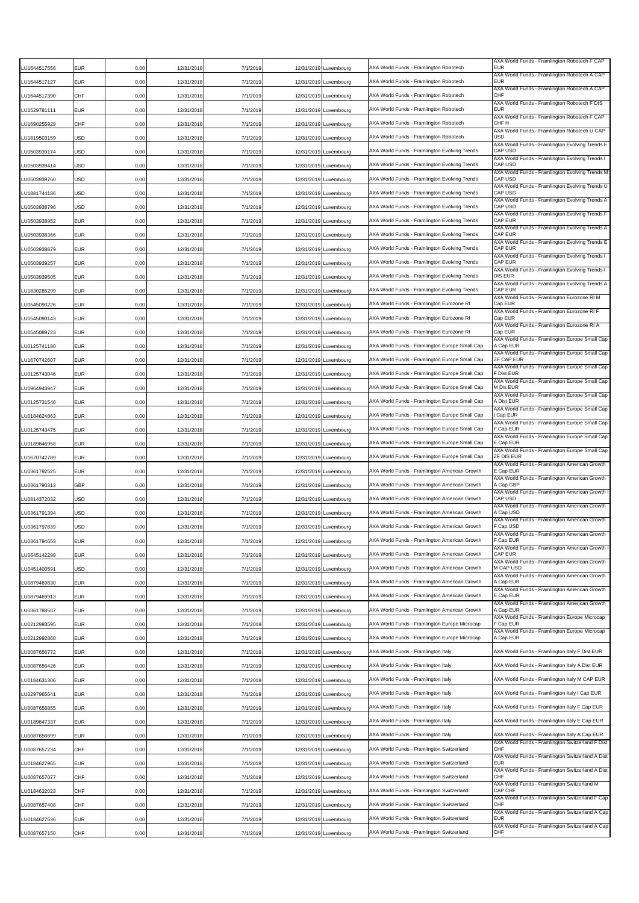| | | | | | | | | |
|---|---|---|---|---|---|---|---|---|
| LU1644517556 | EUR | 0,00 | 12/31/2018 | 7/1/2019 | 12/31/2019 | Luxembourg | AXA World Funds - Framlington Robotech | AXA World Funds - Framlington Robotech F CAP EUR |
| LU1644517127 | EUR | 0,00 | 12/31/2018 | 7/1/2019 | 12/31/2019 | Luxembourg | AXA World Funds - Framlington Robotech | AXA World Funds - Framlington Robotech A CAP EUR |
| LU1644517390 | CHF | 0,00 | 12/31/2018 | 7/1/2019 | 12/31/2019 | Luxembourg | AXA World Funds - Framlington Robotech | AXA World Funds - Framlington Robotech A CAP CHF |
| LU1529781111 | EUR | 0,00 | 12/31/2018 | 7/1/2019 | 12/31/2019 | Luxembourg | AXA World Funds - Framlington Robotech | AXA World Funds - Framlington Robotech F DIS EUR |
| LU1690255929 | CHF | 0,00 | 12/31/2018 | 7/1/2019 | 12/31/2019 | Luxembourg | AXA World Funds - Framlington Robotech | AXA World Funds - Framlington Robotech F CAP CHF H |
| LU1819503159 | USD | 0,00 | 12/31/2018 | 7/1/2019 | 12/31/2019 | Luxembourg | AXA World Funds - Framlington Robotech | AXA World Funds - Framlington Robotech U CAP USD |
| LU0503939174 | USD | 0,00 | 12/31/2018 | 7/1/2019 | 12/31/2019 | Luxembourg | AXA World Funds - Framlington Evolving Trends | AXA World Funds - Framlington Evolving Trends F CAP USD |
| LU0503939414 | USD | 0,00 | 12/31/2018 | 7/1/2019 | 12/31/2019 | Luxembourg | AXA World Funds - Framlington Evolving Trends | AXA World Funds - Framlington Evolving Trends I CAP USD |
| LU0503939760 | USD | 0,00 | 12/31/2018 | 7/1/2019 | 12/31/2019 | Luxembourg | AXA World Funds - Framlington Evolving Trends | AXA World Funds - Framlington Evolving Trends M CAP USD |
| LU1881744186 | USD | 0,00 | 12/31/2018 | 7/1/2019 | 12/31/2019 | Luxembourg | AXA World Funds - Framlington Evolving Trends | AXA World Funds - Framlington Evolving Trends U CAP USD |
| LU0503938796 | USD | 0,00 | 12/31/2018 | 7/1/2019 | 12/31/2019 | Luxembourg | AXA World Funds - Framlington Evolving Trends | AXA World Funds - Framlington Evolving Trends A CAP USD |
| LU0503938952 | EUR | 0,00 | 12/31/2018 | 7/1/2019 | 12/31/2019 | Luxembourg | AXA World Funds - Framlington Evolving Trends | AXA World Funds - Framlington Evolving Trends F CAP EUR |
| LU0503938366 | EUR | 0,00 | 12/31/2018 | 7/1/2019 | 12/31/2019 | Luxembourg | AXA World Funds - Framlington Evolving Trends | AXA World Funds - Framlington Evolving Trends A CAP EUR |
| LU0503938879 | EUR | 0,00 | 12/31/2018 | 7/1/2019 | 12/31/2019 | Luxembourg | AXA World Funds - Framlington Evolving Trends | AXA World Funds - Framlington Evolving Trends E CAP EUR |
| LU0503939257 | EUR | 0,00 | 12/31/2018 | 7/1/2019 | 12/31/2019 | Luxembourg | AXA World Funds - Framlington Evolving Trends | AXA World Funds - Framlington Evolving Trends I CAP EUR |
| LU0503939505 | EUR | 0,00 | 12/31/2018 | 7/1/2019 | 12/31/2019 | Luxembourg | AXA World Funds - Framlington Evolving Trends | AXA World Funds - Framlington Evolving Trends I DIS EUR |
| LU1830285299 | EUR | 0,00 | 12/31/2018 | 7/1/2019 | 12/31/2019 | Luxembourg | AXA World Funds - Framlington Evolving Trends | AXA World Funds - Framlington Evolving Trends A CAP EUR |
| LU0545090226 | EUR | 0,00 | 12/31/2018 | 7/1/2019 | 12/31/2019 | Luxembourg | AXA World Funds - Framlington Eurozone RI | AXA World Funds - Framlington Eurozone RI M Cap EUR |
| LU0545090143 | EUR | 0,00 | 12/31/2018 | 7/1/2019 | 12/31/2019 | Luxembourg | AXA World Funds - Framlington Eurozone RI | AXA World Funds - Framlington Eurozone RI F Cap EUR |
| LU0545089723 | EUR | 0,00 | 12/31/2018 | 7/1/2019 | 12/31/2019 | Luxembourg | AXA World Funds - Framlington Eurozone RI | AXA World Funds - Framlington Eurozone RI A Cap EUR |
| LU0125741180 | EUR | 0,00 | 12/31/2018 | 7/1/2019 | 12/31/2019 | Luxembourg | AXA World Funds - Framlington Europe Small Cap | AXA World Funds - Framlington Europe Small Cap A Cap EUR |
| LU1670742607 | EUR | 0,00 | 12/31/2018 | 7/1/2019 | 12/31/2019 | Luxembourg | AXA World Funds - Framlington Europe Small Cap | AXA World Funds - Framlington Europe Small Cap ZF CAP EUR |
| LU0125743046 | EUR | 0,00 | 12/31/2018 | 7/1/2019 | 12/31/2019 | Luxembourg | AXA World Funds - Framlington Europe Small Cap | AXA World Funds - Framlington Europe Small Cap F Dist EUR |
| LU0964943947 | EUR | 0,00 | 12/31/2018 | 7/1/2019 | 12/31/2019 | Luxembourg | AXA World Funds - Framlington Europe Small Cap | AXA World Funds - Framlington Europe Small Cap M Dis EUR |
| LU0125731546 | EUR | 0,00 | 12/31/2018 | 7/1/2019 | 12/31/2019 | Luxembourg | AXA World Funds - Framlington Europe Small Cap | AXA World Funds - Framlington Europe Small Cap A Dist EUR |
| LU0184624863 | EUR | 0,00 | 12/31/2018 | 7/1/2019 | 12/31/2019 | Luxembourg | AXA World Funds - Framlington Europe Small Cap | AXA World Funds - Framlington Europe Small Cap I Cap EUR |
| LU0125743475 | EUR | 0,00 | 12/31/2018 | 7/1/2019 | 12/31/2019 | Luxembourg | AXA World Funds - Framlington Europe Small Cap | AXA World Funds - Framlington Europe Small Cap F Cap EUR |
| LU0189846958 | EUR | 0,00 | 12/31/2018 | 7/1/2019 | 12/31/2019 | Luxembourg | AXA World Funds - Framlington Europe Small Cap | AXA World Funds - Framlington Europe Small Cap E Cap EUR |
| LU1670742789 | EUR | 0,00 | 12/31/2018 | 7/1/2019 | 12/31/2019 | Luxembourg | AXA World Funds - Framlington Europe Small Cap | AXA World Funds - Framlington Europe Small Cap ZF DIS EUR |
| LU0361792525 | EUR | 0,00 | 12/31/2018 | 7/1/2019 | 12/31/2019 | Luxembourg | AXA World Funds - Framlington American Growth | AXA World Funds - Framlington American Growth E Cap EUR |
| LU0361790313 | GBP | 0,00 | 12/31/2018 | 7/1/2019 | 12/31/2019 | Luxembourg | AXA World Funds - Framlington American Growth | AXA World Funds - Framlington American Growth A Cap GBP |
| LU0814372032 | USD | 0,00 | 12/31/2018 | 7/1/2019 | 12/31/2019 | Luxembourg | AXA World Funds - Framlington American Growth | AXA World Funds - Framlington American Growth I CAP USD |
| LU0361791394 | USD | 0,00 | 12/31/2018 | 7/1/2019 | 12/31/2019 | Luxembourg | AXA World Funds - Framlington American Growth | AXA World Funds - Framlington American Growth A Cap USD |
| LU0361797839 | USD | 0,00 | 12/31/2018 | 7/1/2019 | 12/31/2019 | Luxembourg | AXA World Funds - Framlington American Growth | AXA World Funds - Framlington American Growth F Cap USD |
| LU0361794653 | EUR | 0,00 | 12/31/2018 | 7/1/2019 | 12/31/2019 | Luxembourg | AXA World Funds - Framlington American Growth | AXA World Funds - Framlington American Growth F Cap EUR |
| LU0645142299 | EUR | 0,00 | 12/31/2018 | 7/1/2019 | 12/31/2019 | Luxembourg | AXA World Funds - Framlington American Growth | AXA World Funds - Framlington American Growth I CAP EUR |
| LU0451400591 | USD | 0,00 | 12/31/2018 | 7/1/2019 | 12/31/2019 | Luxembourg | AXA World Funds - Framlington American Growth | AXA World Funds - Framlington American Growth M CAP USD |
| LU0879469830 | EUR | 0,00 | 12/31/2018 | 7/1/2019 | 12/31/2019 | Luxembourg | AXA World Funds - Framlington American Growth | AXA World Funds - Framlington American Growth A Cap EUR |
| LU0879469913 | EUR | 0,00 | 12/31/2018 | 7/1/2019 | 12/31/2019 | Luxembourg | AXA World Funds - Framlington American Growth | AXA World Funds - Framlington American Growth E Cap EUR |
| LU0361788507 | EUR | 0,00 | 12/31/2018 | 7/1/2019 | 12/31/2019 | Luxembourg | AXA World Funds - Framlington American Growth | AXA World Funds - Framlington American Growth A Cap EUR |
| LU0212993595 | EUR | 0,00 | 12/31/2018 | 7/1/2019 | 12/31/2019 | Luxembourg | AXA World Funds - Framlington Europe Microcap | AXA World Funds - Framlington Europe Microcap F Cap EUR |
| LU0212992860 | EUR | 0,00 | 12/31/2018 | 7/1/2019 | 12/31/2019 | Luxembourg | AXA World Funds - Framlington Europe Microcap | AXA World Funds - Framlington Europe Microcap A Cap EUR |
| LU0087656772 | EUR | 0,00 | 12/31/2018 | 7/1/2019 | 12/31/2019 | Luxembourg | AXA World Funds - Framlington Italy | AXA World Funds - Framlington Italy F Dist EUR |
| LU0087656426 | EUR | 0,00 | 12/31/2018 | 7/1/2019 | 12/31/2019 | Luxembourg | AXA World Funds - Framlington Italy | AXA World Funds - Framlington Italy A Dist EUR |
| LU0184631306 | EUR | 0,00 | 12/31/2018 | 7/1/2019 | 12/31/2019 | Luxembourg | AXA World Funds - Framlington Italy | AXA World Funds - Framlington Italy M CAP EUR |
| LU0297965641 | EUR | 0,00 | 12/31/2018 | 7/1/2019 | 12/31/2019 | Luxembourg | AXA World Funds - Framlington Italy | AXA World Funds - Framlington Italy I Cap EUR |
| LU0087656855 | EUR | 0,00 | 12/31/2018 | 7/1/2019 | 12/31/2019 | Luxembourg | AXA World Funds - Framlington Italy | AXA World Funds - Framlington Italy F Cap EUR |
| LU0189847337 | EUR | 0,00 | 12/31/2018 | 7/1/2019 | 12/31/2019 | Luxembourg | AXA World Funds - Framlington Italy | AXA World Funds - Framlington Italy E Cap EUR |
| LU0087656699 | EUR | 0,00 | 12/31/2018 | 7/1/2019 | 12/31/2019 | Luxembourg | AXA World Funds - Framlington Italy | AXA World Funds - Framlington Italy A Cap EUR |
| LU0087657234 | CHF | 0,00 | 12/31/2018 | 7/1/2019 | 12/31/2019 | Luxembourg | AXA World Funds - Framlington Switzerland | AXA World Funds - Framlington Switzerland F Dist CHF |
| LU0184627965 | EUR | 0,00 | 12/31/2018 | 7/1/2019 | 12/31/2019 | Luxembourg | AXA World Funds - Framlington Switzerland | AXA World Funds - Framlington Switzerland A Dist EUR |
| LU0087657077 | CHF | 0,00 | 12/31/2018 | 7/1/2019 | 12/31/2019 | Luxembourg | AXA World Funds - Framlington Switzerland | AXA World Funds - Framlington Switzerland A Dist CHF |
| LU0184632023 | CHF | 0,00 | 12/31/2018 | 7/1/2019 | 12/31/2019 | Luxembourg | AXA World Funds - Framlington Switzerland | AXA World Funds - Framlington Switzerland M CAP CHF |
| LU0087657408 | CHF | 0,00 | 12/31/2018 | 7/1/2019 | 12/31/2019 | Luxembourg | AXA World Funds - Framlington Switzerland | AXA World Funds - Framlington Switzerland F Cap CHF |
| LU0184627536 | EUR | 0,00 | 12/31/2018 | 7/1/2019 | 12/31/2019 | Luxembourg | AXA World Funds - Framlington Switzerland | AXA World Funds - Framlington Switzerland A Cap EUR |
| LU0087657150 | CHF | 0,00 | 12/31/2018 | 7/1/2019 | 12/31/2019 | Luxembourg | AXA World Funds - Framlington Switzerland | AXA World Funds - Framlington Switzerland A Cap CHF |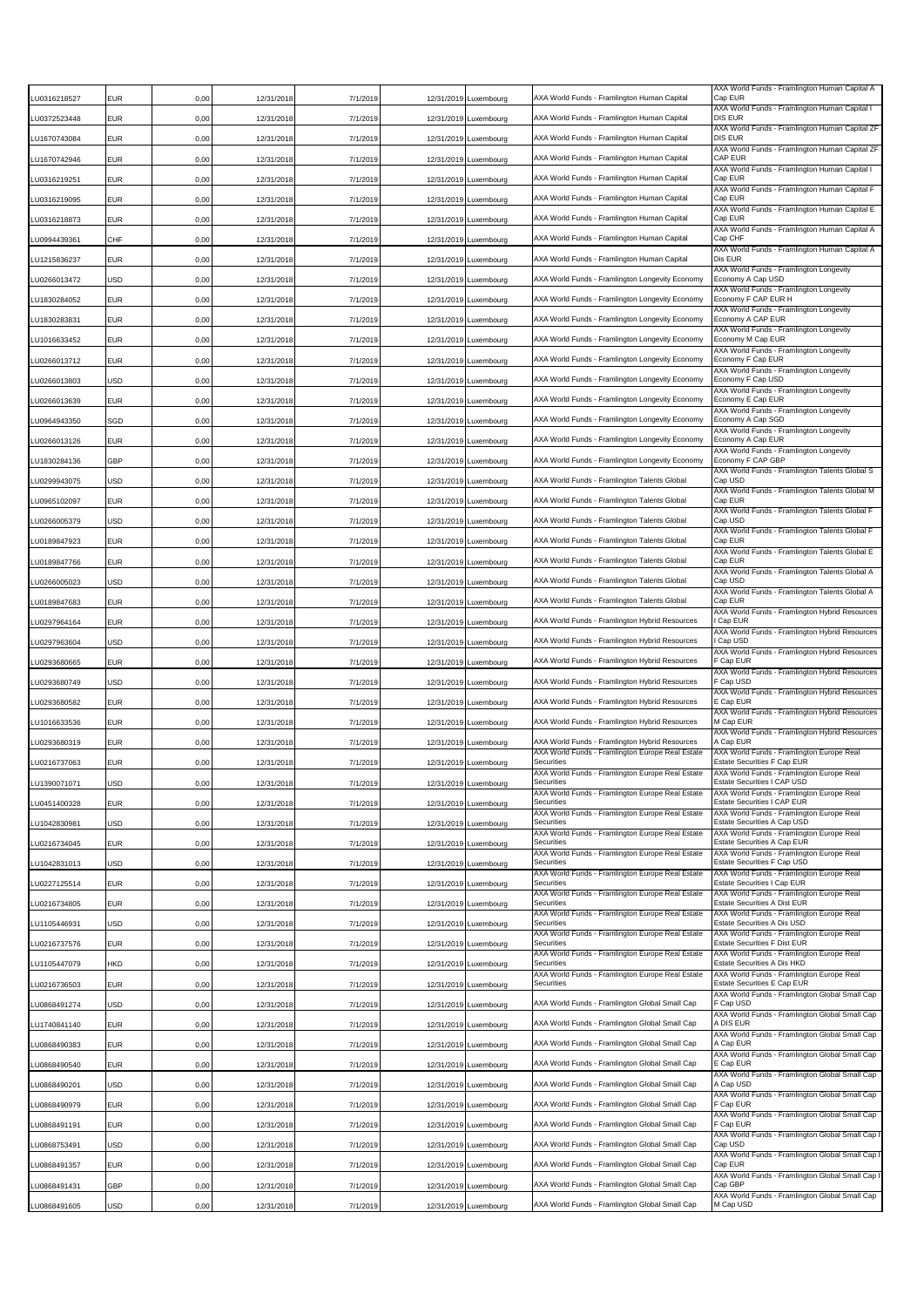| | | | | | | | | |
|---|---|---|---|---|---|---|---|---|
| LU0316218527 | EUR | 0,00 | 12/31/2018 | 7/1/2019 | 12/31/2019 | Luxembourg | AXA World Funds - Framlington Human Capital | AXA World Funds - Framlington Human Capital A Cap EUR |
| LU0372523448 | EUR | 0,00 | 12/31/2018 | 7/1/2019 | 12/31/2019 | Luxembourg | AXA World Funds - Framlington Human Capital | AXA World Funds - Framlington Human Capital I DIS EUR |
| LU1670743084 | EUR | 0,00 | 12/31/2018 | 7/1/2019 | 12/31/2019 | Luxembourg | AXA World Funds - Framlington Human Capital | AXA World Funds - Framlington Human Capital ZF DIS EUR |
| LU1670742946 | EUR | 0,00 | 12/31/2018 | 7/1/2019 | 12/31/2019 | Luxembourg | AXA World Funds - Framlington Human Capital | AXA World Funds - Framlington Human Capital ZF CAP EUR |
| LU0316219251 | EUR | 0,00 | 12/31/2018 | 7/1/2019 | 12/31/2019 | Luxembourg | AXA World Funds - Framlington Human Capital | AXA World Funds - Framlington Human Capital I Cap EUR |
| LU0316219095 | EUR | 0,00 | 12/31/2018 | 7/1/2019 | 12/31/2019 | Luxembourg | AXA World Funds - Framlington Human Capital | AXA World Funds - Framlington Human Capital F Cap EUR |
| LU0316218873 | EUR | 0,00 | 12/31/2018 | 7/1/2019 | 12/31/2019 | Luxembourg | AXA World Funds - Framlington Human Capital | AXA World Funds - Framlington Human Capital E Cap EUR |
| LU0994439361 | CHF | 0,00 | 12/31/2018 | 7/1/2019 | 12/31/2019 | Luxembourg | AXA World Funds - Framlington Human Capital | AXA World Funds - Framlington Human Capital A Cap CHF |
| LU1215836237 | EUR | 0,00 | 12/31/2018 | 7/1/2019 | 12/31/2019 | Luxembourg | AXA World Funds - Framlington Human Capital | AXA World Funds - Framlington Human Capital A Dis EUR |
| LU0266013472 | USD | 0,00 | 12/31/2018 | 7/1/2019 | 12/31/2019 | Luxembourg | AXA World Funds - Framlington Longevity Economy | AXA World Funds - Framlington Longevity Economy A Cap USD |
| LU1830284052 | EUR | 0,00 | 12/31/2018 | 7/1/2019 | 12/31/2019 | Luxembourg | AXA World Funds - Framlington Longevity Economy | AXA World Funds - Framlington Longevity Economy F CAP EUR H |
| LU1830283831 | EUR | 0,00 | 12/31/2018 | 7/1/2019 | 12/31/2019 | Luxembourg | AXA World Funds - Framlington Longevity Economy | AXA World Funds - Framlington Longevity Economy A CAP EUR |
| LU1016633452 | EUR | 0,00 | 12/31/2018 | 7/1/2019 | 12/31/2019 | Luxembourg | AXA World Funds - Framlington Longevity Economy | AXA World Funds - Framlington Longevity Economy M Cap EUR |
| LU0266013712 | EUR | 0,00 | 12/31/2018 | 7/1/2019 | 12/31/2019 | Luxembourg | AXA World Funds - Framlington Longevity Economy | AXA World Funds - Framlington Longevity Economy F Cap EUR |
| LU0266013803 | USD | 0,00 | 12/31/2018 | 7/1/2019 | 12/31/2019 | Luxembourg | AXA World Funds - Framlington Longevity Economy | AXA World Funds - Framlington Longevity Economy F Cap USD |
| LU0266013639 | EUR | 0,00 | 12/31/2018 | 7/1/2019 | 12/31/2019 | Luxembourg | AXA World Funds - Framlington Longevity Economy | AXA World Funds - Framlington Longevity Economy E Cap EUR |
| LU0964943350 | SGD | 0,00 | 12/31/2018 | 7/1/2019 | 12/31/2019 | Luxembourg | AXA World Funds - Framlington Longevity Economy | AXA World Funds - Framlington Longevity Economy A Cap SGD |
| LU0266013126 | EUR | 0,00 | 12/31/2018 | 7/1/2019 | 12/31/2019 | Luxembourg | AXA World Funds - Framlington Longevity Economy | AXA World Funds - Framlington Longevity Economy A Cap EUR |
| LU1830284136 | GBP | 0,00 | 12/31/2018 | 7/1/2019 | 12/31/2019 | Luxembourg | AXA World Funds - Framlington Longevity Economy | AXA World Funds - Framlington Longevity Economy F CAP GBP |
| LU0299943075 | USD | 0,00 | 12/31/2018 | 7/1/2019 | 12/31/2019 | Luxembourg | AXA World Funds - Framlington Talents Global | AXA World Funds - Framlington Talents Global S Cap USD |
| LU0965102097 | EUR | 0,00 | 12/31/2018 | 7/1/2019 | 12/31/2019 | Luxembourg | AXA World Funds - Framlington Talents Global | AXA World Funds - Framlington Talents Global M Cap EUR |
| LU0266005379 | USD | 0,00 | 12/31/2018 | 7/1/2019 | 12/31/2019 | Luxembourg | AXA World Funds - Framlington Talents Global | AXA World Funds - Framlington Talents Global F Cap USD |
| LU0189847923 | EUR | 0,00 | 12/31/2018 | 7/1/2019 | 12/31/2019 | Luxembourg | AXA World Funds - Framlington Talents Global | AXA World Funds - Framlington Talents Global F Cap EUR |
| LU0189847766 | EUR | 0,00 | 12/31/2018 | 7/1/2019 | 12/31/2019 | Luxembourg | AXA World Funds - Framlington Talents Global | AXA World Funds - Framlington Talents Global E Cap EUR |
| LU0266005023 | USD | 0,00 | 12/31/2018 | 7/1/2019 | 12/31/2019 | Luxembourg | AXA World Funds - Framlington Talents Global | AXA World Funds - Framlington Talents Global A Cap USD |
| LU0189847683 | EUR | 0,00 | 12/31/2018 | 7/1/2019 | 12/31/2019 | Luxembourg | AXA World Funds - Framlington Talents Global | AXA World Funds - Framlington Talents Global A Cap EUR |
| LU0297964164 | EUR | 0,00 | 12/31/2018 | 7/1/2019 | 12/31/2019 | Luxembourg | AXA World Funds - Framlington Hybrid Resources | AXA World Funds - Framlington Hybrid Resources I Cap EUR |
| LU0297963604 | USD | 0,00 | 12/31/2018 | 7/1/2019 | 12/31/2019 | Luxembourg | AXA World Funds - Framlington Hybrid Resources | AXA World Funds - Framlington Hybrid Resources I Cap USD |
| LU0293680665 | EUR | 0,00 | 12/31/2018 | 7/1/2019 | 12/31/2019 | Luxembourg | AXA World Funds - Framlington Hybrid Resources | AXA World Funds - Framlington Hybrid Resources F Cap EUR |
| LU0293680749 | USD | 0,00 | 12/31/2018 | 7/1/2019 | 12/31/2019 | Luxembourg | AXA World Funds - Framlington Hybrid Resources | AXA World Funds - Framlington Hybrid Resources F Cap USD |
| LU0293680582 | EUR | 0,00 | 12/31/2018 | 7/1/2019 | 12/31/2019 | Luxembourg | AXA World Funds - Framlington Hybrid Resources | AXA World Funds - Framlington Hybrid Resources E Cap EUR |
| LU1016633536 | EUR | 0,00 | 12/31/2018 | 7/1/2019 | 12/31/2019 | Luxembourg | AXA World Funds - Framlington Hybrid Resources | AXA World Funds - Framlington Hybrid Resources M Cap EUR |
| LU0293680319 | EUR | 0,00 | 12/31/2018 | 7/1/2019 | 12/31/2019 | Luxembourg | AXA World Funds - Framlington Hybrid Resources | AXA World Funds - Framlington Hybrid Resources A Cap EUR |
| LU0216737063 | EUR | 0,00 | 12/31/2018 | 7/1/2019 | 12/31/2019 | Luxembourg | AXA World Funds - Framlington Europe Real Estate Securities | AXA World Funds - Framlington Europe Real Estate Securities F Cap EUR |
| LU1390071071 | USD | 0,00 | 12/31/2018 | 7/1/2019 | 12/31/2019 | Luxembourg | AXA World Funds - Framlington Europe Real Estate Securities | AXA World Funds - Framlington Europe Real Estate Securities I CAP USD |
| LU0451400328 | EUR | 0,00 | 12/31/2018 | 7/1/2019 | 12/31/2019 | Luxembourg | AXA World Funds - Framlington Europe Real Estate Securities | AXA World Funds - Framlington Europe Real Estate Securities I CAP EUR |
| LU1042830981 | USD | 0,00 | 12/31/2018 | 7/1/2019 | 12/31/2019 | Luxembourg | AXA World Funds - Framlington Europe Real Estate Securities | AXA World Funds - Framlington Europe Real Estate Securities A Cap USD |
| LU0216734045 | EUR | 0,00 | 12/31/2018 | 7/1/2019 | 12/31/2019 | Luxembourg | AXA World Funds - Framlington Europe Real Estate Securities | AXA World Funds - Framlington Europe Real Estate Securities A Cap EUR |
| LU1042831013 | USD | 0,00 | 12/31/2018 | 7/1/2019 | 12/31/2019 | Luxembourg | AXA World Funds - Framlington Europe Real Estate Securities | AXA World Funds - Framlington Europe Real Estate Securities F Cap USD |
| LU0227125514 | EUR | 0,00 | 12/31/2018 | 7/1/2019 | 12/31/2019 | Luxembourg | AXA World Funds - Framlington Europe Real Estate Securities | AXA World Funds - Framlington Europe Real Estate Securities I Cap EUR |
| LU0216734805 | EUR | 0,00 | 12/31/2018 | 7/1/2019 | 12/31/2019 | Luxembourg | AXA World Funds - Framlington Europe Real Estate Securities | AXA World Funds - Framlington Europe Real Estate Securities A Dist EUR |
| LU1105446931 | USD | 0,00 | 12/31/2018 | 7/1/2019 | 12/31/2019 | Luxembourg | AXA World Funds - Framlington Europe Real Estate Securities | AXA World Funds - Framlington Europe Real Estate Securities A Dis USD |
| LU0216737576 | EUR | 0,00 | 12/31/2018 | 7/1/2019 | 12/31/2019 | Luxembourg | AXA World Funds - Framlington Europe Real Estate Securities | AXA World Funds - Framlington Europe Real Estate Securities F Dist EUR |
| LU1105447079 | HKD | 0,00 | 12/31/2018 | 7/1/2019 | 12/31/2019 | Luxembourg | AXA World Funds - Framlington Europe Real Estate Securities | AXA World Funds - Framlington Europe Real Estate Securities A Dis HKD |
| LU0216736503 | EUR | 0,00 | 12/31/2018 | 7/1/2019 | 12/31/2019 | Luxembourg | AXA World Funds - Framlington Europe Real Estate Securities | AXA World Funds - Framlington Europe Real Estate Securities E Cap EUR |
| LU0868491274 | USD | 0,00 | 12/31/2018 | 7/1/2019 | 12/31/2019 | Luxembourg | AXA World Funds - Framlington Global Small Cap | AXA World Funds - Framlington Global Small Cap F Cap USD |
| LU1740841140 | EUR | 0,00 | 12/31/2018 | 7/1/2019 | 12/31/2019 | Luxembourg | AXA World Funds - Framlington Global Small Cap | AXA World Funds - Framlington Global Small Cap A DIS EUR |
| LU0868490383 | EUR | 0,00 | 12/31/2018 | 7/1/2019 | 12/31/2019 | Luxembourg | AXA World Funds - Framlington Global Small Cap | AXA World Funds - Framlington Global Small Cap A Cap EUR |
| LU0868490540 | EUR | 0,00 | 12/31/2018 | 7/1/2019 | 12/31/2019 | Luxembourg | AXA World Funds - Framlington Global Small Cap | AXA World Funds - Framlington Global Small Cap E Cap EUR |
| LU0868490201 | USD | 0,00 | 12/31/2018 | 7/1/2019 | 12/31/2019 | Luxembourg | AXA World Funds - Framlington Global Small Cap | AXA World Funds - Framlington Global Small Cap A Cap USD |
| LU0868490979 | EUR | 0,00 | 12/31/2018 | 7/1/2019 | 12/31/2019 | Luxembourg | AXA World Funds - Framlington Global Small Cap | AXA World Funds - Framlington Global Small Cap F Cap EUR |
| LU0868491191 | EUR | 0,00 | 12/31/2018 | 7/1/2019 | 12/31/2019 | Luxembourg | AXA World Funds - Framlington Global Small Cap | AXA World Funds - Framlington Global Small Cap F Cap EUR |
| LU0868753491 | USD | 0,00 | 12/31/2018 | 7/1/2019 | 12/31/2019 | Luxembourg | AXA World Funds - Framlington Global Small Cap | AXA World Funds - Framlington Global Small Cap I Cap USD |
| LU0868491357 | EUR | 0,00 | 12/31/2018 | 7/1/2019 | 12/31/2019 | Luxembourg | AXA World Funds - Framlington Global Small Cap | AXA World Funds - Framlington Global Small Cap I Cap EUR |
| LU0868491431 | GBP | 0,00 | 12/31/2018 | 7/1/2019 | 12/31/2019 | Luxembourg | AXA World Funds - Framlington Global Small Cap | AXA World Funds - Framlington Global Small Cap I Cap GBP |
| LU0868491605 | USD | 0,00 | 12/31/2018 | 7/1/2019 | 12/31/2019 | Luxembourg | AXA World Funds - Framlington Global Small Cap | AXA World Funds - Framlington Global Small Cap M Cap USD |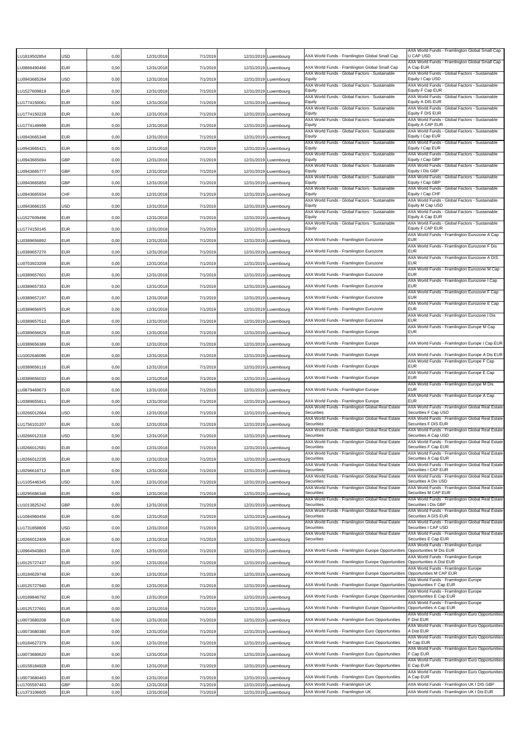| | | | | | | | | |
|---|---|---|---|---|---|---|---|---|
| LU1819502854 | USD | 0,00 | 12/31/2018 | 7/1/2019 | 12/31/2019 | Luxembourg | AXA World Funds - Framlington Global Small Cap | AXA World Funds - Framlington Global Small Cap U CAP USD |
| LU0868490466 | EUR | 0,00 | 12/31/2018 | 7/1/2019 | 12/31/2019 | Luxembourg | AXA World Funds - Framlington Global Small Cap | AXA World Funds - Framlington Global Small Cap A Cap EUR |
| LU0943665264 | USD | 0,00 | 12/31/2018 | 7/1/2019 | 12/31/2019 | Luxembourg | AXA World Funds - Global Factors - Sustainable Equity | AXA World Funds - Global Factors - Sustainable Equity I Cap USD |
| LU1527609819 | EUR | 0,00 | 12/31/2018 | 7/1/2019 | 12/31/2019 | Luxembourg | AXA World Funds - Global Factors - Sustainable Equity | AXA World Funds - Global Factors - Sustainable Equity F Cap EUR |
| LU1774150061 | EUR | 0,00 | 12/31/2018 | 7/1/2019 | 12/31/2019 | Luxembourg | AXA World Funds - Global Factors - Sustainable Equity | AXA World Funds - Global Factors - Sustainable Equity A DIS EUR |
| LU1774150228 | EUR | 0,00 | 12/31/2018 | 7/1/2019 | 12/31/2019 | Luxembourg | AXA World Funds - Global Factors - Sustainable Equity | AXA World Funds - Global Factors - Sustainable Equity F DIS EUR |
| LU1774149998 | EUR | 0,00 | 12/31/2018 | 7/1/2019 | 12/31/2019 | Luxembourg | AXA World Funds - Global Factors - Sustainable Equity | AXA World Funds - Global Factors - Sustainable Equity A CAP EUR |
| LU0943665348 | EUR | 0,00 | 12/31/2018 | 7/1/2019 | 12/31/2019 | Luxembourg | AXA World Funds - Global Factors - Sustainable Equity | AXA World Funds - Global Factors - Sustainable Equity I Cap EUR |
| LU0943665421 | EUR | 0,00 | 12/31/2018 | 7/1/2019 | 12/31/2019 | Luxembourg | AXA World Funds - Global Factors - Sustainable Equity | AXA World Funds - Global Factors - Sustainable Equity I Cap EUR |
| LU0943665694 | GBP | 0,00 | 12/31/2018 | 7/1/2019 | 12/31/2019 | Luxembourg | AXA World Funds - Global Factors - Sustainable Equity | AXA World Funds - Global Factors - Sustainable Equity I Cap GBP |
| LU0943665777 | GBP | 0,00 | 12/31/2018 | 7/1/2019 | 12/31/2019 | Luxembourg | AXA World Funds - Global Factors - Sustainable Equity | AXA World Funds - Global Factors - Sustainable Equity I Dis GBP |
| LU0943665850 | GBP | 0,00 | 12/31/2018 | 7/1/2019 | 12/31/2019 | Luxembourg | AXA World Funds - Global Factors - Sustainable Equity | AXA World Funds - Global Factors - Sustainable Equity I Cap GBP |
| LU0943665934 | CHF | 0,00 | 12/31/2018 | 7/1/2019 | 12/31/2019 | Luxembourg | AXA World Funds - Global Factors - Sustainable Equity | AXA World Funds - Global Factors - Sustainable Equity I Cap CHF |
| LU0943666155 | USD | 0,00 | 12/31/2018 | 7/1/2019 | 12/31/2019 | Luxembourg | AXA World Funds - Global Factors - Sustainable Equity | AXA World Funds - Global Factors - Sustainable Equity M Cap USD |
| LU1527609496 | EUR | 0,00 | 12/31/2018 | 7/1/2019 | 12/31/2019 | Luxembourg | AXA World Funds - Global Factors - Sustainable Equity | AXA World Funds - Global Factors - Sustainable Equity A Cap EUR |
| LU1774150145 | EUR | 0,00 | 12/31/2018 | 7/1/2019 | 12/31/2019 | Luxembourg | AXA World Funds - Global Factors - Sustainable Equity | AXA World Funds - Global Factors - Sustainable Equity F CAP EUR |
| LU0389656892 | EUR | 0,00 | 12/31/2018 | 7/1/2019 | 12/31/2019 | Luxembourg | AXA World Funds - Framlington Eurozone | AXA World Funds - Framlington Eurozone A Cap EUR |
| LU0389657270 | EUR | 0,00 | 12/31/2018 | 7/1/2019 | 12/31/2019 | Luxembourg | AXA World Funds - Framlington Eurozone | AXA World Funds - Framlington Eurozone F Dis EUR |
| LU0753923209 | EUR | 0,00 | 12/31/2018 | 7/1/2019 | 12/31/2019 | Luxembourg | AXA World Funds - Framlington Eurozone | AXA World Funds - Framlington Eurozone A DIS EUR |
| LU0389657601 | EUR | 0,00 | 12/31/2018 | 7/1/2019 | 12/31/2019 | Luxembourg | AXA World Funds - Framlington Eurozone | AXA World Funds - Framlington Eurozone M Cap EUR |
| LU0389657353 | EUR | 0,00 | 12/31/2018 | 7/1/2019 | 12/31/2019 | Luxembourg | AXA World Funds - Framlington Eurozone | AXA World Funds - Framlington Eurozone I Cap EUR |
| LU0389657197 | EUR | 0,00 | 12/31/2018 | 7/1/2019 | 12/31/2019 | Luxembourg | AXA World Funds - Framlington Eurozone | AXA World Funds - Framlington Eurozone F Cap EUR |
| LU0389656975 | EUR | 0,00 | 12/31/2018 | 7/1/2019 | 12/31/2019 | Luxembourg | AXA World Funds - Framlington Eurozone | AXA World Funds - Framlington Eurozone E Cap EUR |
| LU0389657510 | EUR | 0,00 | 12/31/2018 | 7/1/2019 | 12/31/2019 | Luxembourg | AXA World Funds - Framlington Eurozone | AXA World Funds - Framlington Eurozone I Dis EUR |
| LU0389656629 | EUR | 0,00 | 12/31/2018 | 7/1/2019 | 12/31/2019 | Luxembourg | AXA World Funds - Framlington Europe | AXA World Funds - Framlington Europe M Cap EUR |
| LU0389656389 | EUR | 0,00 | 12/31/2018 | 7/1/2019 | 12/31/2019 | Luxembourg | AXA World Funds - Framlington Europe | AXA World Funds - Framlington Europe I Cap EUR |
| LU1002646096 | EUR | 0,00 | 12/31/2018 | 7/1/2019 | 12/31/2019 | Luxembourg | AXA World Funds - Framlington Europe | AXA World Funds - Framlington Europe A Dis EUR |
| LU0389656116 | EUR | 0,00 | 12/31/2018 | 7/1/2019 | 12/31/2019 | Luxembourg | AXA World Funds - Framlington Europe | AXA World Funds - Framlington Europe F Cap EUR |
| LU0389656033 | EUR | 0,00 | 12/31/2018 | 7/1/2019 | 12/31/2019 | Luxembourg | AXA World Funds - Framlington Europe | AXA World Funds - Framlington Europe E Cap EUR |
| LU0879469673 | EUR | 0,00 | 12/31/2018 | 7/1/2019 | 12/31/2019 | Luxembourg | AXA World Funds - Framlington Europe | AXA World Funds - Framlington Europe M Dis EUR |
| LU0389655811 | EUR | 0,00 | 12/31/2018 | 7/1/2019 | 12/31/2019 | Luxembourg | AXA World Funds - Framlington Europe | AXA World Funds - Framlington Europe A Cap EUR |
| LU0266012664 | USD | 0,00 | 12/31/2018 | 7/1/2019 | 12/31/2019 | Luxembourg | AXA World Funds - Framlington Global Real Estate Securities | AXA World Funds - Framlington Global Real Estate Securities F Cap USD |
| LU1756101207 | EUR | 0,00 | 12/31/2018 | 7/1/2019 | 12/31/2019 | Luxembourg | AXA World Funds - Framlington Global Real Estate Securities | AXA World Funds - Framlington Global Real Estate Securities F DIS EUR |
| LU0266012318 | USD | 0,00 | 12/31/2018 | 7/1/2019 | 12/31/2019 | Luxembourg | AXA World Funds - Framlington Global Real Estate Securities | AXA World Funds - Framlington Global Real Estate Securities A Cap USD |
| LU0266012581 | EUR | 0,00 | 12/31/2018 | 7/1/2019 | 12/31/2019 | Luxembourg | AXA World Funds - Framlington Global Real Estate Securities | AXA World Funds - Framlington Global Real Estate Securities F Cap EUR |
| LU0266012235 | EUR | 0,00 | 12/31/2018 | 7/1/2019 | 12/31/2019 | Luxembourg | AXA World Funds - Framlington Global Real Estate Securities | AXA World Funds - Framlington Global Real Estate Securities A Cap EUR |
| LU0296618712 | EUR | 0,00 | 12/31/2018 | 7/1/2019 | 12/31/2019 | Luxembourg | AXA World Funds - Framlington Global Real Estate Securities | AXA World Funds - Framlington Global Real Estate Securities I CAP EUR |
| LU1105446345 | USD | 0,00 | 12/31/2018 | 7/1/2019 | 12/31/2019 | Luxembourg | AXA World Funds - Framlington Global Real Estate Securities | AXA World Funds - Framlington Global Real Estate Securities A Dis USD |
| LU0295686348 | EUR | 0,00 | 12/31/2018 | 7/1/2019 | 12/31/2019 | Luxembourg | AXA World Funds - Framlington Global Real Estate Securities | AXA World Funds - Framlington Global Real Estate Securities M CAP EUR |
| LU1013825242 | GBP | 0,00 | 12/31/2018 | 7/1/2019 | 12/31/2019 | Luxembourg | AXA World Funds - Framlington Global Real Estate Securities | AXA World Funds - Framlington Global Real Estate Securities I Dis GBP |
| LU1084960456 | EUR | 0,00 | 12/31/2018 | 7/1/2019 | 12/31/2019 | Luxembourg | AXA World Funds - Framlington Global Real Estate Securities | AXA World Funds - Framlington Global Real Estate Securities A DIS EUR |
| LU1731858806 | USD | 0,00 | 12/31/2018 | 7/1/2019 | 12/31/2019 | Luxembourg | AXA World Funds - Framlington Global Real Estate Securities | AXA World Funds - Framlington Global Real Estate Securities I CAP USD |
| LU0266012409 | EUR | 0,00 | 12/31/2018 | 7/1/2019 | 12/31/2019 | Luxembourg | AXA World Funds - Framlington Global Real Estate Securities | AXA World Funds - Framlington Global Real Estate Securities E Cap EUR |
| LU0964943863 | EUR | 0,00 | 12/31/2018 | 7/1/2019 | 12/31/2019 | Luxembourg | AXA World Funds - Framlington Europe Opportunities | AXA World Funds - Framlington Europe Opportunities M Dis EUR |
| LU0125727437 | EUR | 0,00 | 12/31/2018 | 7/1/2019 | 12/31/2019 | Luxembourg | AXA World Funds - Framlington Europe Opportunities | AXA World Funds - Framlington Europe Opportunities A Dist EUR |
| LU0184629748 | EUR | 0,00 | 12/31/2018 | 7/1/2019 | 12/31/2019 | Luxembourg | AXA World Funds - Framlington Europe Opportunities | AXA World Funds - Framlington Europe Opportunities M CAP EUR |
| LU0125727940 | EUR | 0,00 | 12/31/2018 | 7/1/2019 | 12/31/2019 | Luxembourg | AXA World Funds - Framlington Europe Opportunities | AXA World Funds - Framlington Europe Opportunities F Cap EUR |
| LU0189846792 | EUR | 0,00 | 12/31/2018 | 7/1/2019 | 12/31/2019 | Luxembourg | AXA World Funds - Framlington Europe Opportunities | AXA World Funds - Framlington Europe Opportunities E Cap EUR |
| LU0125727601 | EUR | 0,00 | 12/31/2018 | 7/1/2019 | 12/31/2019 | Luxembourg | AXA World Funds - Framlington Europe Opportunities | AXA World Funds - Framlington Europe Opportunities A Cap EUR |
| LU0073680208 | EUR | 0,00 | 12/31/2018 | 7/1/2019 | 12/31/2019 | Luxembourg | AXA World Funds - Framlington Euro Opportunities | AXA World Funds - Framlington Euro Opportunities F Dist EUR |
| LU0073680380 | EUR | 0,00 | 12/31/2018 | 7/1/2019 | 12/31/2019 | Luxembourg | AXA World Funds - Framlington Euro Opportunities | AXA World Funds - Framlington Euro Opportunities A Dist EUR |
| LU0184627379 | EUR | 0,00 | 12/31/2018 | 7/1/2019 | 12/31/2019 | Luxembourg | AXA World Funds - Framlington Euro Opportunities | AXA World Funds - Framlington Euro Opportunities M Cap EUR |
| LU0073680620 | EUR | 0,00 | 12/31/2018 | 7/1/2019 | 12/31/2019 | Luxembourg | AXA World Funds - Framlington Euro Opportunities | AXA World Funds - Framlington Euro Opportunities F Cap EUR |
| LU0158184928 | EUR | 0,00 | 12/31/2018 | 7/1/2019 | 12/31/2019 | Luxembourg | AXA World Funds - Framlington Euro Opportunities | AXA World Funds - Framlington Euro Opportunities E Cap EUR |
| LU0073680463 | EUR | 0,00 | 12/31/2018 | 7/1/2019 | 12/31/2019 | Luxembourg | AXA World Funds - Framlington Euro Opportunities | AXA World Funds - Framlington Euro Opportunities A Cap EUR |
| LU1705597463 | GBP | 0,00 | 12/31/2018 | 7/1/2019 | 12/31/2019 | Luxembourg | AXA World Funds - Framlington UK | AXA World Funds - Framlington UK I DIS GBP |
| LU1373106605 | EUR | 0,00 | 12/31/2018 | 7/1/2019 | 12/31/2019 | Luxembourg | AXA World Funds - Framlington UK | AXA World Funds - Framlington UK I Dis EUR |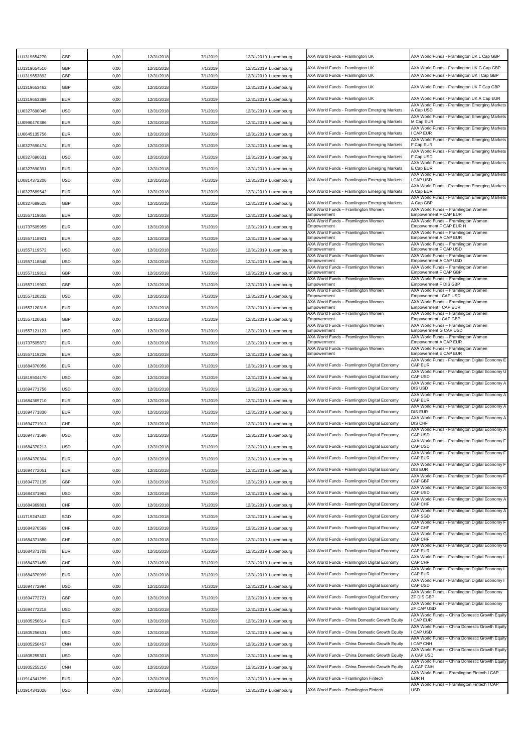| | | | | | | | | |
|---|---|---|---|---|---|---|---|---|
| LU1319654270 | GBP | 0,00 | 12/31/2018 | 7/1/2019 | 12/31/2019 | Luxembourg | AXA World Funds - Framlington UK | AXA World Funds - Framlington UK L Cap GBP |
| LU1319654510 | GBP | 0,00 | 12/31/2018 | 7/1/2019 | 12/31/2019 | Luxembourg | AXA World Funds - Framlington UK | AXA World Funds - Framlington UK G Cap GBP |
| LU1319653892 | GBP | 0,00 | 12/31/2018 | 7/1/2019 | 12/31/2019 | Luxembourg | AXA World Funds - Framlington UK | AXA World Funds - Framlington UK I Cap GBP |
| LU1319653462 | GBP | 0,00 | 12/31/2018 | 7/1/2019 | 12/31/2019 | Luxembourg | AXA World Funds - Framlington UK | AXA World Funds - Framlington UK F Cap GBP |
| LU1319653389 | EUR | 0,00 | 12/31/2018 | 7/1/2019 | 12/31/2019 | Luxembourg | AXA World Funds - Framlington UK | AXA World Funds - Framlington UK A Cap EUR |
| LU0327690045 | USD | 0,00 | 12/31/2018 | 7/1/2019 | 12/31/2019 | Luxembourg | AXA World Funds - Framlington Emerging Markets | AXA World Funds - Framlington Emerging Markets A Cap USD |
| LU0990470386 | EUR | 0,00 | 12/31/2018 | 7/1/2019 | 12/31/2019 | Luxembourg | AXA World Funds - Framlington Emerging Markets | AXA World Funds - Framlington Emerging Markets M Cap EUR |
| LU0645135756 | EUR | 0,00 | 12/31/2018 | 7/1/2019 | 12/31/2019 | Luxembourg | AXA World Funds - Framlington Emerging Markets | AXA World Funds - Framlington Emerging Markets I CAP EUR |
| LU0327690474 | EUR | 0,00 | 12/31/2018 | 7/1/2019 | 12/31/2019 | Luxembourg | AXA World Funds - Framlington Emerging Markets | AXA World Funds - Framlington Emerging Markets F Cap EUR |
| LU0327690631 | USD | 0,00 | 12/31/2018 | 7/1/2019 | 12/31/2019 | Luxembourg | AXA World Funds - Framlington Emerging Markets | AXA World Funds - Framlington Emerging Markets F Cap USD |
| LU0327690391 | EUR | 0,00 | 12/31/2018 | 7/1/2019 | 12/31/2019 | Luxembourg | AXA World Funds - Framlington Emerging Markets | AXA World Funds - Framlington Emerging Markets E Cap EUR |
| LU0814372206 | USD | 0,00 | 12/31/2018 | 7/1/2019 | 12/31/2019 | Luxembourg | AXA World Funds - Framlington Emerging Markets | AXA World Funds - Framlington Emerging Markets I CAP USD |
| LU0327689542 | EUR | 0,00 | 12/31/2018 | 7/1/2019 | 12/31/2019 | Luxembourg | AXA World Funds - Framlington Emerging Markets | AXA World Funds - Framlington Emerging Markets A Cap EUR |
| LU0327689625 | GBP | 0,00 | 12/31/2018 | 7/1/2019 | 12/31/2019 | Luxembourg | AXA World Funds - Framlington Emerging Markets | AXA World Funds - Framlington Emerging Markets A Cap GBP |
| LU1557119655 | EUR | 0,00 | 12/31/2018 | 7/1/2019 | 12/31/2019 | Luxembourg | AXA World Funds – Framlington Women Empowerment | AXA World Funds – Framlington Women Empowerment F CAP EUR |
| LU1737505955 | EUR | 0,00 | 12/31/2018 | 7/1/2019 | 12/31/2019 | Luxembourg | AXA World Funds – Framlington Women Empowerment | AXA World Funds – Framlington Women Empowerment F CAP EUR H |
| LU1557118921 | EUR | 0,00 | 12/31/2018 | 7/1/2019 | 12/31/2019 | Luxembourg | AXA World Funds – Framlington Women Empowerment | AXA World Funds – Framlington Women Empowerment A CAP EUR |
| LU1557119572 | USD | 0,00 | 12/31/2018 | 7/1/2019 | 12/31/2019 | Luxembourg | AXA World Funds – Framlington Women Empowerment | AXA World Funds – Framlington Women Empowerment F CAP USD |
| LU1557118848 | USD | 0,00 | 12/31/2018 | 7/1/2019 | 12/31/2019 | Luxembourg | AXA World Funds – Framlington Women Empowerment | AXA World Funds – Framlington Women Empowerment A CAP USD |
| LU1557119812 | GBP | 0,00 | 12/31/2018 | 7/1/2019 | 12/31/2019 | Luxembourg | AXA World Funds – Framlington Women Empowerment | AXA World Funds – Framlington Women Empowerment F CAP GBP |
| LU1557119903 | GBP | 0,00 | 12/31/2018 | 7/1/2019 | 12/31/2019 | Luxembourg | AXA World Funds – Framlington Women Empowerment | AXA World Funds – Framlington Women Empowerment F DIS GBP |
| LU1557120232 | USD | 0,00 | 12/31/2018 | 7/1/2019 | 12/31/2019 | Luxembourg | AXA World Funds – Framlington Women Empowerment | AXA World Funds – Framlington Women Empowerment I CAP USD |
| LU1557120315 | EUR | 0,00 | 12/31/2018 | 7/1/2019 | 12/31/2019 | Luxembourg | AXA World Funds – Framlington Women Empowerment | AXA World Funds – Framlington Women Empowerment I CAP EUR |
| LU1557120661 | GBP | 0,00 | 12/31/2018 | 7/1/2019 | 12/31/2019 | Luxembourg | AXA World Funds – Framlington Women Empowerment | AXA World Funds – Framlington Women Empowerment I CAP GBP |
| LU1557121123 | USD | 0,00 | 12/31/2018 | 7/1/2019 | 12/31/2019 | Luxembourg | AXA World Funds – Framlington Women Empowerment | AXA World Funds – Framlington Women Empowerment G CAP USD |
| LU1737505872 | EUR | 0,00 | 12/31/2018 | 7/1/2019 | 12/31/2019 | Luxembourg | AXA World Funds – Framlington Women Empowerment | AXA World Funds – Framlington Women Empowerment A CAP EUR |
| LU1557119226 | EUR | 0,00 | 12/31/2018 | 7/1/2019 | 12/31/2019 | Luxembourg | AXA World Funds – Framlington Women Empowerment | AXA World Funds – Framlington Women Empowerment E CAP EUR |
| LU1684370056 | EUR | 0,00 | 12/31/2018 | 7/1/2019 | 12/31/2019 | Luxembourg | AXA World Funds - Framlington Digital Economy | AXA World Funds - Framlington Digital Economy E CAP EUR |
| LU1819504470 | USD | 0,00 | 12/31/2018 | 7/1/2019 | 12/31/2019 | Luxembourg | AXA World Funds - Framlington Digital Economy | AXA World Funds - Framlington Digital Economy U CAP USD |
| LU1694771756 | USD | 0,00 | 12/31/2018 | 7/1/2019 | 12/31/2019 | Luxembourg | AXA World Funds - Framlington Digital Economy | AXA World Funds - Framlington Digital Economy A DIS USD |
| LU1684369710 | EUR | 0,00 | 12/31/2018 | 7/1/2019 | 12/31/2019 | Luxembourg | AXA World Funds - Framlington Digital Economy | AXA World Funds - Framlington Digital Economy A CAP EUR |
| LU1694771830 | EUR | 0,00 | 12/31/2018 | 7/1/2019 | 12/31/2019 | Luxembourg | AXA World Funds - Framlington Digital Economy | AXA World Funds - Framlington Digital Economy A DIS EUR |
| LU1694771913 | CHF | 0,00 | 12/31/2018 | 7/1/2019 | 12/31/2019 | Luxembourg | AXA World Funds - Framlington Digital Economy | AXA World Funds - Framlington Digital Economy A DIS CHF |
| LU1694771590 | USD | 0,00 | 12/31/2018 | 7/1/2019 | 12/31/2019 | Luxembourg | AXA World Funds - Framlington Digital Economy | AXA World Funds - Framlington Digital Economy A CAP USD |
| LU1684370213 | USD | 0,00 | 12/31/2018 | 7/1/2019 | 12/31/2019 | Luxembourg | AXA World Funds - Framlington Digital Economy | AXA World Funds - Framlington Digital Economy F CAP USD |
| LU1684370304 | EUR | 0,00 | 12/31/2018 | 7/1/2019 | 12/31/2019 | Luxembourg | AXA World Funds - Framlington Digital Economy | AXA World Funds - Framlington Digital Economy F CAP EUR |
| LU1694772051 | EUR | 0,00 | 12/31/2018 | 7/1/2019 | 12/31/2019 | Luxembourg | AXA World Funds - Framlington Digital Economy | AXA World Funds - Framlington Digital Economy F DIS EUR |
| LU1694772135 | GBP | 0,00 | 12/31/2018 | 7/1/2019 | 12/31/2019 | Luxembourg | AXA World Funds - Framlington Digital Economy | AXA World Funds - Framlington Digital Economy F CAP GBP |
| LU1684371963 | USD | 0,00 | 12/31/2018 | 7/1/2019 | 12/31/2019 | Luxembourg | AXA World Funds - Framlington Digital Economy | AXA World Funds - Framlington Digital Economy G CAP USD |
| LU1684369801 | CHF | 0,00 | 12/31/2018 | 7/1/2019 | 12/31/2019 | Luxembourg | AXA World Funds - Framlington Digital Economy | AXA World Funds - Framlington Digital Economy A CAP CHF |
| LU1719247402 | SGD | 0,00 | 12/31/2018 | 7/1/2019 | 12/31/2019 | Luxembourg | AXA World Funds - Framlington Digital Economy | AXA World Funds - Framlington Digital Economy A CAP SGD |
| LU1684370569 | CHF | 0,00 | 12/31/2018 | 7/1/2019 | 12/31/2019 | Luxembourg | AXA World Funds - Framlington Digital Economy | AXA World Funds - Framlington Digital Economy F CAP CHF |
| LU1684371880 | CHF | 0,00 | 12/31/2018 | 7/1/2019 | 12/31/2019 | Luxembourg | AXA World Funds - Framlington Digital Economy | AXA World Funds - Framlington Digital Economy G CAP CHF |
| LU1684371708 | EUR | 0,00 | 12/31/2018 | 7/1/2019 | 12/31/2019 | Luxembourg | AXA World Funds - Framlington Digital Economy | AXA World Funds - Framlington Digital Economy G CAP EUR |
| LU1684371450 | CHF | 0,00 | 12/31/2018 | 7/1/2019 | 12/31/2019 | Luxembourg | AXA World Funds - Framlington Digital Economy | AXA World Funds - Framlington Digital Economy I CAP CHF |
| LU1684370999 | EUR | 0,00 | 12/31/2018 | 7/1/2019 | 12/31/2019 | Luxembourg | AXA World Funds - Framlington Digital Economy | AXA World Funds - Framlington Digital Economy I CAP EUR |
| LU1694772994 | USD | 0,00 | 12/31/2018 | 7/1/2019 | 12/31/2019 | Luxembourg | AXA World Funds - Framlington Digital Economy | AXA World Funds - Framlington Digital Economy I CAP USD |
| LU1694772721 | GBP | 0,00 | 12/31/2018 | 7/1/2019 | 12/31/2019 | Luxembourg | AXA World Funds - Framlington Digital Economy | AXA World Funds - Framlington Digital Economy ZF DIS GBP |
| LU1694772218 | USD | 0,00 | 12/31/2018 | 7/1/2019 | 12/31/2019 | Luxembourg | AXA World Funds - Framlington Digital Economy | AXA World Funds - Framlington Digital Economy ZF CAP USD |
| LU1805256614 | EUR | 0,00 | 12/31/2018 | 7/1/2019 | 12/31/2019 | Luxembourg | AXA World Funds – China Domestic Growth Equity | AXA World Funds – China Domestic Growth Equity I CAP EUR |
| LU1805256531 | USD | 0,00 | 12/31/2018 | 7/1/2019 | 12/31/2019 | Luxembourg | AXA World Funds – China Domestic Growth Equity | AXA World Funds – China Domestic Growth Equity I CAP USD |
| LU1805256457 | CNH | 0,00 | 12/31/2018 | 7/1/2019 | 12/31/2019 | Luxembourg | AXA World Funds – China Domestic Growth Equity | AXA World Funds – China Domestic Growth Equity I CAP CNH |
| LU1805255301 | USD | 0,00 | 12/31/2018 | 7/1/2019 | 12/31/2019 | Luxembourg | AXA World Funds – China Domestic Growth Equity | AXA World Funds – China Domestic Growth Equity A CAP USD |
| LU1805255210 | CNH | 0,00 | 12/31/2018 | 7/1/2019 | 12/31/2019 | Luxembourg | AXA World Funds – China Domestic Growth Equity | AXA World Funds – China Domestic Growth Equity A CAP CNH |
| LU1914341299 | EUR | 0,00 | 12/31/2018 | 7/1/2019 | 12/31/2019 | Luxembourg | AXA World Funds – Framlington Fintech | AXA World Funds – Framlington Fintech I CAP EUR H |
| LU1914341026 | USD | 0,00 | 12/31/2018 | 7/1/2019 | 12/31/2019 | Luxembourg | AXA World Funds – Framlington Fintech | AXA World Funds – Framlington Fintech I CAP USD |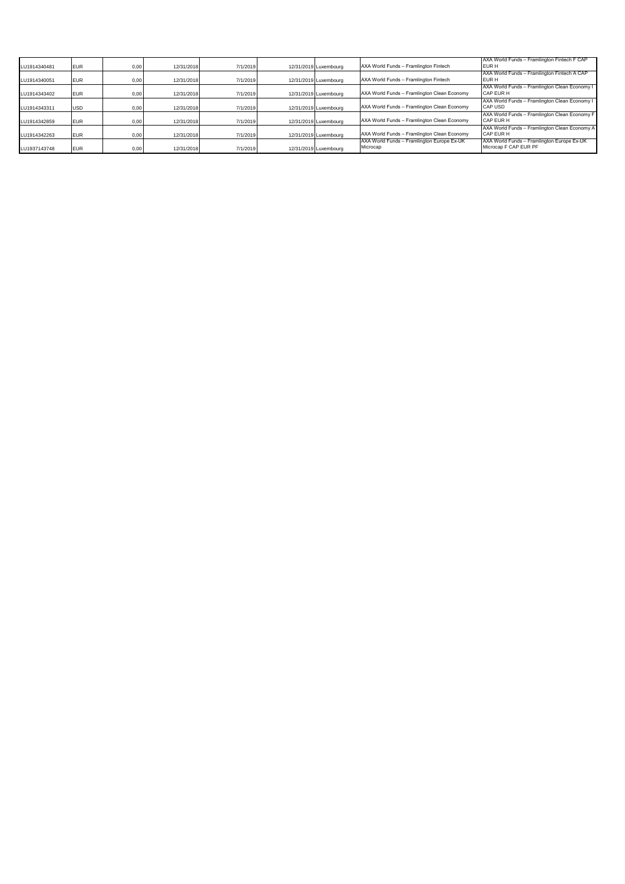| | | | | | | | | |
|---|---|---|---|---|---|---|---|---|
| LU1914340481 | EUR | 0,00 | 12/31/2018 | 7/1/2019 | 12/31/2019 | Luxembourg | AXA World Funds – Framlington Fintech | AXA World Funds – Framlington Fintech F CAP EUR H |
| LU1914340051 | EUR | 0,00 | 12/31/2018 | 7/1/2019 | 12/31/2019 | Luxembourg | AXA World Funds – Framlington Fintech | AXA World Funds – Framlington Fintech A CAP EUR H |
| LU1914343402 | EUR | 0,00 | 12/31/2018 | 7/1/2019 | 12/31/2019 | Luxembourg | AXA World Funds – Framlington Clean Economy | AXA World Funds – Framlington Clean Economy I CAP EUR H |
| LU1914343311 | USD | 0,00 | 12/31/2018 | 7/1/2019 | 12/31/2019 | Luxembourg | AXA World Funds – Framlington Clean Economy | AXA World Funds – Framlington Clean Economy I CAP USD |
| LU1914342859 | EUR | 0,00 | 12/31/2018 | 7/1/2019 | 12/31/2019 | Luxembourg | AXA World Funds – Framlington Clean Economy | AXA World Funds – Framlington Clean Economy F CAP EUR H |
| LU1914342263 | EUR | 0,00 | 12/31/2018 | 7/1/2019 | 12/31/2019 | Luxembourg | AXA World Funds – Framlington Clean Economy | AXA World Funds – Framlington Clean Economy A CAP EUR H |
| LU1937143748 | EUR | 0,00 | 12/31/2018 | 7/1/2019 | 12/31/2019 | Luxembourg | AXA World Funds – Framlington Europe Ex-UK Microcap | AXA World Funds – Framlington Europe Ex-UK Microcap F CAP EUR PF |